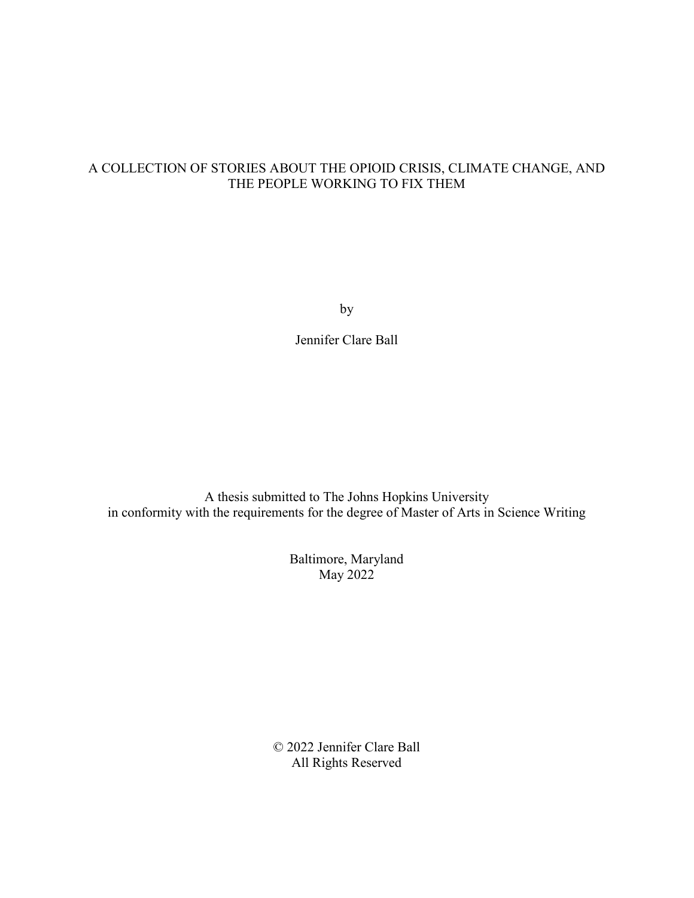# A COLLECTION OF STORIES ABOUT THE OPIOID CRISIS, CLIMATE CHANGE, AND THE PEOPLE WORKING TO FIX THEM

by

Jennifer Clare Ball

A thesis submitted to The Johns Hopkins University
in conformity with the requirements for the degree of Master of Arts in Science Writing

Baltimore, Maryland
May 2022

© 2022 Jennifer Clare Ball
All Rights Reserved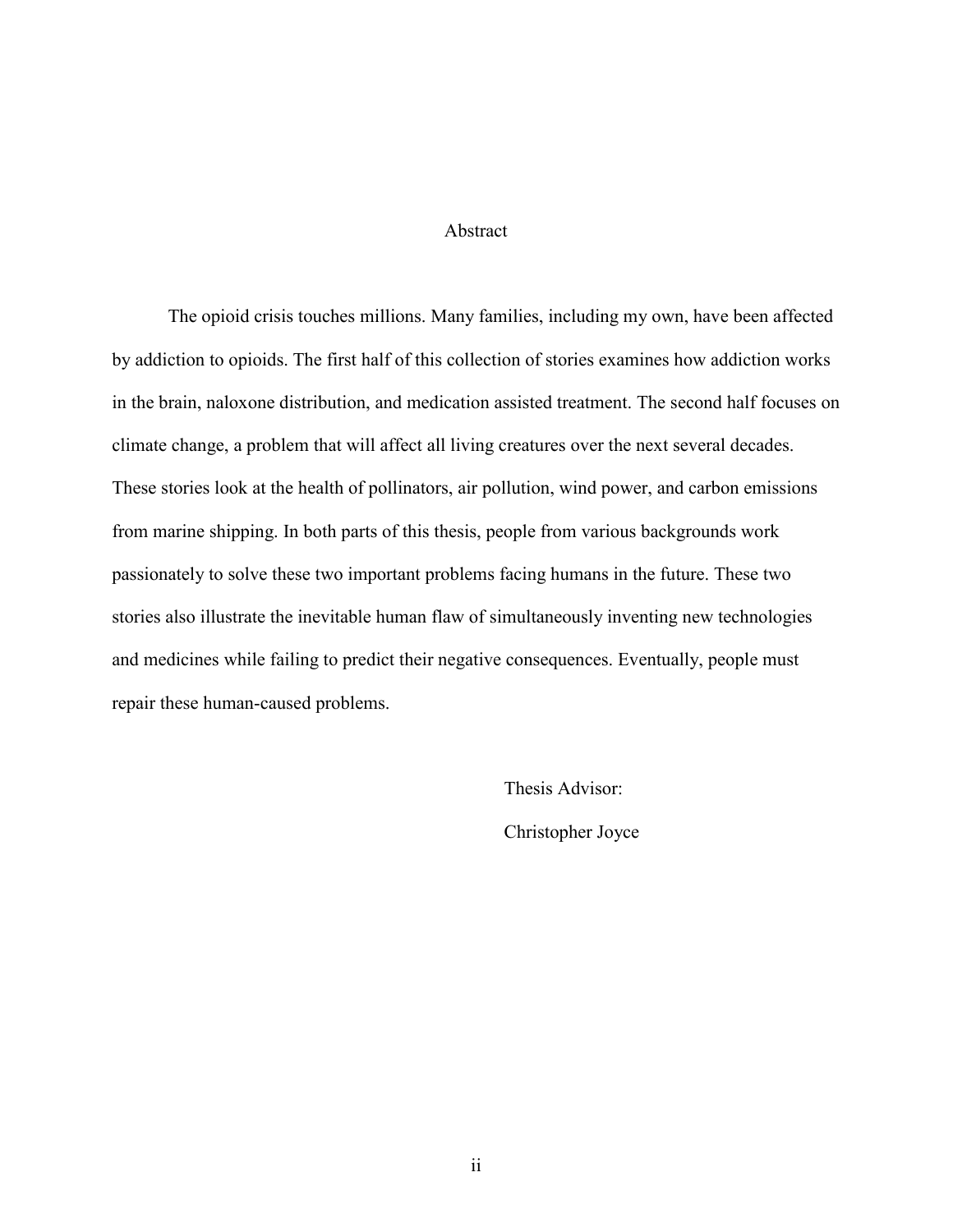# Abstract

The opioid crisis touches millions. Many families, including my own, have been affected by addiction to opioids. The first half of this collection of stories examines how addiction works in the brain, naloxone distribution, and medication assisted treatment. The second half focuses on climate change, a problem that will affect all living creatures over the next several decades. These stories look at the health of pollinators, air pollution, wind power, and carbon emissions from marine shipping. In both parts of this thesis, people from various backgrounds work passionately to solve these two important problems facing humans in the future. These two stories also illustrate the inevitable human flaw of simultaneously inventing new technologies and medicines while failing to predict their negative consequences. Eventually, people must repair these human-caused problems.

Thesis Advisor:

Christopher Joyce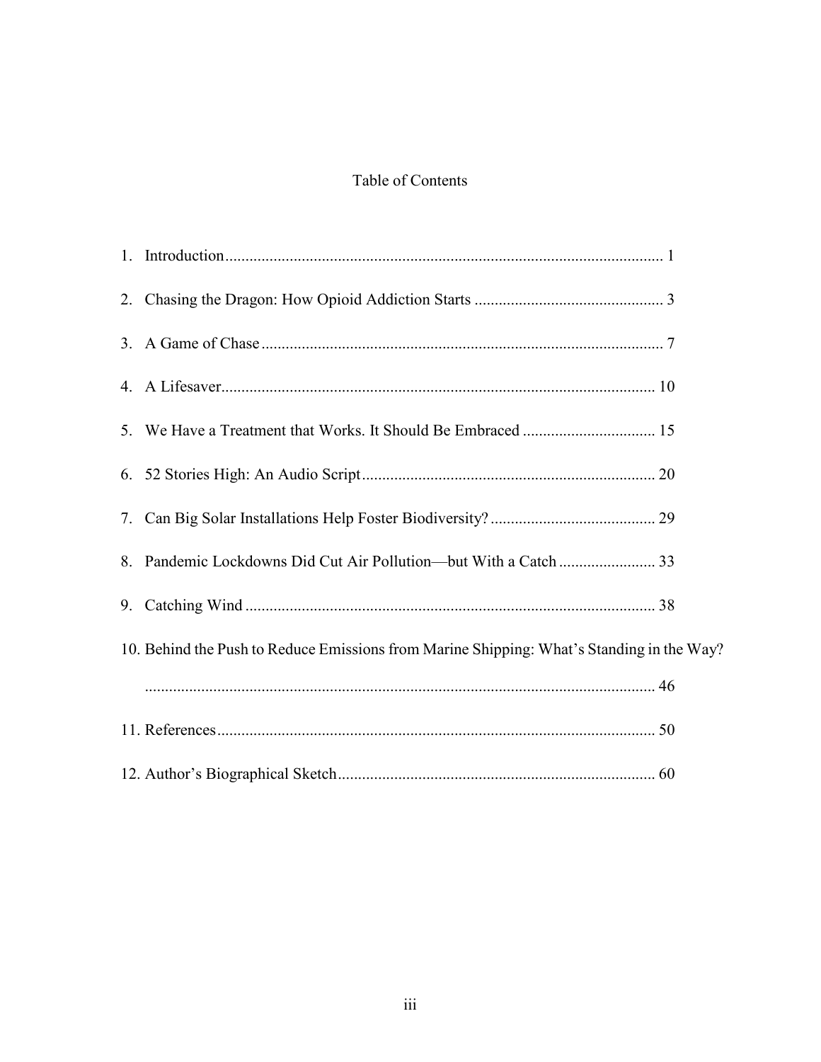# Table of Contents

1. Introduction ........................................................................................................ 1
2. Chasing the Dragon: How Opioid Addiction Starts ............................................... 3
3. A Game of Chase .................................................................................................... 7
4. A Lifesaver ............................................................................................................ 10
5. We Have a Treatment that Works. It Should Be Embraced ................................. 15
6. 52 Stories High: An Audio Script ......................................................................... 20
7. Can Big Solar Installations Help Foster Biodiversity? ......................................... 29
8. Pandemic Lockdowns Did Cut Air Pollution—but With a Catch ........................ 33
9. Catching Wind ...................................................................................................... 38
10. Behind the Push to Reduce Emissions from Marine Shipping: What's Standing in the Way? ............................................................................................................... 46
11. References ............................................................................................................. 50
12. Author's Biographical Sketch ............................................................................... 60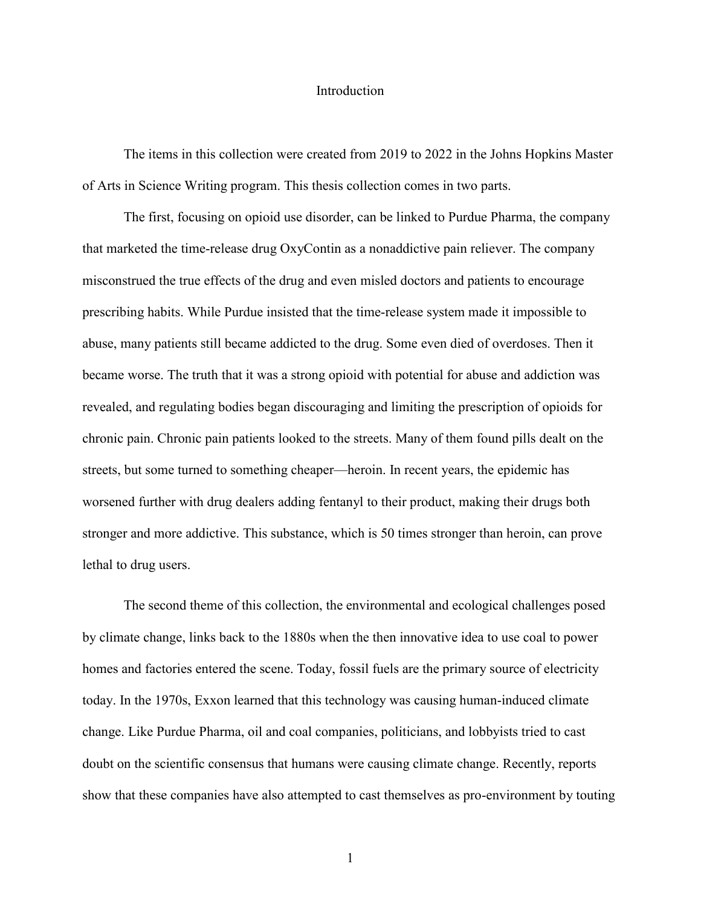# Introduction

The items in this collection were created from 2019 to 2022 in the Johns Hopkins Master of Arts in Science Writing program. This thesis collection comes in two parts.

The first, focusing on opioid use disorder, can be linked to Purdue Pharma, the company that marketed the time-release drug OxyContin as a nonaddictive pain reliever. The company misconstrued the true effects of the drug and even misled doctors and patients to encourage prescribing habits. While Purdue insisted that the time-release system made it impossible to abuse, many patients still became addicted to the drug. Some even died of overdoses. Then it became worse. The truth that it was a strong opioid with potential for abuse and addiction was revealed, and regulating bodies began discouraging and limiting the prescription of opioids for chronic pain. Chronic pain patients looked to the streets. Many of them found pills dealt on the streets, but some turned to something cheaper—heroin. In recent years, the epidemic has worsened further with drug dealers adding fentanyl to their product, making their drugs both stronger and more addictive. This substance, which is 50 times stronger than heroin, can prove lethal to drug users.

The second theme of this collection, the environmental and ecological challenges posed by climate change, links back to the 1880s when the then innovative idea to use coal to power homes and factories entered the scene. Today, fossil fuels are the primary source of electricity today. In the 1970s, Exxon learned that this technology was causing human-induced climate change. Like Purdue Pharma, oil and coal companies, politicians, and lobbyists tried to cast doubt on the scientific consensus that humans were causing climate change. Recently, reports show that these companies have also attempted to cast themselves as pro-environment by touting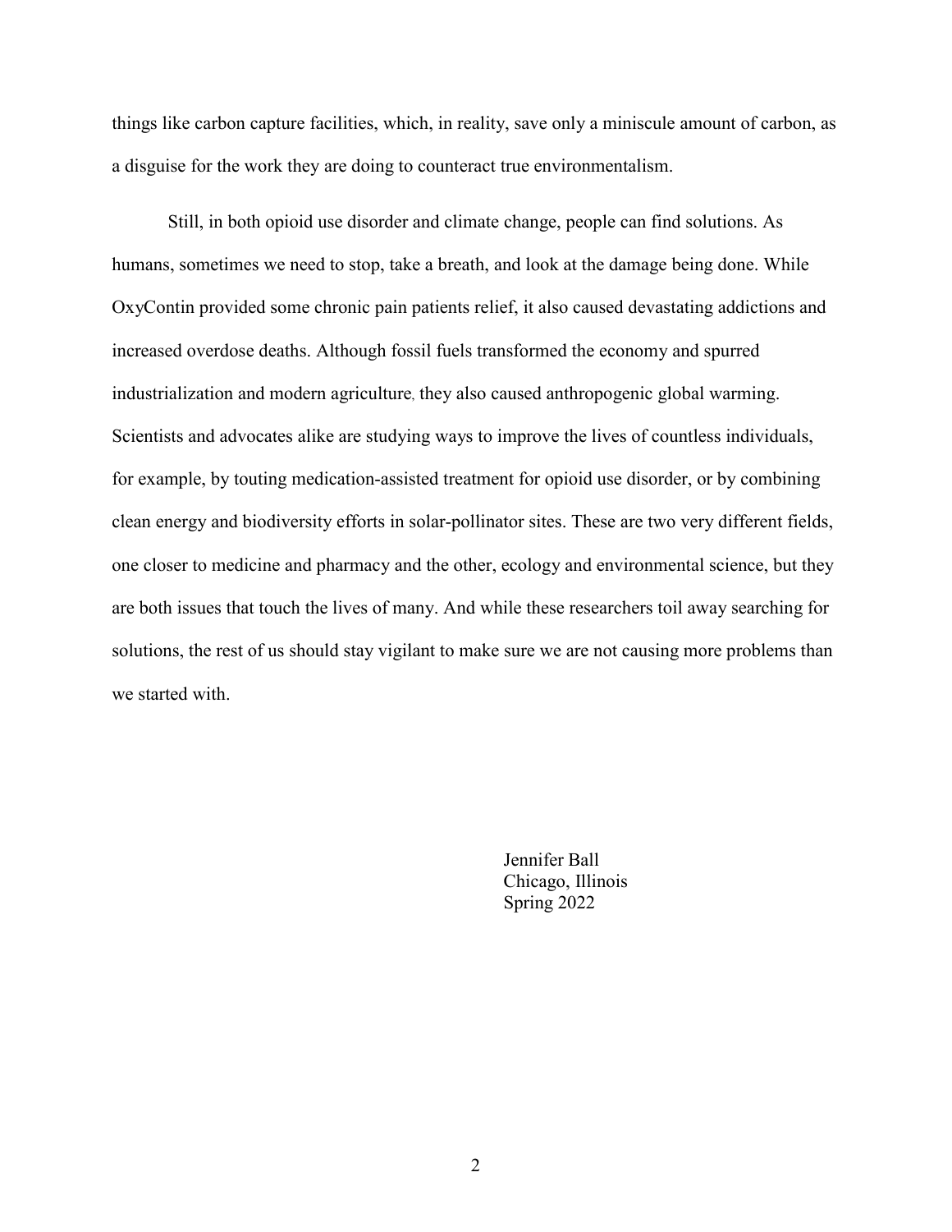things like carbon capture facilities, which, in reality, save only a miniscule amount of carbon, as a disguise for the work they are doing to counteract true environmentalism.

Still, in both opioid use disorder and climate change, people can find solutions. As humans, sometimes we need to stop, take a breath, and look at the damage being done. While OxyContin provided some chronic pain patients relief, it also caused devastating addictions and increased overdose deaths. Although fossil fuels transformed the economy and spurred industrialization and modern agriculture, they also caused anthropogenic global warming. Scientists and advocates alike are studying ways to improve the lives of countless individuals, for example, by touting medication-assisted treatment for opioid use disorder, or by combining clean energy and biodiversity efforts in solar-pollinator sites. These are two very different fields, one closer to medicine and pharmacy and the other, ecology and environmental science, but they are both issues that touch the lives of many. And while these researchers toil away searching for solutions, the rest of us should stay vigilant to make sure we are not causing more problems than we started with.

Jennifer Ball
Chicago, Illinois
Spring 2022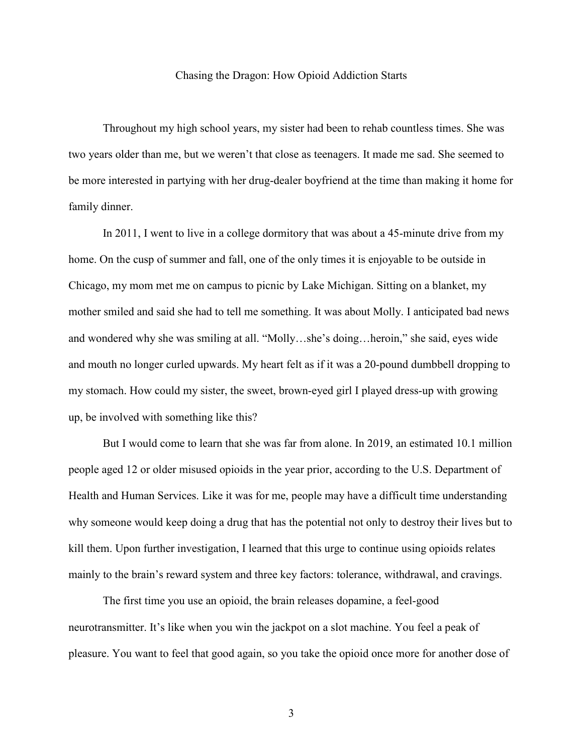# Chasing the Dragon: How Opioid Addiction Starts

Throughout my high school years, my sister had been to rehab countless times. She was two years older than me, but we weren't that close as teenagers. It made me sad. She seemed to be more interested in partying with her drug-dealer boyfriend at the time than making it home for family dinner.

In 2011, I went to live in a college dormitory that was about a 45-minute drive from my home. On the cusp of summer and fall, one of the only times it is enjoyable to be outside in Chicago, my mom met me on campus to picnic by Lake Michigan. Sitting on a blanket, my mother smiled and said she had to tell me something. It was about Molly. I anticipated bad news and wondered why she was smiling at all. "Molly…she's doing…heroin," she said, eyes wide and mouth no longer curled upwards. My heart felt as if it was a 20-pound dumbbell dropping to my stomach. How could my sister, the sweet, brown-eyed girl I played dress-up with growing up, be involved with something like this?

But I would come to learn that she was far from alone. In 2019, an estimated 10.1 million people aged 12 or older misused opioids in the year prior, according to the U.S. Department of Health and Human Services. Like it was for me, people may have a difficult time understanding why someone would keep doing a drug that has the potential not only to destroy their lives but to kill them. Upon further investigation, I learned that this urge to continue using opioids relates mainly to the brain's reward system and three key factors: tolerance, withdrawal, and cravings.

The first time you use an opioid, the brain releases dopamine, a feel-good neurotransmitter. It's like when you win the jackpot on a slot machine. You feel a peak of pleasure. You want to feel that good again, so you take the opioid once more for another dose of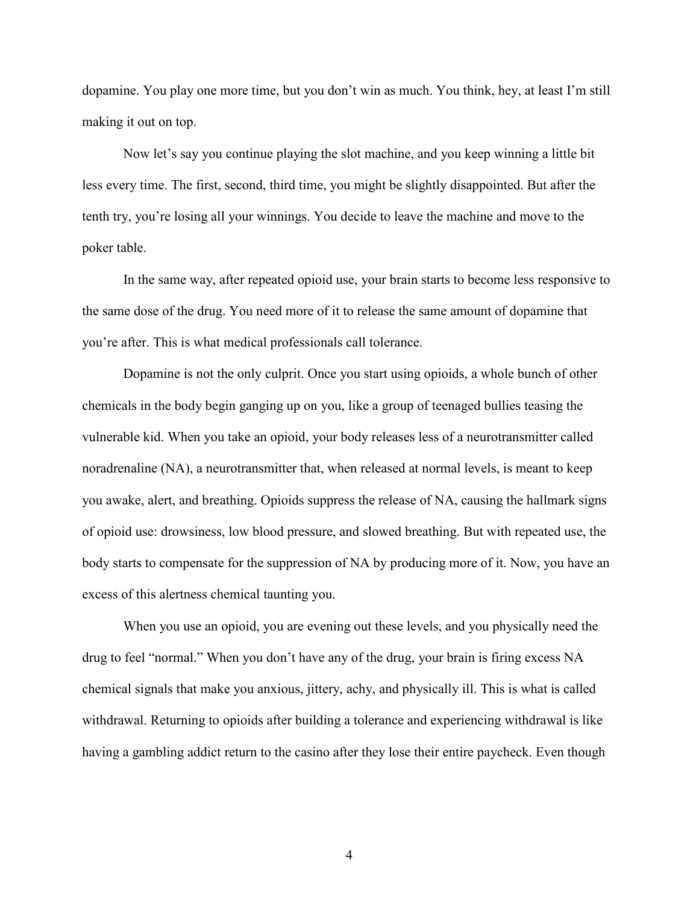dopamine. You play one more time, but you don't win as much. You think, hey, at least I'm still making it out on top.

Now let's say you continue playing the slot machine, and you keep winning a little bit less every time. The first, second, third time, you might be slightly disappointed. But after the tenth try, you're losing all your winnings. You decide to leave the machine and move to the poker table.

In the same way, after repeated opioid use, your brain starts to become less responsive to the same dose of the drug. You need more of it to release the same amount of dopamine that you're after. This is what medical professionals call tolerance.

Dopamine is not the only culprit. Once you start using opioids, a whole bunch of other chemicals in the body begin ganging up on you, like a group of teenaged bullies teasing the vulnerable kid. When you take an opioid, your body releases less of a neurotransmitter called noradrenaline (NA), a neurotransmitter that, when released at normal levels, is meant to keep you awake, alert, and breathing. Opioids suppress the release of NA, causing the hallmark signs of opioid use: drowsiness, low blood pressure, and slowed breathing. But with repeated use, the body starts to compensate for the suppression of NA by producing more of it. Now, you have an excess of this alertness chemical taunting you.

When you use an opioid, you are evening out these levels, and you physically need the drug to feel "normal." When you don't have any of the drug, your brain is firing excess NA chemical signals that make you anxious, jittery, achy, and physically ill. This is what is called withdrawal. Returning to opioids after building a tolerance and experiencing withdrawal is like having a gambling addict return to the casino after they lose their entire paycheck. Even though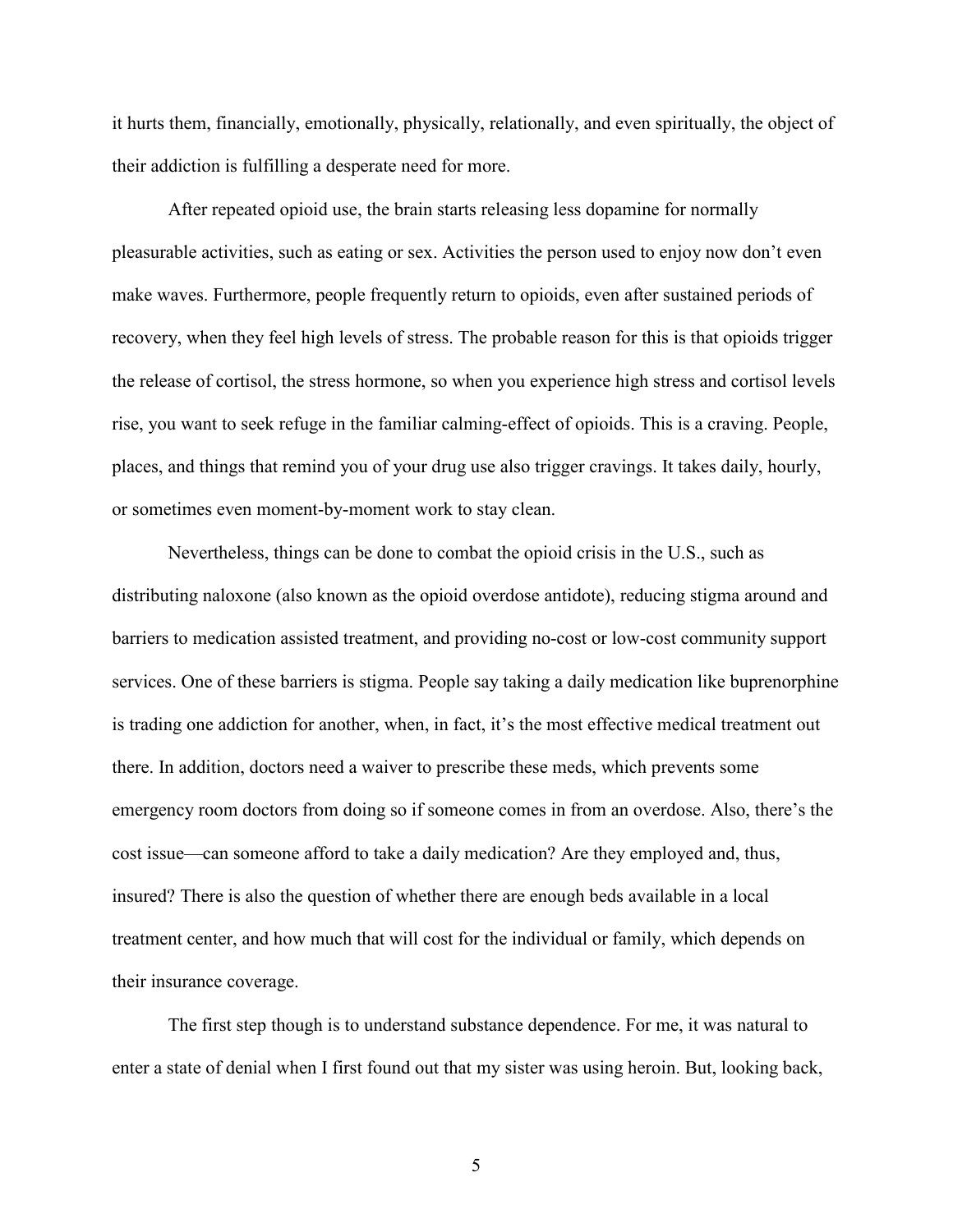it hurts them, financially, emotionally, physically, relationally, and even spiritually, the object of their addiction is fulfilling a desperate need for more.

After repeated opioid use, the brain starts releasing less dopamine for normally pleasurable activities, such as eating or sex. Activities the person used to enjoy now don't even make waves. Furthermore, people frequently return to opioids, even after sustained periods of recovery, when they feel high levels of stress. The probable reason for this is that opioids trigger the release of cortisol, the stress hormone, so when you experience high stress and cortisol levels rise, you want to seek refuge in the familiar calming-effect of opioids. This is a craving. People, places, and things that remind you of your drug use also trigger cravings. It takes daily, hourly, or sometimes even moment-by-moment work to stay clean.

Nevertheless, things can be done to combat the opioid crisis in the U.S., such as distributing naloxone (also known as the opioid overdose antidote), reducing stigma around and barriers to medication assisted treatment, and providing no-cost or low-cost community support services. One of these barriers is stigma. People say taking a daily medication like buprenorphine is trading one addiction for another, when, in fact, it's the most effective medical treatment out there. In addition, doctors need a waiver to prescribe these meds, which prevents some emergency room doctors from doing so if someone comes in from an overdose. Also, there's the cost issue—can someone afford to take a daily medication? Are they employed and, thus, insured? There is also the question of whether there are enough beds available in a local treatment center, and how much that will cost for the individual or family, which depends on their insurance coverage.

The first step though is to understand substance dependence. For me, it was natural to enter a state of denial when I first found out that my sister was using heroin. But, looking back,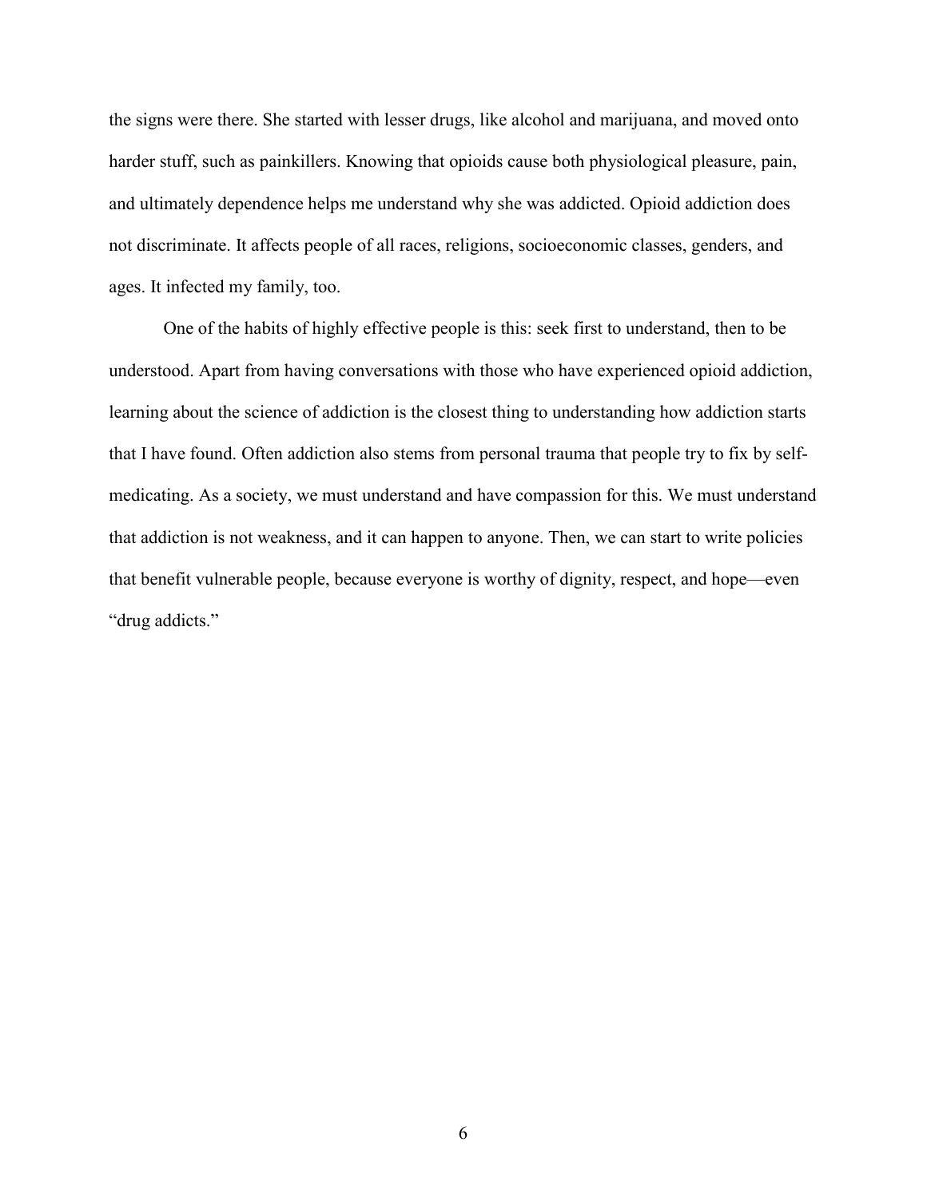the signs were there. She started with lesser drugs, like alcohol and marijuana, and moved onto harder stuff, such as painkillers. Knowing that opioids cause both physiological pleasure, pain, and ultimately dependence helps me understand why she was addicted. Opioid addiction does not discriminate. It affects people of all races, religions, socioeconomic classes, genders, and ages. It infected my family, too.

One of the habits of highly effective people is this: seek first to understand, then to be understood. Apart from having conversations with those who have experienced opioid addiction, learning about the science of addiction is the closest thing to understanding how addiction starts that I have found. Often addiction also stems from personal trauma that people try to fix by self-medicating. As a society, we must understand and have compassion for this. We must understand that addiction is not weakness, and it can happen to anyone. Then, we can start to write policies that benefit vulnerable people, because everyone is worthy of dignity, respect, and hope—even "drug addicts."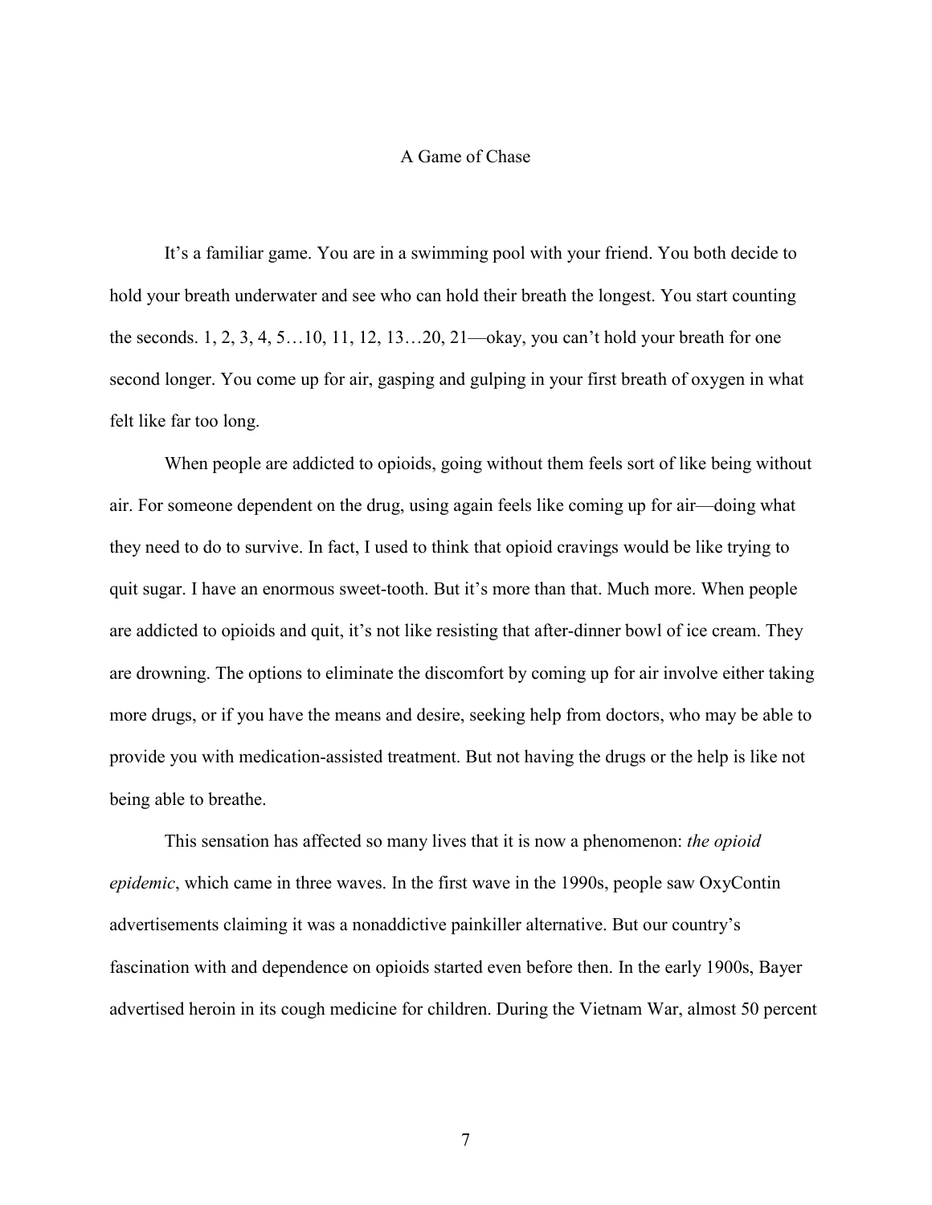# A Game of Chase

It's a familiar game. You are in a swimming pool with your friend. You both decide to hold your breath underwater and see who can hold their breath the longest. You start counting the seconds. 1, 2, 3, 4, 5…10, 11, 12, 13…20, 21—okay, you can't hold your breath for one second longer. You come up for air, gasping and gulping in your first breath of oxygen in what felt like far too long.

When people are addicted to opioids, going without them feels sort of like being without air. For someone dependent on the drug, using again feels like coming up for air—doing what they need to do to survive. In fact, I used to think that opioid cravings would be like trying to quit sugar. I have an enormous sweet-tooth. But it's more than that. Much more. When people are addicted to opioids and quit, it's not like resisting that after-dinner bowl of ice cream. They are drowning. The options to eliminate the discomfort by coming up for air involve either taking more drugs, or if you have the means and desire, seeking help from doctors, who may be able to provide you with medication-assisted treatment. But not having the drugs or the help is like not being able to breathe.

This sensation has affected so many lives that it is now a phenomenon: *the opioid epidemic*, which came in three waves. In the first wave in the 1990s, people saw OxyContin advertisements claiming it was a nonaddictive painkiller alternative. But our country's fascination with and dependence on opioids started even before then. In the early 1900s, Bayer advertised heroin in its cough medicine for children. During the Vietnam War, almost 50 percent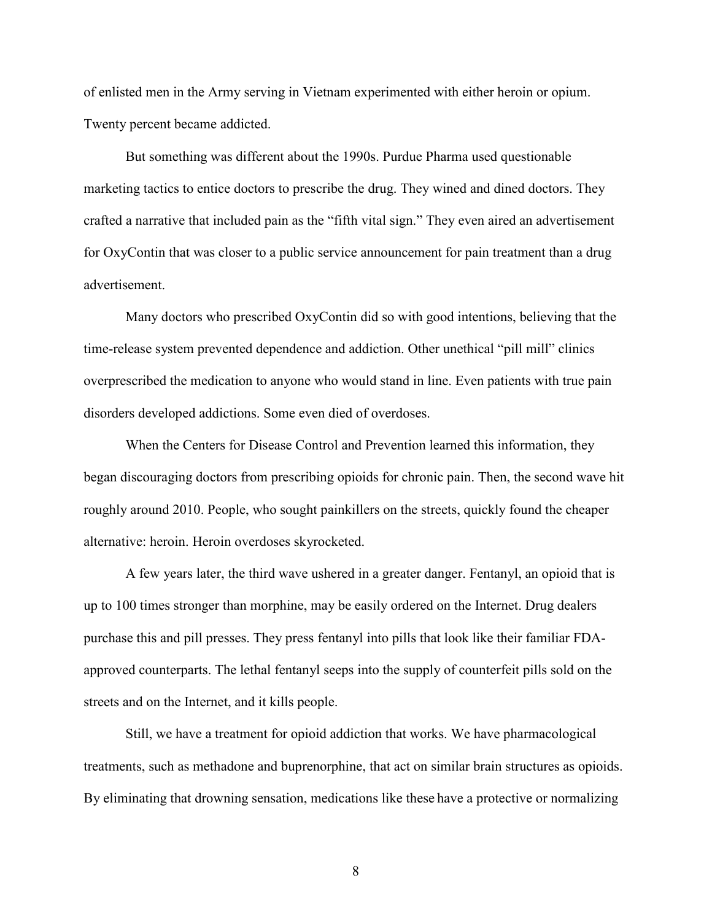of enlisted men in the Army serving in Vietnam experimented with either heroin or opium. Twenty percent became addicted.

But something was different about the 1990s. Purdue Pharma used questionable marketing tactics to entice doctors to prescribe the drug. They wined and dined doctors. They crafted a narrative that included pain as the "fifth vital sign." They even aired an advertisement for OxyContin that was closer to a public service announcement for pain treatment than a drug advertisement.

Many doctors who prescribed OxyContin did so with good intentions, believing that the time-release system prevented dependence and addiction. Other unethical "pill mill" clinics overprescribed the medication to anyone who would stand in line. Even patients with true pain disorders developed addictions. Some even died of overdoses.

When the Centers for Disease Control and Prevention learned this information, they began discouraging doctors from prescribing opioids for chronic pain. Then, the second wave hit roughly around 2010. People, who sought painkillers on the streets, quickly found the cheaper alternative: heroin. Heroin overdoses skyrocketed.

A few years later, the third wave ushered in a greater danger. Fentanyl, an opioid that is up to 100 times stronger than morphine, may be easily ordered on the Internet. Drug dealers purchase this and pill presses. They press fentanyl into pills that look like their familiar FDA-approved counterparts. The lethal fentanyl seeps into the supply of counterfeit pills sold on the streets and on the Internet, and it kills people.

Still, we have a treatment for opioid addiction that works. We have pharmacological treatments, such as methadone and buprenorphine, that act on similar brain structures as opioids. By eliminating that drowning sensation, medications like these have a protective or normalizing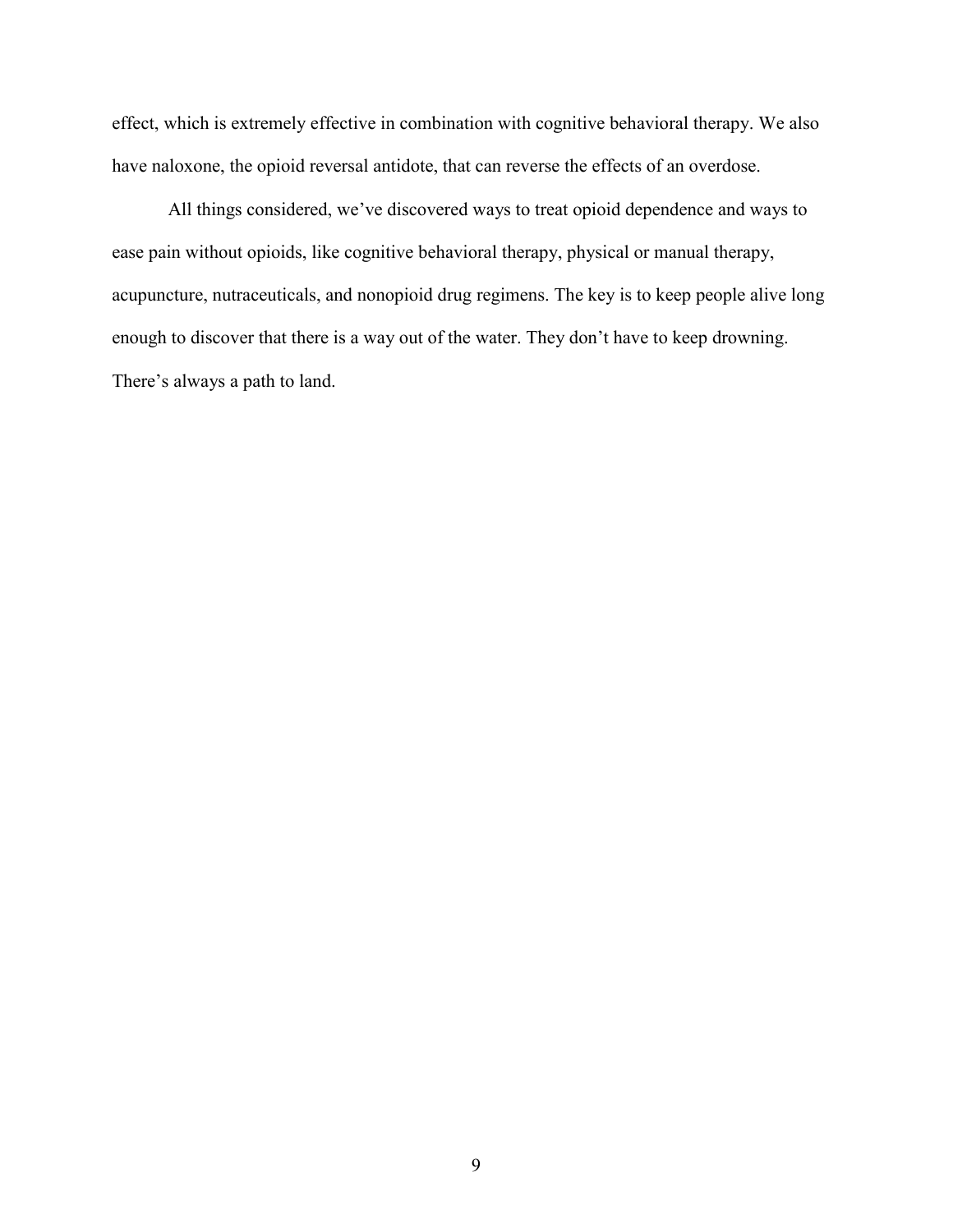effect, which is extremely effective in combination with cognitive behavioral therapy. We also have naloxone, the opioid reversal antidote, that can reverse the effects of an overdose.

All things considered, we've discovered ways to treat opioid dependence and ways to ease pain without opioids, like cognitive behavioral therapy, physical or manual therapy, acupuncture, nutraceuticals, and nonopioid drug regimens. The key is to keep people alive long enough to discover that there is a way out of the water. They don't have to keep drowning. There's always a path to land.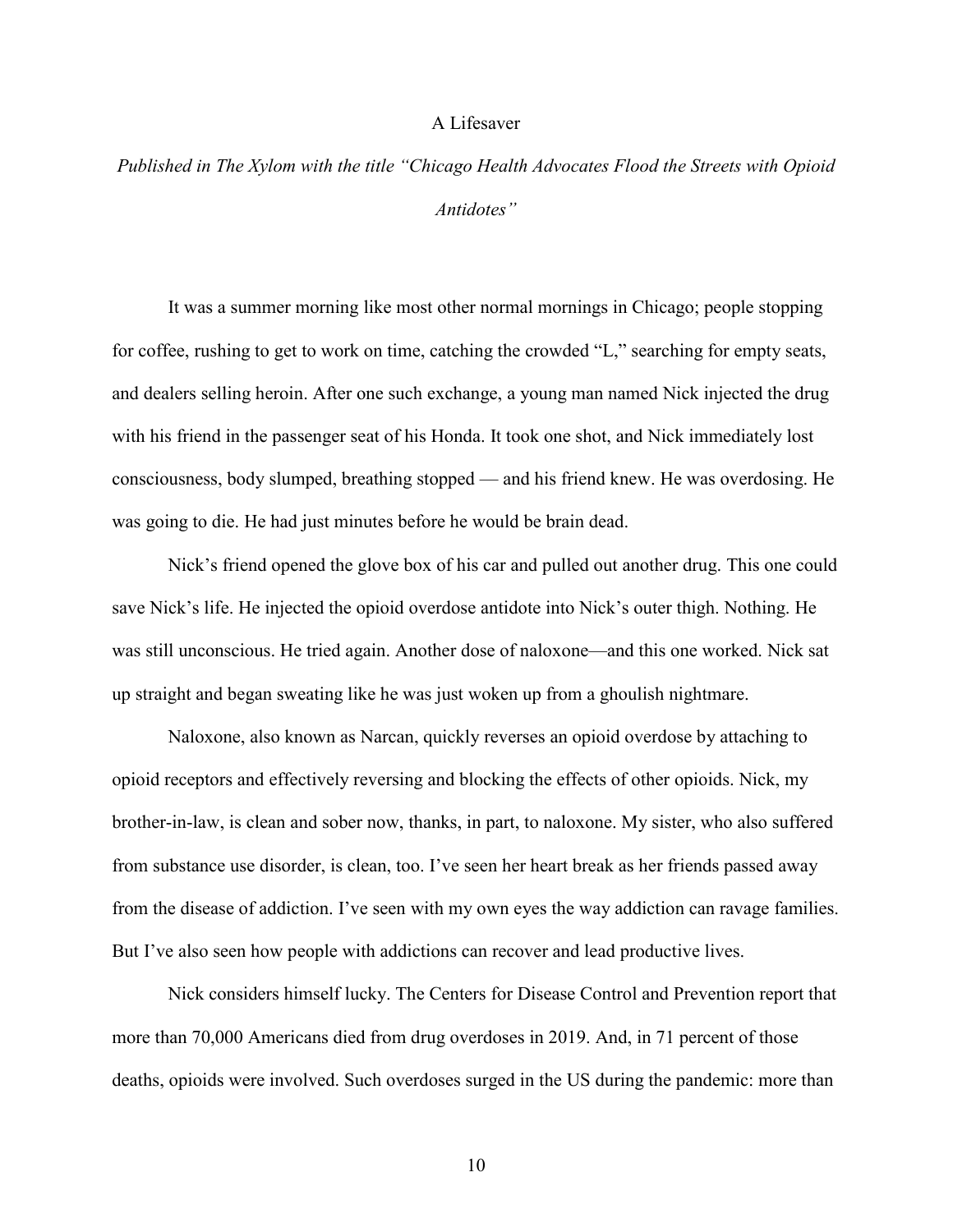# A Lifesaver

*Published in The Xylom with the title "Chicago Health Advocates Flood the Streets with Opioid Antidotes"*

It was a summer morning like most other normal mornings in Chicago; people stopping for coffee, rushing to get to work on time, catching the crowded "L," searching for empty seats, and dealers selling heroin. After one such exchange, a young man named Nick injected the drug with his friend in the passenger seat of his Honda. It took one shot, and Nick immediately lost consciousness, body slumped, breathing stopped — and his friend knew. He was overdosing. He was going to die. He had just minutes before he would be brain dead.

Nick's friend opened the glove box of his car and pulled out another drug. This one could save Nick's life. He injected the opioid overdose antidote into Nick's outer thigh. Nothing. He was still unconscious. He tried again. Another dose of naloxone—and this one worked. Nick sat up straight and began sweating like he was just woken up from a ghoulish nightmare.

Naloxone, also known as Narcan, quickly reverses an opioid overdose by attaching to opioid receptors and effectively reversing and blocking the effects of other opioids. Nick, my brother-in-law, is clean and sober now, thanks, in part, to naloxone. My sister, who also suffered from substance use disorder, is clean, too. I've seen her heart break as her friends passed away from the disease of addiction. I've seen with my own eyes the way addiction can ravage families. But I've also seen how people with addictions can recover and lead productive lives.

Nick considers himself lucky. The Centers for Disease Control and Prevention report that more than 70,000 Americans died from drug overdoses in 2019. And, in 71 percent of those deaths, opioids were involved. Such overdoses surged in the US during the pandemic: more than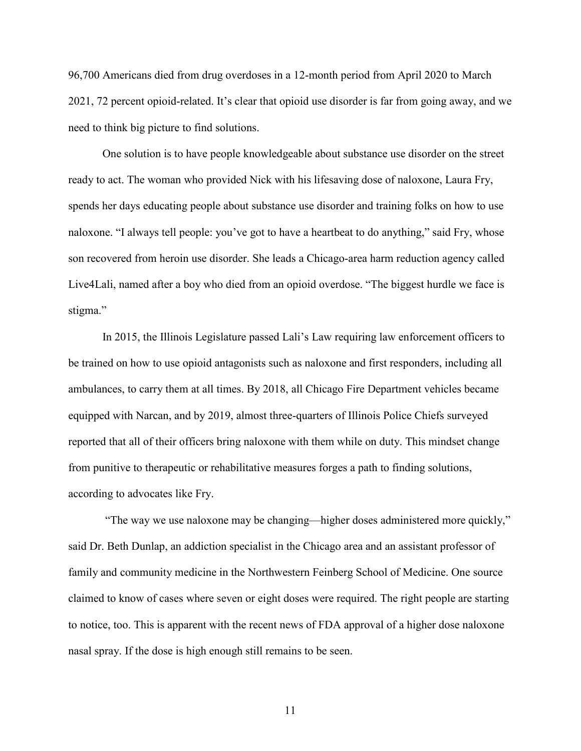96,700 Americans died from drug overdoses in a 12-month period from April 2020 to March 2021, 72 percent opioid-related. It's clear that opioid use disorder is far from going away, and we need to think big picture to find solutions.

One solution is to have people knowledgeable about substance use disorder on the street ready to act. The woman who provided Nick with his lifesaving dose of naloxone, Laura Fry, spends her days educating people about substance use disorder and training folks on how to use naloxone. "I always tell people: you've got to have a heartbeat to do anything," said Fry, whose son recovered from heroin use disorder. She leads a Chicago-area harm reduction agency called Live4Lali, named after a boy who died from an opioid overdose. "The biggest hurdle we face is stigma."

In 2015, the Illinois Legislature passed Lali's Law requiring law enforcement officers to be trained on how to use opioid antagonists such as naloxone and first responders, including all ambulances, to carry them at all times. By 2018, all Chicago Fire Department vehicles became equipped with Narcan, and by 2019, almost three-quarters of Illinois Police Chiefs surveyed reported that all of their officers bring naloxone with them while on duty. This mindset change from punitive to therapeutic or rehabilitative measures forges a path to finding solutions, according to advocates like Fry.

"The way we use naloxone may be changing—higher doses administered more quickly," said Dr. Beth Dunlap, an addiction specialist in the Chicago area and an assistant professor of family and community medicine in the Northwestern Feinberg School of Medicine. One source claimed to know of cases where seven or eight doses were required. The right people are starting to notice, too. This is apparent with the recent news of FDA approval of a higher dose naloxone nasal spray. If the dose is high enough still remains to be seen.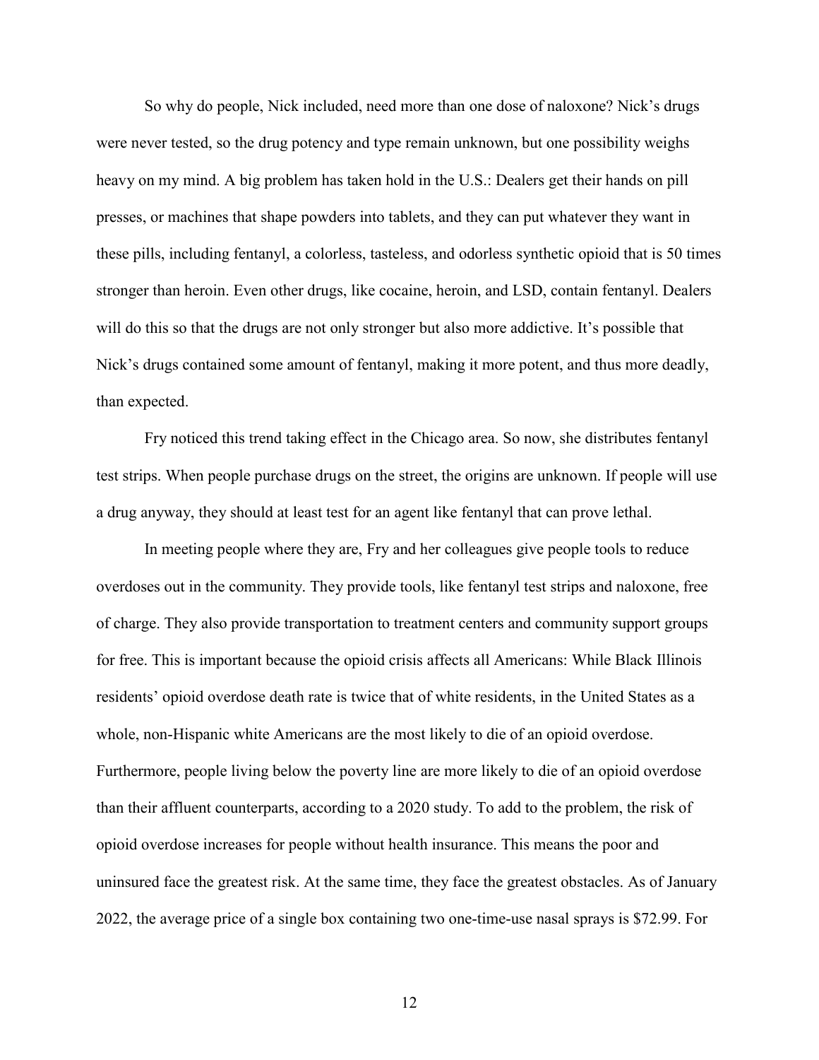So why do people, Nick included, need more than one dose of naloxone? Nick's drugs were never tested, so the drug potency and type remain unknown, but one possibility weighs heavy on my mind. A big problem has taken hold in the U.S.: Dealers get their hands on pill presses, or machines that shape powders into tablets, and they can put whatever they want in these pills, including fentanyl, a colorless, tasteless, and odorless synthetic opioid that is 50 times stronger than heroin. Even other drugs, like cocaine, heroin, and LSD, contain fentanyl. Dealers will do this so that the drugs are not only stronger but also more addictive. It's possible that Nick's drugs contained some amount of fentanyl, making it more potent, and thus more deadly, than expected.

Fry noticed this trend taking effect in the Chicago area. So now, she distributes fentanyl test strips. When people purchase drugs on the street, the origins are unknown. If people will use a drug anyway, they should at least test for an agent like fentanyl that can prove lethal.

In meeting people where they are, Fry and her colleagues give people tools to reduce overdoses out in the community. They provide tools, like fentanyl test strips and naloxone, free of charge. They also provide transportation to treatment centers and community support groups for free. This is important because the opioid crisis affects all Americans: While Black Illinois residents' opioid overdose death rate is twice that of white residents, in the United States as a whole, non-Hispanic white Americans are the most likely to die of an opioid overdose. Furthermore, people living below the poverty line are more likely to die of an opioid overdose than their affluent counterparts, according to a 2020 study. To add to the problem, the risk of opioid overdose increases for people without health insurance. This means the poor and uninsured face the greatest risk. At the same time, they face the greatest obstacles. As of January 2022, the average price of a single box containing two one-time-use nasal sprays is $72.99. For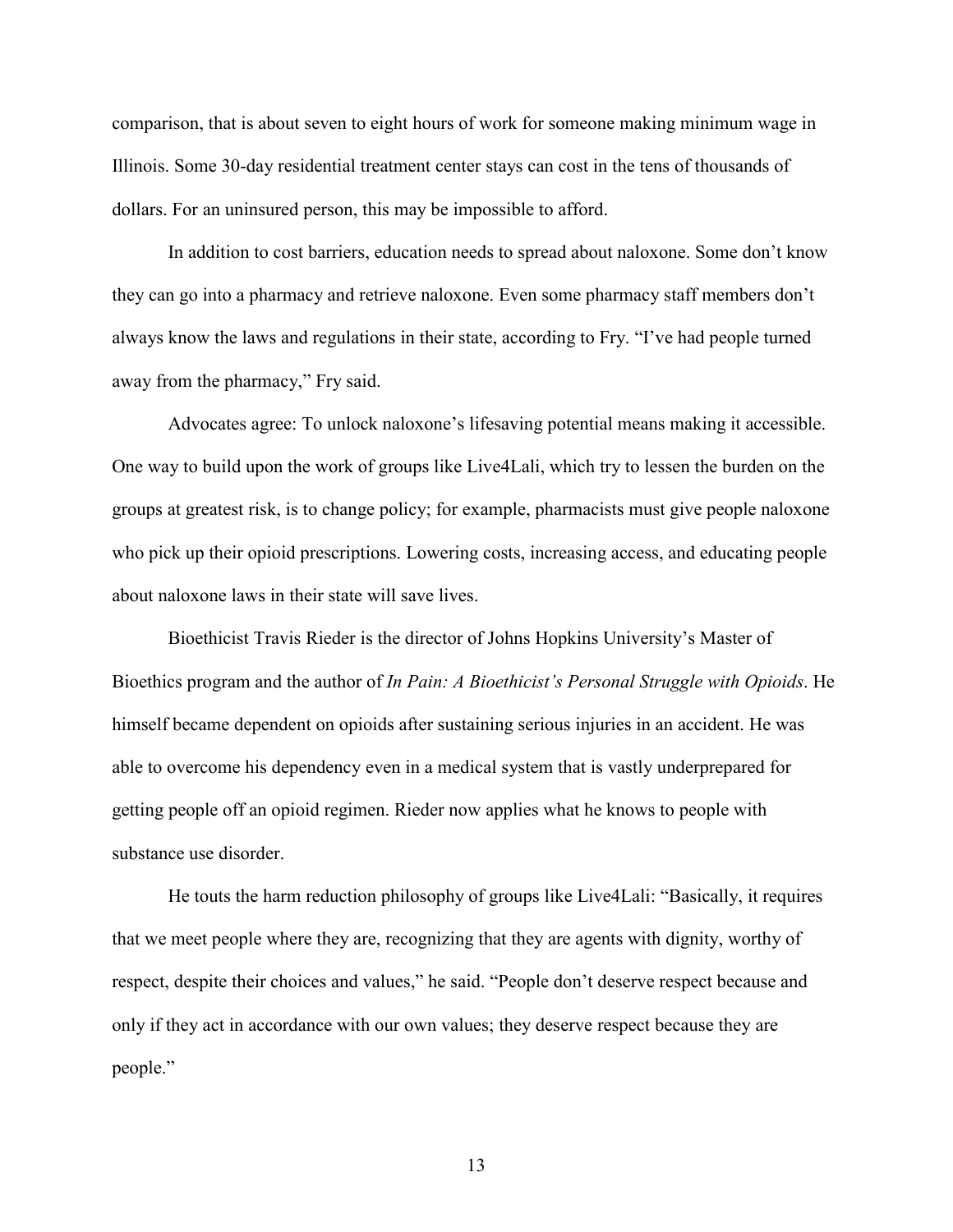comparison, that is about seven to eight hours of work for someone making minimum wage in Illinois. Some 30-day residential treatment center stays can cost in the tens of thousands of dollars. For an uninsured person, this may be impossible to afford.

In addition to cost barriers, education needs to spread about naloxone. Some don't know they can go into a pharmacy and retrieve naloxone. Even some pharmacy staff members don't always know the laws and regulations in their state, according to Fry. "I've had people turned away from the pharmacy," Fry said.

Advocates agree: To unlock naloxone's lifesaving potential means making it accessible. One way to build upon the work of groups like Live4Lali, which try to lessen the burden on the groups at greatest risk, is to change policy; for example, pharmacists must give people naloxone who pick up their opioid prescriptions. Lowering costs, increasing access, and educating people about naloxone laws in their state will save lives.

Bioethicist Travis Rieder is the director of Johns Hopkins University's Master of Bioethics program and the author of *In Pain: A Bioethicist's Personal Struggle with Opioids*. He himself became dependent on opioids after sustaining serious injuries in an accident. He was able to overcome his dependency even in a medical system that is vastly underprepared for getting people off an opioid regimen. Rieder now applies what he knows to people with substance use disorder.

He touts the harm reduction philosophy of groups like Live4Lali: "Basically, it requires that we meet people where they are, recognizing that they are agents with dignity, worthy of respect, despite their choices and values," he said. "People don't deserve respect because and only if they act in accordance with our own values; they deserve respect because they are people."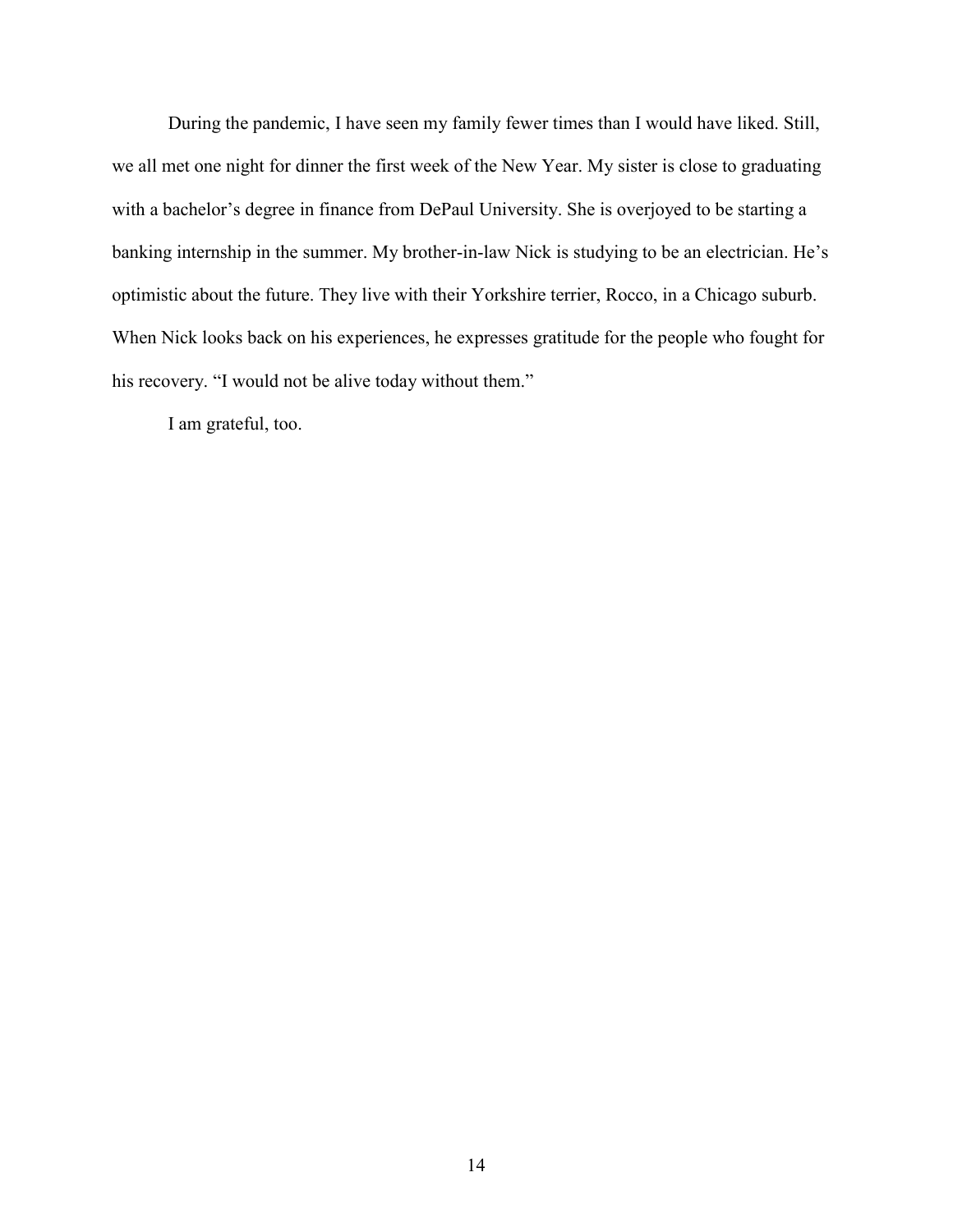During the pandemic, I have seen my family fewer times than I would have liked. Still, we all met one night for dinner the first week of the New Year. My sister is close to graduating with a bachelor's degree in finance from DePaul University. She is overjoyed to be starting a banking internship in the summer. My brother-in-law Nick is studying to be an electrician. He's optimistic about the future. They live with their Yorkshire terrier, Rocco, in a Chicago suburb. When Nick looks back on his experiences, he expresses gratitude for the people who fought for his recovery. "I would not be alive today without them."

I am grateful, too.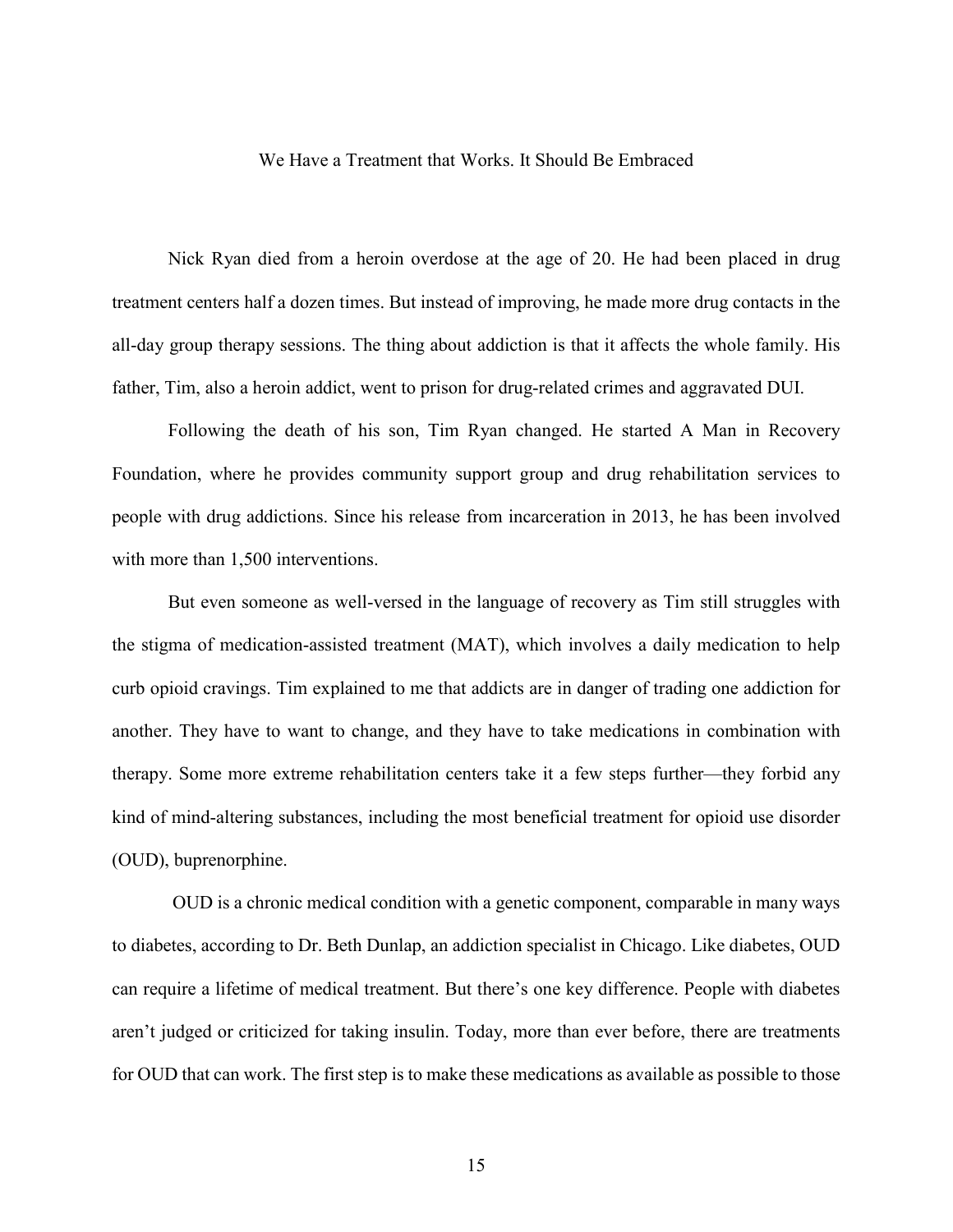# We Have a Treatment that Works. It Should Be Embraced

Nick Ryan died from a heroin overdose at the age of 20. He had been placed in drug treatment centers half a dozen times. But instead of improving, he made more drug contacts in the all-day group therapy sessions. The thing about addiction is that it affects the whole family. His father, Tim, also a heroin addict, went to prison for drug-related crimes and aggravated DUI.

Following the death of his son, Tim Ryan changed. He started A Man in Recovery Foundation, where he provides community support group and drug rehabilitation services to people with drug addictions. Since his release from incarceration in 2013, he has been involved with more than 1,500 interventions.

But even someone as well-versed in the language of recovery as Tim still struggles with the stigma of medication-assisted treatment (MAT), which involves a daily medication to help curb opioid cravings. Tim explained to me that addicts are in danger of trading one addiction for another. They have to want to change, and they have to take medications in combination with therapy. Some more extreme rehabilitation centers take it a few steps further—they forbid any kind of mind-altering substances, including the most beneficial treatment for opioid use disorder (OUD), buprenorphine.

OUD is a chronic medical condition with a genetic component, comparable in many ways to diabetes, according to Dr. Beth Dunlap, an addiction specialist in Chicago. Like diabetes, OUD can require a lifetime of medical treatment. But there's one key difference. People with diabetes aren't judged or criticized for taking insulin. Today, more than ever before, there are treatments for OUD that can work. The first step is to make these medications as available as possible to those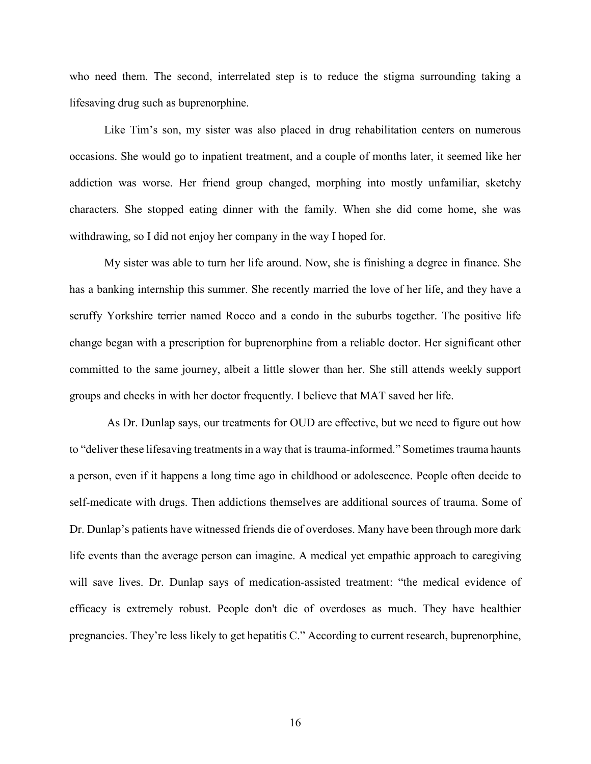who need them. The second, interrelated step is to reduce the stigma surrounding taking a lifesaving drug such as buprenorphine.

Like Tim's son, my sister was also placed in drug rehabilitation centers on numerous occasions. She would go to inpatient treatment, and a couple of months later, it seemed like her addiction was worse. Her friend group changed, morphing into mostly unfamiliar, sketchy characters. She stopped eating dinner with the family. When she did come home, she was withdrawing, so I did not enjoy her company in the way I hoped for.

My sister was able to turn her life around. Now, she is finishing a degree in finance. She has a banking internship this summer. She recently married the love of her life, and they have a scruffy Yorkshire terrier named Rocco and a condo in the suburbs together. The positive life change began with a prescription for buprenorphine from a reliable doctor. Her significant other committed to the same journey, albeit a little slower than her. She still attends weekly support groups and checks in with her doctor frequently. I believe that MAT saved her life.

As Dr. Dunlap says, our treatments for OUD are effective, but we need to figure out how to "deliver these lifesaving treatments in a way that is trauma-informed." Sometimes trauma haunts a person, even if it happens a long time ago in childhood or adolescence. People often decide to self-medicate with drugs. Then addictions themselves are additional sources of trauma. Some of Dr. Dunlap's patients have witnessed friends die of overdoses. Many have been through more dark life events than the average person can imagine. A medical yet empathic approach to caregiving will save lives. Dr. Dunlap says of medication-assisted treatment: "the medical evidence of efficacy is extremely robust. People don't die of overdoses as much. They have healthier pregnancies. They're less likely to get hepatitis C." According to current research, buprenorphine,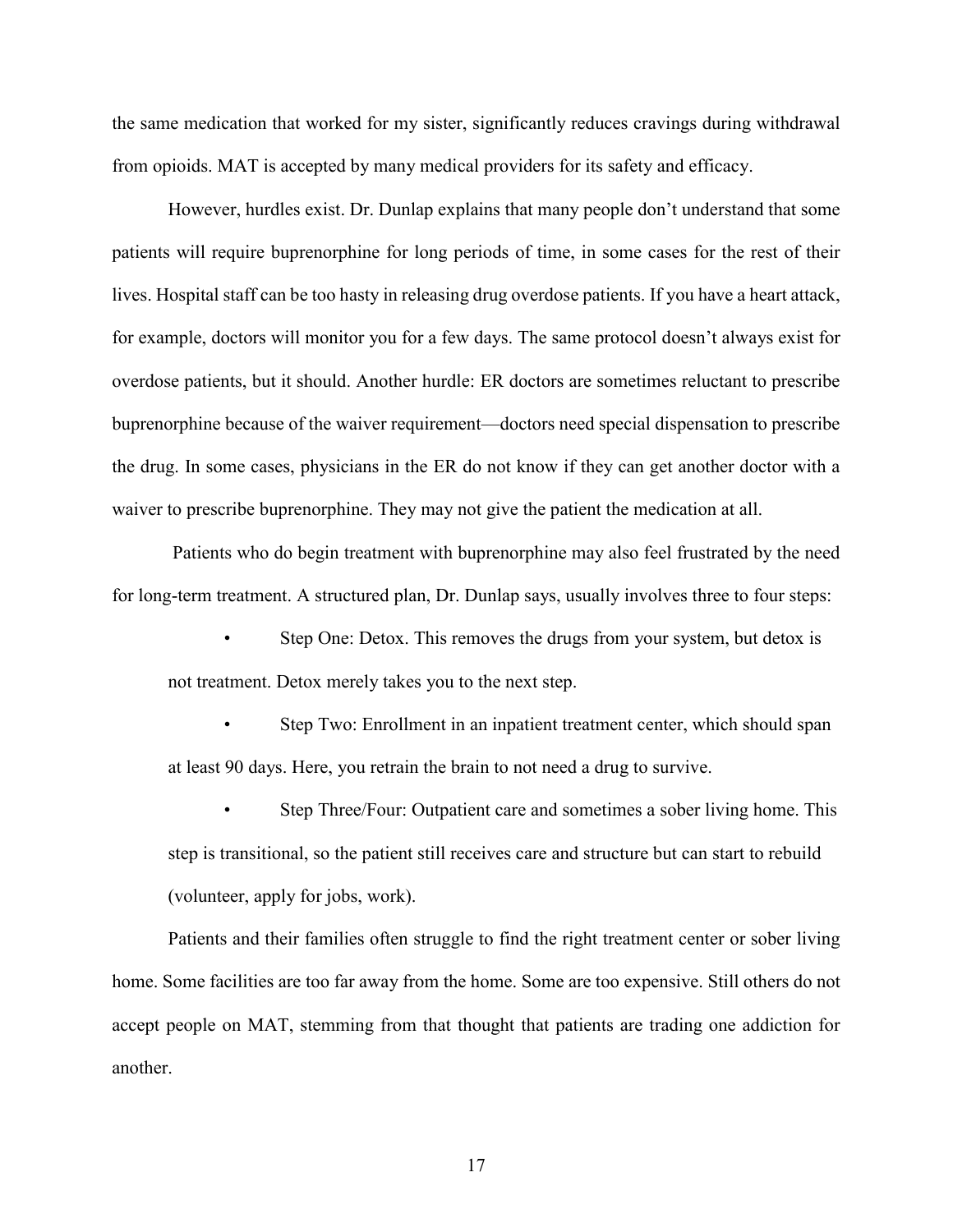the same medication that worked for my sister, significantly reduces cravings during withdrawal from opioids. MAT is accepted by many medical providers for its safety and efficacy.

However, hurdles exist. Dr. Dunlap explains that many people don't understand that some patients will require buprenorphine for long periods of time, in some cases for the rest of their lives. Hospital staff can be too hasty in releasing drug overdose patients. If you have a heart attack, for example, doctors will monitor you for a few days. The same protocol doesn't always exist for overdose patients, but it should. Another hurdle: ER doctors are sometimes reluctant to prescribe buprenorphine because of the waiver requirement—doctors need special dispensation to prescribe the drug. In some cases, physicians in the ER do not know if they can get another doctor with a waiver to prescribe buprenorphine. They may not give the patient the medication at all.

Patients who do begin treatment with buprenorphine may also feel frustrated by the need for long-term treatment. A structured plan, Dr. Dunlap says, usually involves three to four steps:

- Step One: Detox. This removes the drugs from your system, but detox is not treatment. Detox merely takes you to the next step.
- Step Two: Enrollment in an inpatient treatment center, which should span at least 90 days. Here, you retrain the brain to not need a drug to survive.
- Step Three/Four: Outpatient care and sometimes a sober living home. This step is transitional, so the patient still receives care and structure but can start to rebuild (volunteer, apply for jobs, work).

Patients and their families often struggle to find the right treatment center or sober living home. Some facilities are too far away from the home. Some are too expensive. Still others do not accept people on MAT, stemming from that thought that patients are trading one addiction for another.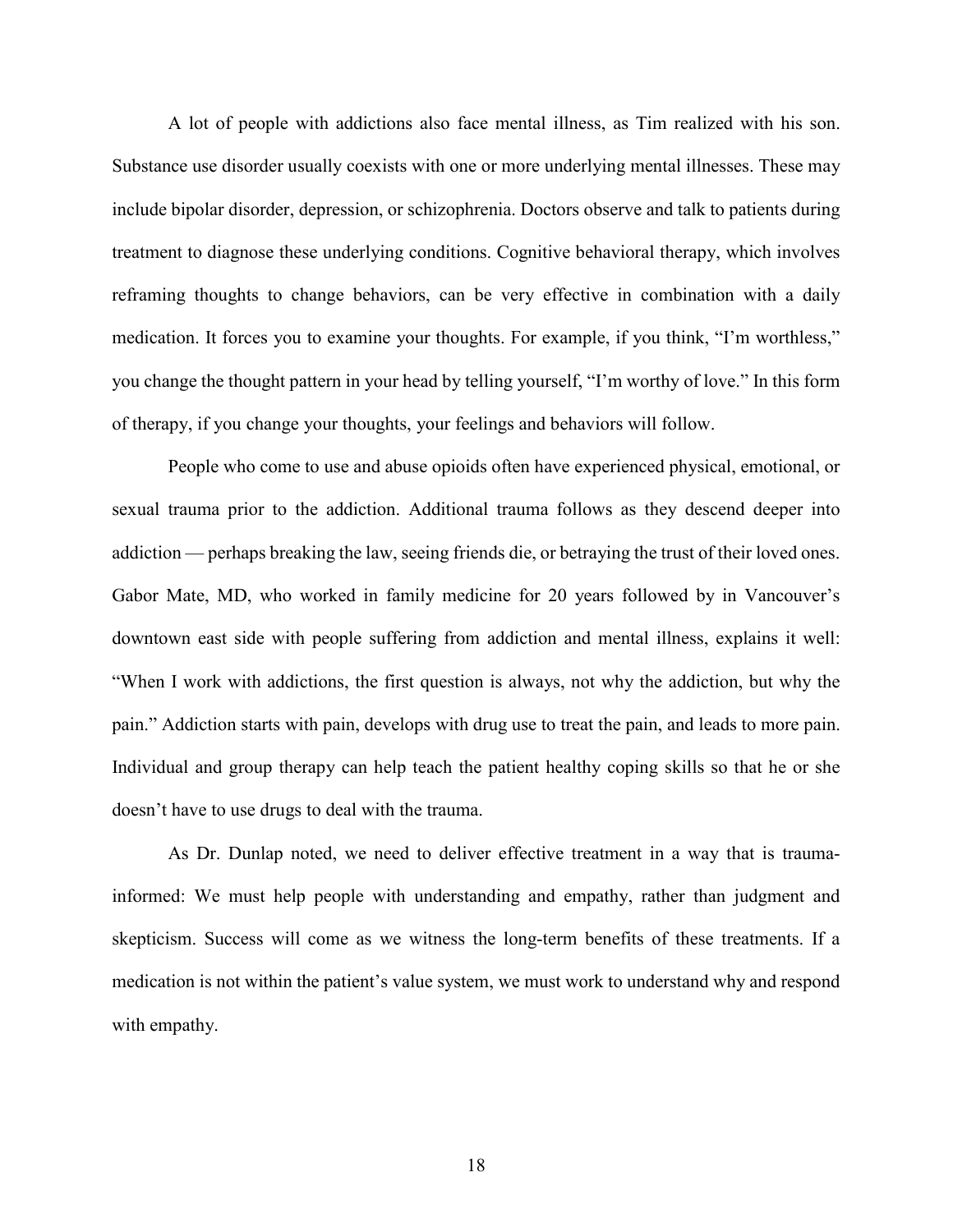A lot of people with addictions also face mental illness, as Tim realized with his son. Substance use disorder usually coexists with one or more underlying mental illnesses. These may include bipolar disorder, depression, or schizophrenia. Doctors observe and talk to patients during treatment to diagnose these underlying conditions. Cognitive behavioral therapy, which involves reframing thoughts to change behaviors, can be very effective in combination with a daily medication. It forces you to examine your thoughts. For example, if you think, "I'm worthless," you change the thought pattern in your head by telling yourself, "I'm worthy of love." In this form of therapy, if you change your thoughts, your feelings and behaviors will follow.

People who come to use and abuse opioids often have experienced physical, emotional, or sexual trauma prior to the addiction. Additional trauma follows as they descend deeper into addiction — perhaps breaking the law, seeing friends die, or betraying the trust of their loved ones. Gabor Mate, MD, who worked in family medicine for 20 years followed by in Vancouver's downtown east side with people suffering from addiction and mental illness, explains it well: "When I work with addictions, the first question is always, not why the addiction, but why the pain." Addiction starts with pain, develops with drug use to treat the pain, and leads to more pain. Individual and group therapy can help teach the patient healthy coping skills so that he or she doesn't have to use drugs to deal with the trauma.

As Dr. Dunlap noted, we need to deliver effective treatment in a way that is trauma-informed: We must help people with understanding and empathy, rather than judgment and skepticism. Success will come as we witness the long-term benefits of these treatments. If a medication is not within the patient's value system, we must work to understand why and respond with empathy.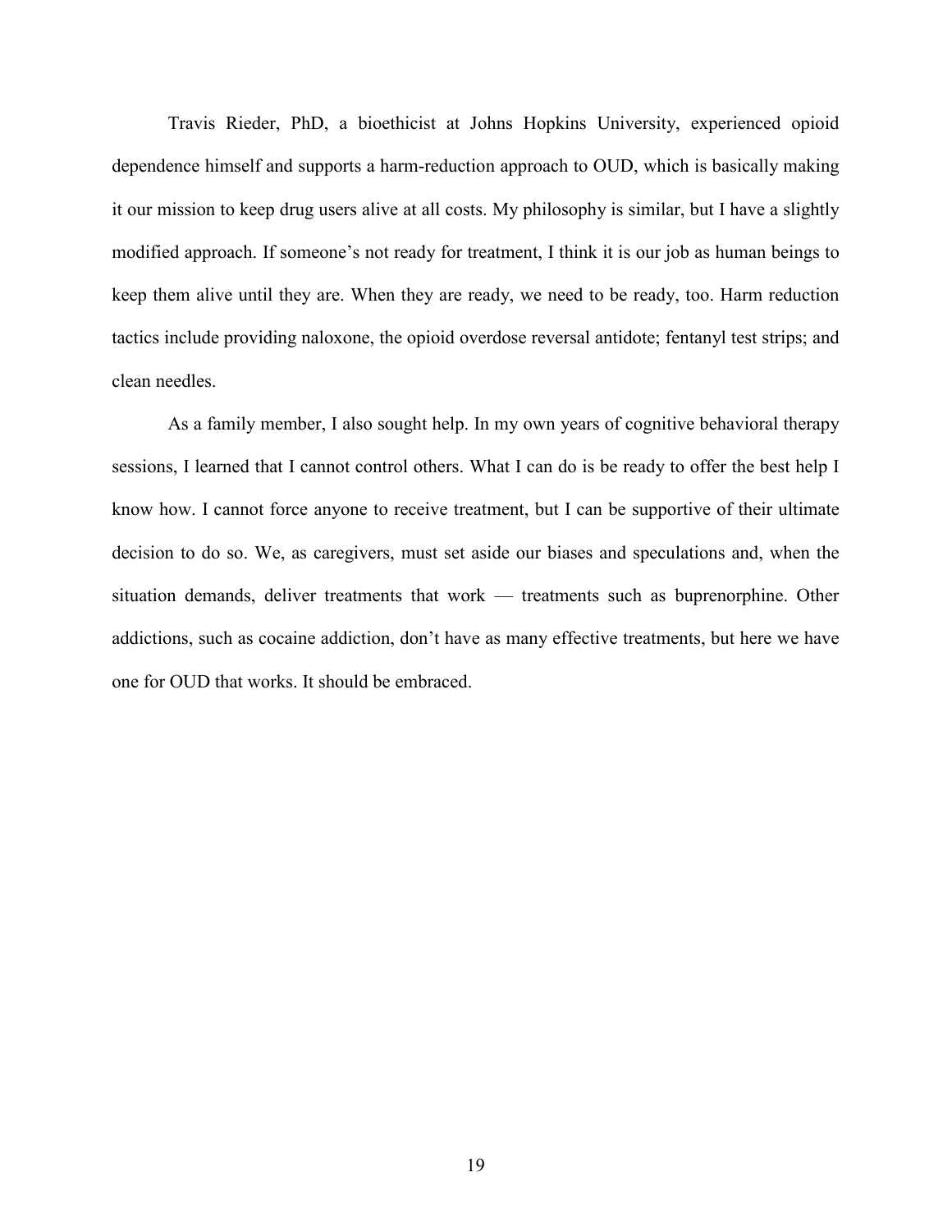Travis Rieder, PhD, a bioethicist at Johns Hopkins University, experienced opioid dependence himself and supports a harm-reduction approach to OUD, which is basically making it our mission to keep drug users alive at all costs. My philosophy is similar, but I have a slightly modified approach. If someone's not ready for treatment, I think it is our job as human beings to keep them alive until they are. When they are ready, we need to be ready, too. Harm reduction tactics include providing naloxone, the opioid overdose reversal antidote; fentanyl test strips; and clean needles.

As a family member, I also sought help. In my own years of cognitive behavioral therapy sessions, I learned that I cannot control others. What I can do is be ready to offer the best help I know how. I cannot force anyone to receive treatment, but I can be supportive of their ultimate decision to do so. We, as caregivers, must set aside our biases and speculations and, when the situation demands, deliver treatments that work — treatments such as buprenorphine. Other addictions, such as cocaine addiction, don't have as many effective treatments, but here we have one for OUD that works. It should be embraced.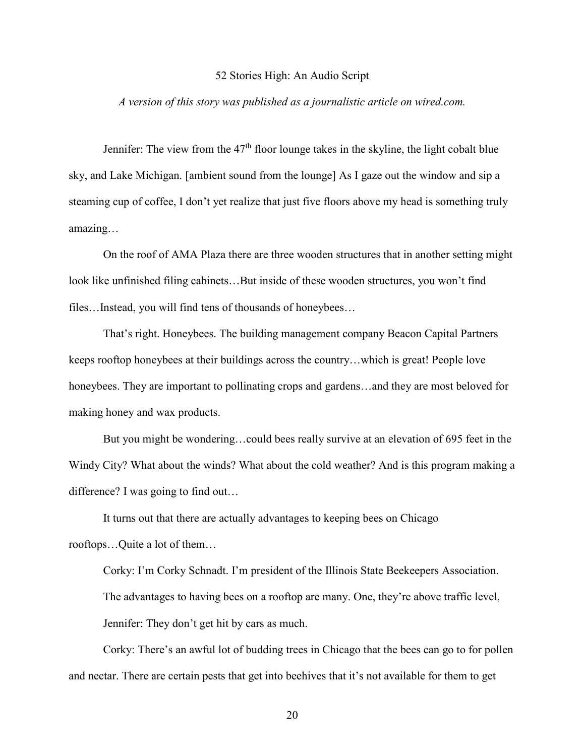52 Stories High: An Audio Script

*A version of this story was published as a journalistic article on wired.com.*

Jennifer: The view from the 47th floor lounge takes in the skyline, the light cobalt blue sky, and Lake Michigan. [ambient sound from the lounge] As I gaze out the window and sip a steaming cup of coffee, I don't yet realize that just five floors above my head is something truly amazing…

On the roof of AMA Plaza there are three wooden structures that in another setting might look like unfinished filing cabinets…But inside of these wooden structures, you won't find files…Instead, you will find tens of thousands of honeybees…

That's right. Honeybees. The building management company Beacon Capital Partners keeps rooftop honeybees at their buildings across the country…which is great! People love honeybees. They are important to pollinating crops and gardens…and they are most beloved for making honey and wax products.

But you might be wondering…could bees really survive at an elevation of 695 feet in the Windy City? What about the winds? What about the cold weather? And is this program making a difference? I was going to find out…

It turns out that there are actually advantages to keeping bees on Chicago rooftops…Quite a lot of them…

Corky: I'm Corky Schnadt. I'm president of the Illinois State Beekeepers Association.

The advantages to having bees on a rooftop are many. One, they're above traffic level,

Jennifer: They don't get hit by cars as much.

Corky: There's an awful lot of budding trees in Chicago that the bees can go to for pollen and nectar. There are certain pests that get into beehives that it's not available for them to get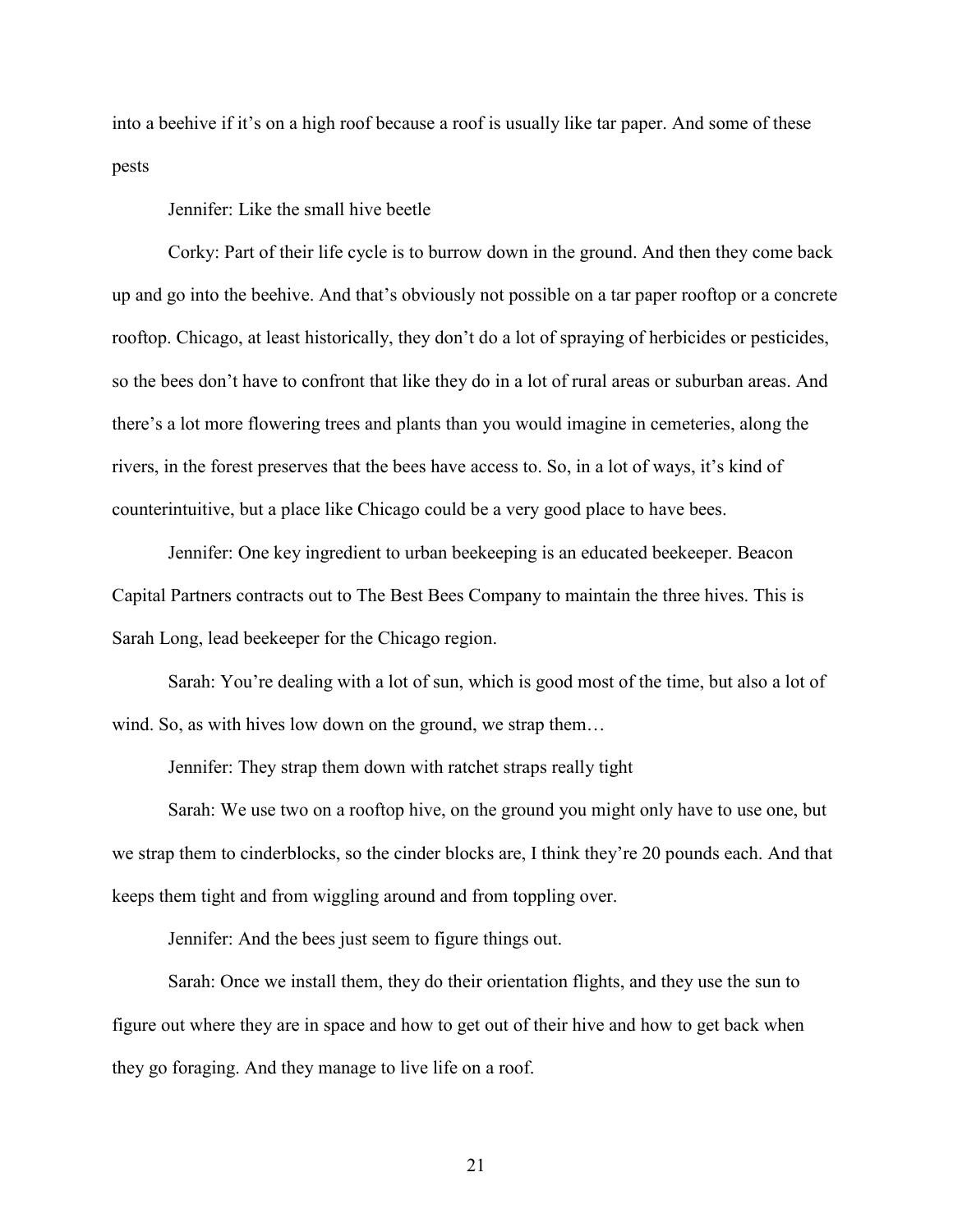into a beehive if it's on a high roof because a roof is usually like tar paper. And some of these pests

Jennifer: Like the small hive beetle

Corky: Part of their life cycle is to burrow down in the ground. And then they come back up and go into the beehive. And that's obviously not possible on a tar paper rooftop or a concrete rooftop. Chicago, at least historically, they don't do a lot of spraying of herbicides or pesticides, so the bees don't have to confront that like they do in a lot of rural areas or suburban areas. And there's a lot more flowering trees and plants than you would imagine in cemeteries, along the rivers, in the forest preserves that the bees have access to. So, in a lot of ways, it's kind of counterintuitive, but a place like Chicago could be a very good place to have bees.

Jennifer: One key ingredient to urban beekeeping is an educated beekeeper. Beacon Capital Partners contracts out to The Best Bees Company to maintain the three hives. This is Sarah Long, lead beekeeper for the Chicago region.

Sarah: You're dealing with a lot of sun, which is good most of the time, but also a lot of wind. So, as with hives low down on the ground, we strap them…

Jennifer: They strap them down with ratchet straps really tight

Sarah: We use two on a rooftop hive, on the ground you might only have to use one, but we strap them to cinderblocks, so the cinder blocks are, I think they're 20 pounds each. And that keeps them tight and from wiggling around and from toppling over.

Jennifer: And the bees just seem to figure things out.

Sarah: Once we install them, they do their orientation flights, and they use the sun to figure out where they are in space and how to get out of their hive and how to get back when they go foraging. And they manage to live life on a roof.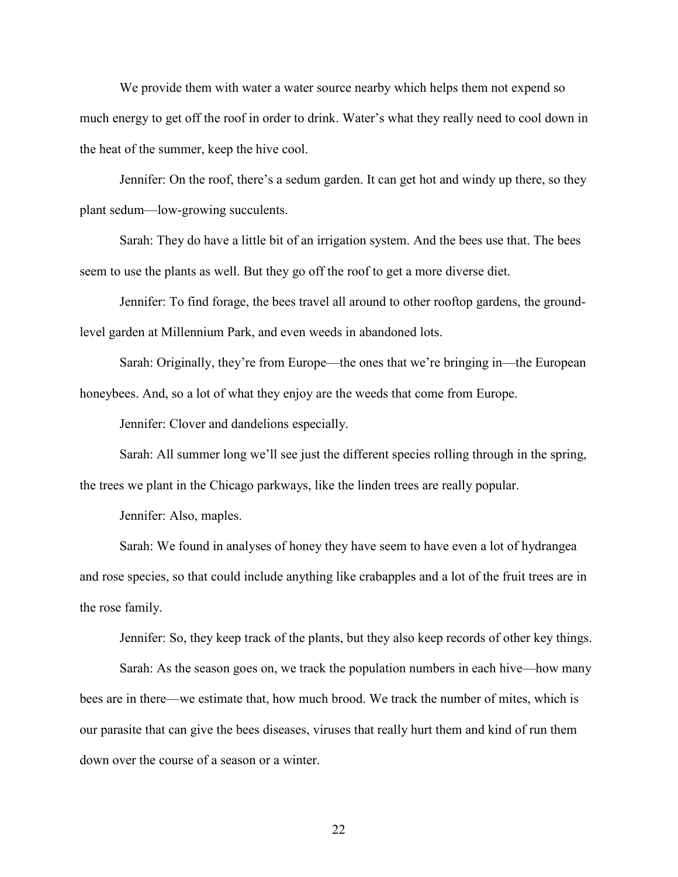We provide them with water a water source nearby which helps them not expend so much energy to get off the roof in order to drink. Water's what they really need to cool down in the heat of the summer, keep the hive cool.

Jennifer: On the roof, there's a sedum garden. It can get hot and windy up there, so they plant sedum—low-growing succulents.

Sarah: They do have a little bit of an irrigation system. And the bees use that. The bees seem to use the plants as well. But they go off the roof to get a more diverse diet.

Jennifer: To find forage, the bees travel all around to other rooftop gardens, the ground-level garden at Millennium Park, and even weeds in abandoned lots.

Sarah: Originally, they're from Europe—the ones that we're bringing in—the European honeybees. And, so a lot of what they enjoy are the weeds that come from Europe.

Jennifer: Clover and dandelions especially.

Sarah: All summer long we'll see just the different species rolling through in the spring, the trees we plant in the Chicago parkways, like the linden trees are really popular.

Jennifer: Also, maples.

Sarah: We found in analyses of honey they have seem to have even a lot of hydrangea and rose species, so that could include anything like crabapples and a lot of the fruit trees are in the rose family.

Jennifer: So, they keep track of the plants, but they also keep records of other key things.

Sarah: As the season goes on, we track the population numbers in each hive—how many bees are in there—we estimate that, how much brood. We track the number of mites, which is our parasite that can give the bees diseases, viruses that really hurt them and kind of run them down over the course of a season or a winter.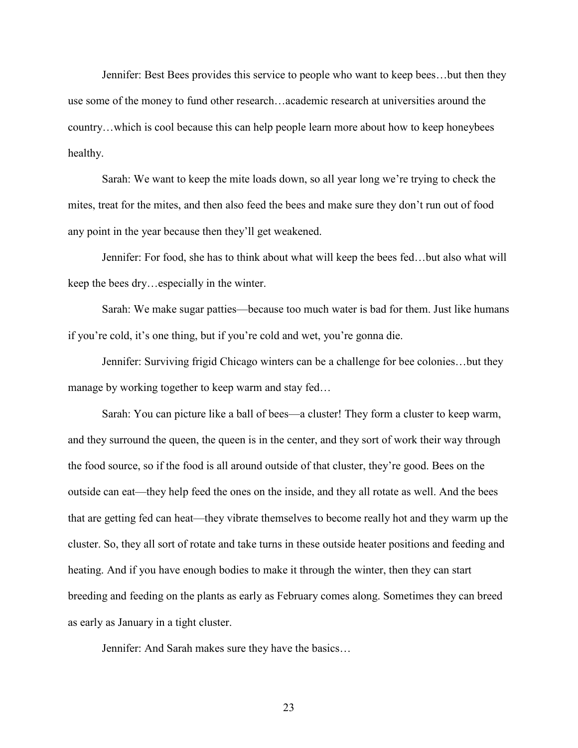Jennifer: Best Bees provides this service to people who want to keep bees…but then they use some of the money to fund other research…academic research at universities around the country…which is cool because this can help people learn more about how to keep honeybees healthy.

Sarah: We want to keep the mite loads down, so all year long we're trying to check the mites, treat for the mites, and then also feed the bees and make sure they don't run out of food any point in the year because then they'll get weakened.

Jennifer: For food, she has to think about what will keep the bees fed…but also what will keep the bees dry…especially in the winter.

Sarah: We make sugar patties—because too much water is bad for them. Just like humans if you're cold, it's one thing, but if you're cold and wet, you're gonna die.

Jennifer: Surviving frigid Chicago winters can be a challenge for bee colonies…but they manage by working together to keep warm and stay fed…

Sarah: You can picture like a ball of bees—a cluster! They form a cluster to keep warm, and they surround the queen, the queen is in the center, and they sort of work their way through the food source, so if the food is all around outside of that cluster, they're good. Bees on the outside can eat—they help feed the ones on the inside, and they all rotate as well. And the bees that are getting fed can heat—they vibrate themselves to become really hot and they warm up the cluster. So, they all sort of rotate and take turns in these outside heater positions and feeding and heating. And if you have enough bodies to make it through the winter, then they can start breeding and feeding on the plants as early as February comes along. Sometimes they can breed as early as January in a tight cluster.

Jennifer: And Sarah makes sure they have the basics…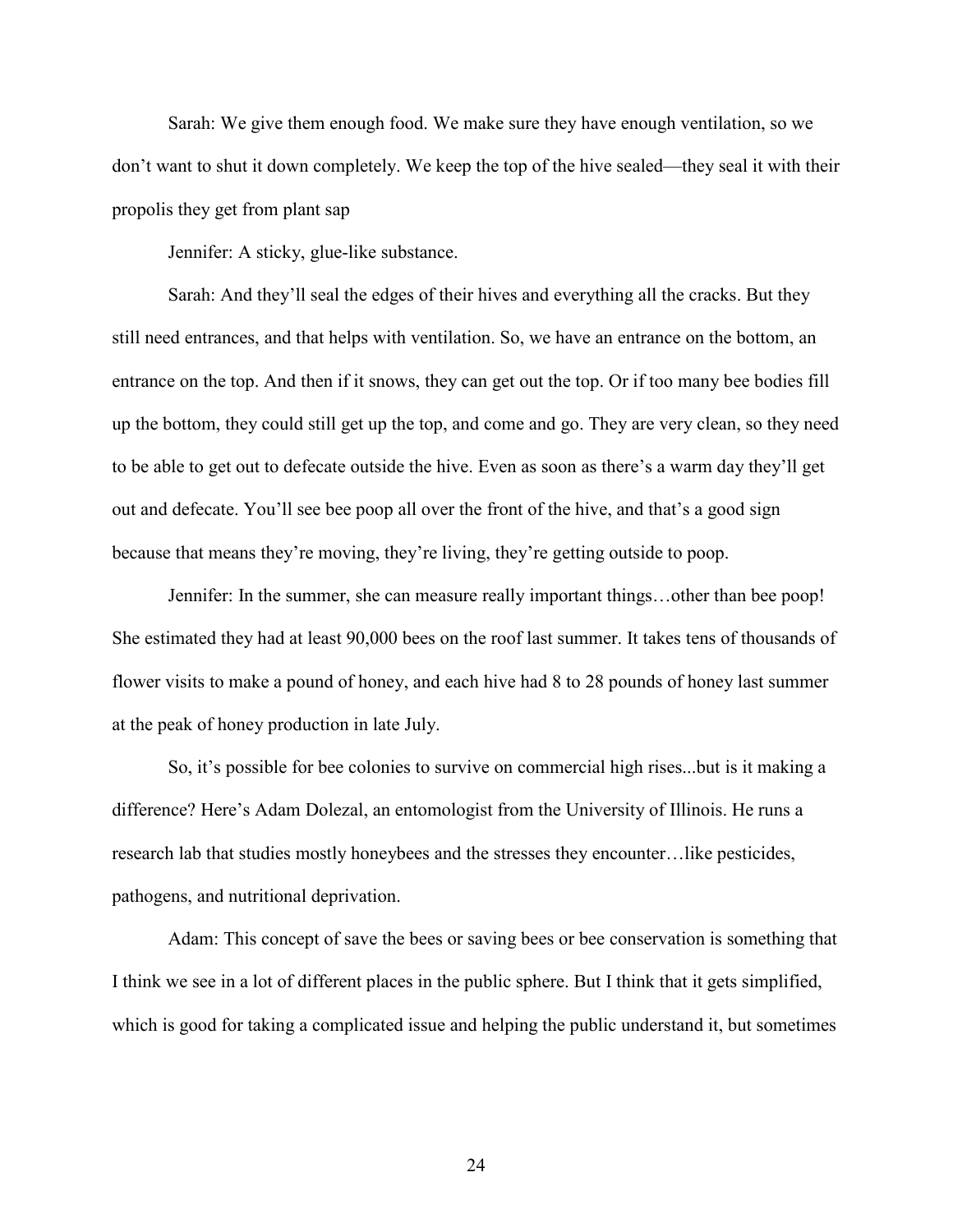Sarah: We give them enough food. We make sure they have enough ventilation, so we don't want to shut it down completely. We keep the top of the hive sealed—they seal it with their propolis they get from plant sap

Jennifer: A sticky, glue-like substance.

Sarah: And they'll seal the edges of their hives and everything all the cracks. But they still need entrances, and that helps with ventilation. So, we have an entrance on the bottom, an entrance on the top. And then if it snows, they can get out the top. Or if too many bee bodies fill up the bottom, they could still get up the top, and come and go. They are very clean, so they need to be able to get out to defecate outside the hive. Even as soon as there's a warm day they'll get out and defecate. You'll see bee poop all over the front of the hive, and that's a good sign because that means they're moving, they're living, they're getting outside to poop.

Jennifer: In the summer, she can measure really important things…other than bee poop! She estimated they had at least 90,000 bees on the roof last summer. It takes tens of thousands of flower visits to make a pound of honey, and each hive had 8 to 28 pounds of honey last summer at the peak of honey production in late July.

So, it's possible for bee colonies to survive on commercial high rises...but is it making a difference? Here's Adam Dolezal, an entomologist from the University of Illinois. He runs a research lab that studies mostly honeybees and the stresses they encounter…like pesticides, pathogens, and nutritional deprivation.

Adam: This concept of save the bees or saving bees or bee conservation is something that I think we see in a lot of different places in the public sphere. But I think that it gets simplified, which is good for taking a complicated issue and helping the public understand it, but sometimes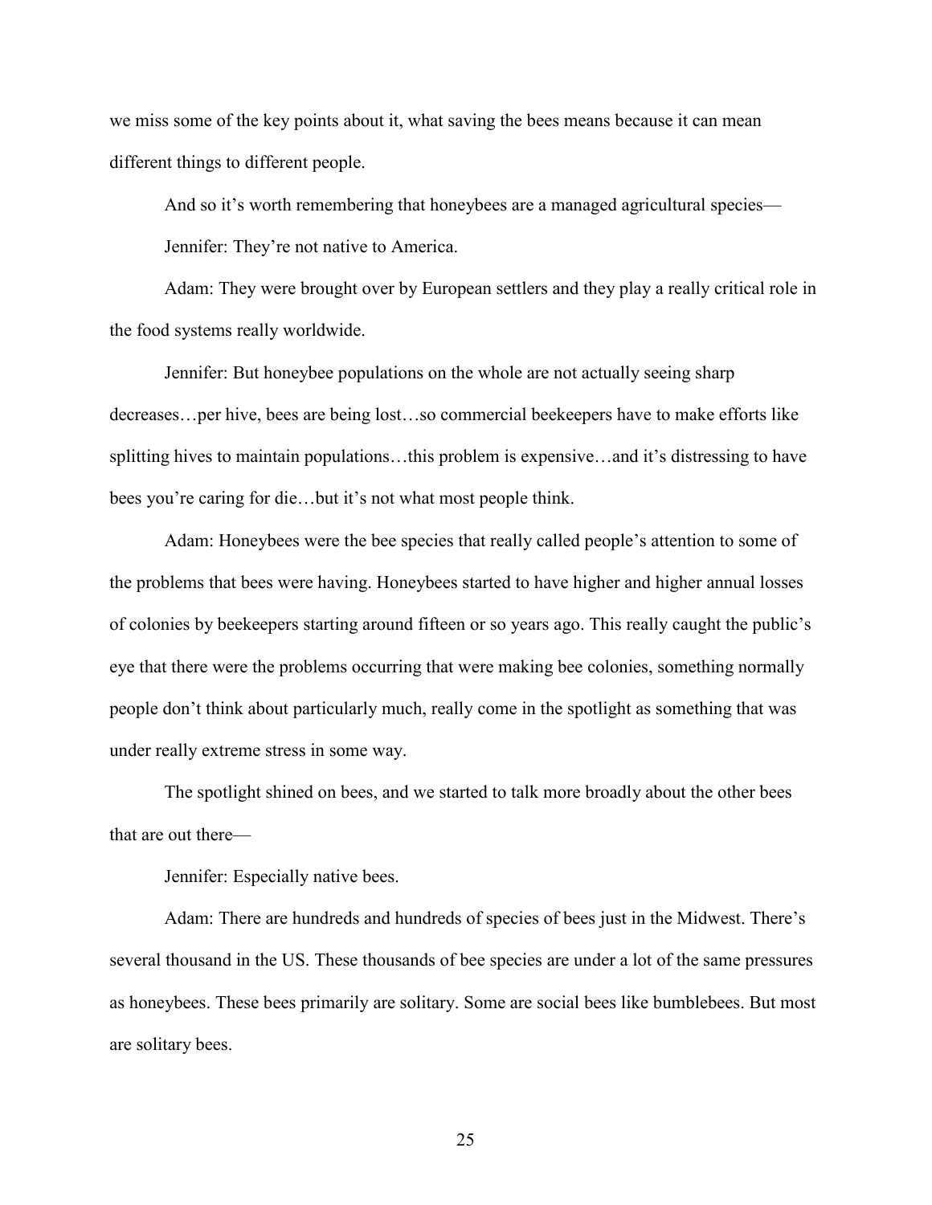we miss some of the key points about it, what saving the bees means because it can mean different things to different people.

And so it's worth remembering that honeybees are a managed agricultural species—

Jennifer: They're not native to America.

Adam: They were brought over by European settlers and they play a really critical role in the food systems really worldwide.

Jennifer: But honeybee populations on the whole are not actually seeing sharp decreases…per hive, bees are being lost…so commercial beekeepers have to make efforts like splitting hives to maintain populations…this problem is expensive…and it's distressing to have bees you're caring for die…but it's not what most people think.

Adam: Honeybees were the bee species that really called people's attention to some of the problems that bees were having. Honeybees started to have higher and higher annual losses of colonies by beekeepers starting around fifteen or so years ago. This really caught the public's eye that there were the problems occurring that were making bee colonies, something normally people don't think about particularly much, really come in the spotlight as something that was under really extreme stress in some way.

The spotlight shined on bees, and we started to talk more broadly about the other bees that are out there—

Jennifer: Especially native bees.

Adam: There are hundreds and hundreds of species of bees just in the Midwest. There's several thousand in the US. These thousands of bee species are under a lot of the same pressures as honeybees. These bees primarily are solitary. Some are social bees like bumblebees. But most are solitary bees.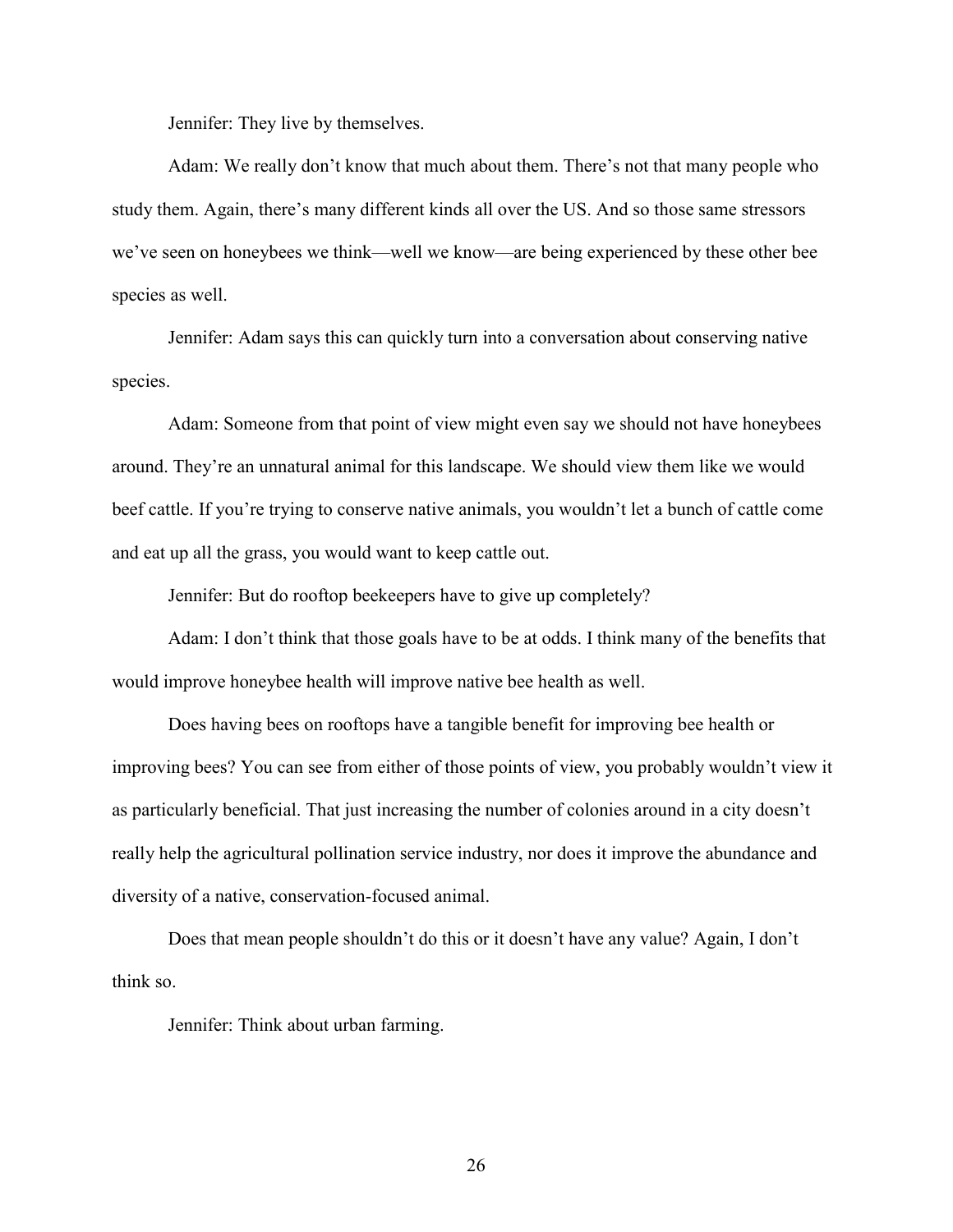Jennifer: They live by themselves.

Adam: We really don't know that much about them. There's not that many people who study them. Again, there's many different kinds all over the US. And so those same stressors we've seen on honeybees we think—well we know—are being experienced by these other bee species as well.

Jennifer: Adam says this can quickly turn into a conversation about conserving native species.

Adam: Someone from that point of view might even say we should not have honeybees around. They're an unnatural animal for this landscape. We should view them like we would beef cattle. If you're trying to conserve native animals, you wouldn't let a bunch of cattle come and eat up all the grass, you would want to keep cattle out.

Jennifer: But do rooftop beekeepers have to give up completely?

Adam: I don't think that those goals have to be at odds. I think many of the benefits that would improve honeybee health will improve native bee health as well.

Does having bees on rooftops have a tangible benefit for improving bee health or improving bees? You can see from either of those points of view, you probably wouldn't view it as particularly beneficial. That just increasing the number of colonies around in a city doesn't really help the agricultural pollination service industry, nor does it improve the abundance and diversity of a native, conservation-focused animal.

Does that mean people shouldn't do this or it doesn't have any value? Again, I don't think so.

Jennifer: Think about urban farming.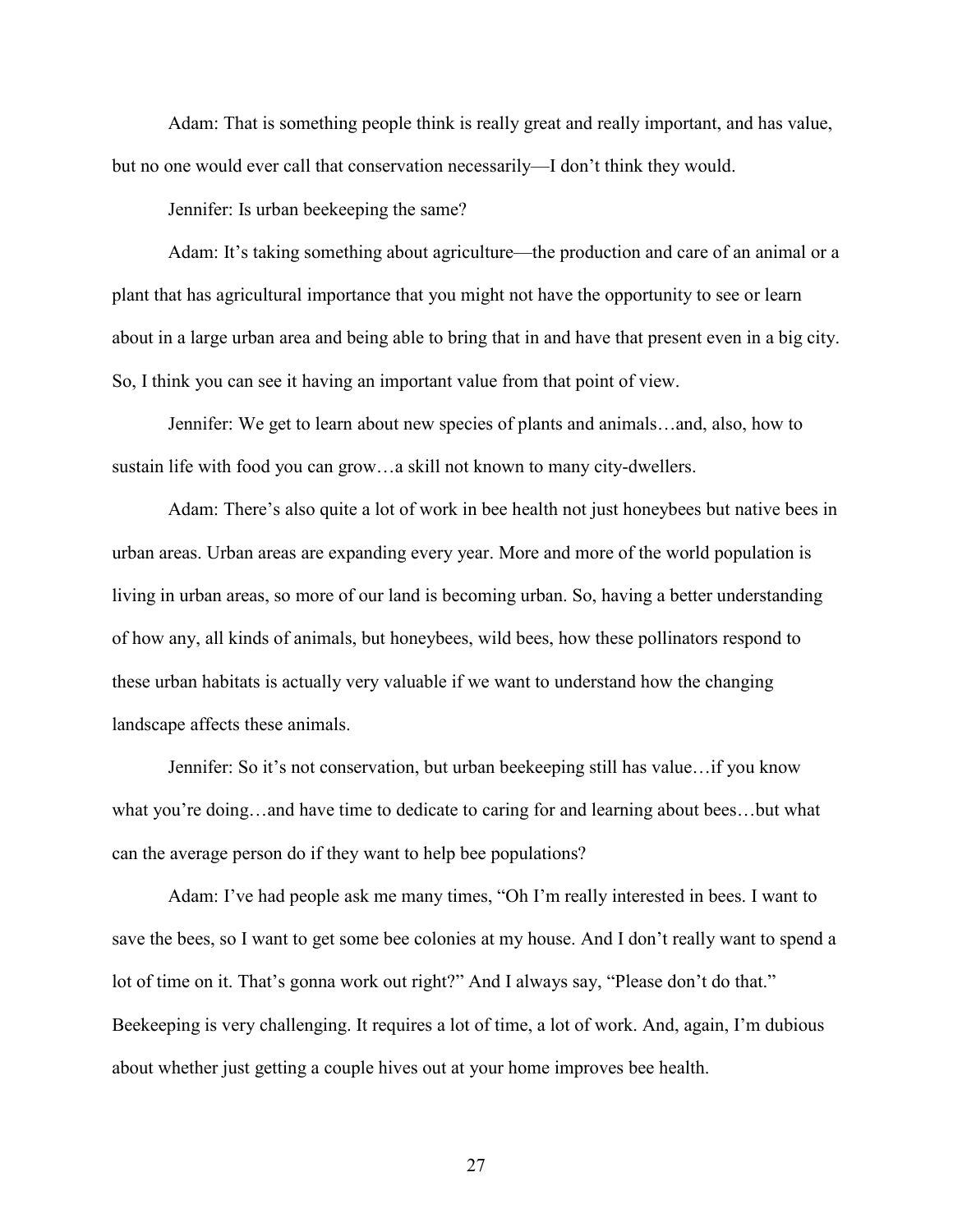Adam: That is something people think is really great and really important, and has value, but no one would ever call that conservation necessarily—I don't think they would.

Jennifer: Is urban beekeeping the same?

Adam: It's taking something about agriculture—the production and care of an animal or a plant that has agricultural importance that you might not have the opportunity to see or learn about in a large urban area and being able to bring that in and have that present even in a big city. So, I think you can see it having an important value from that point of view.

Jennifer: We get to learn about new species of plants and animals…and, also, how to sustain life with food you can grow…a skill not known to many city-dwellers.

Adam: There's also quite a lot of work in bee health not just honeybees but native bees in urban areas. Urban areas are expanding every year. More and more of the world population is living in urban areas, so more of our land is becoming urban. So, having a better understanding of how any, all kinds of animals, but honeybees, wild bees, how these pollinators respond to these urban habitats is actually very valuable if we want to understand how the changing landscape affects these animals.

Jennifer: So it's not conservation, but urban beekeeping still has value…if you know what you're doing…and have time to dedicate to caring for and learning about bees…but what can the average person do if they want to help bee populations?

Adam: I've had people ask me many times, "Oh I'm really interested in bees. I want to save the bees, so I want to get some bee colonies at my house. And I don't really want to spend a lot of time on it. That's gonna work out right?" And I always say, "Please don't do that." Beekeeping is very challenging. It requires a lot of time, a lot of work. And, again, I'm dubious about whether just getting a couple hives out at your home improves bee health.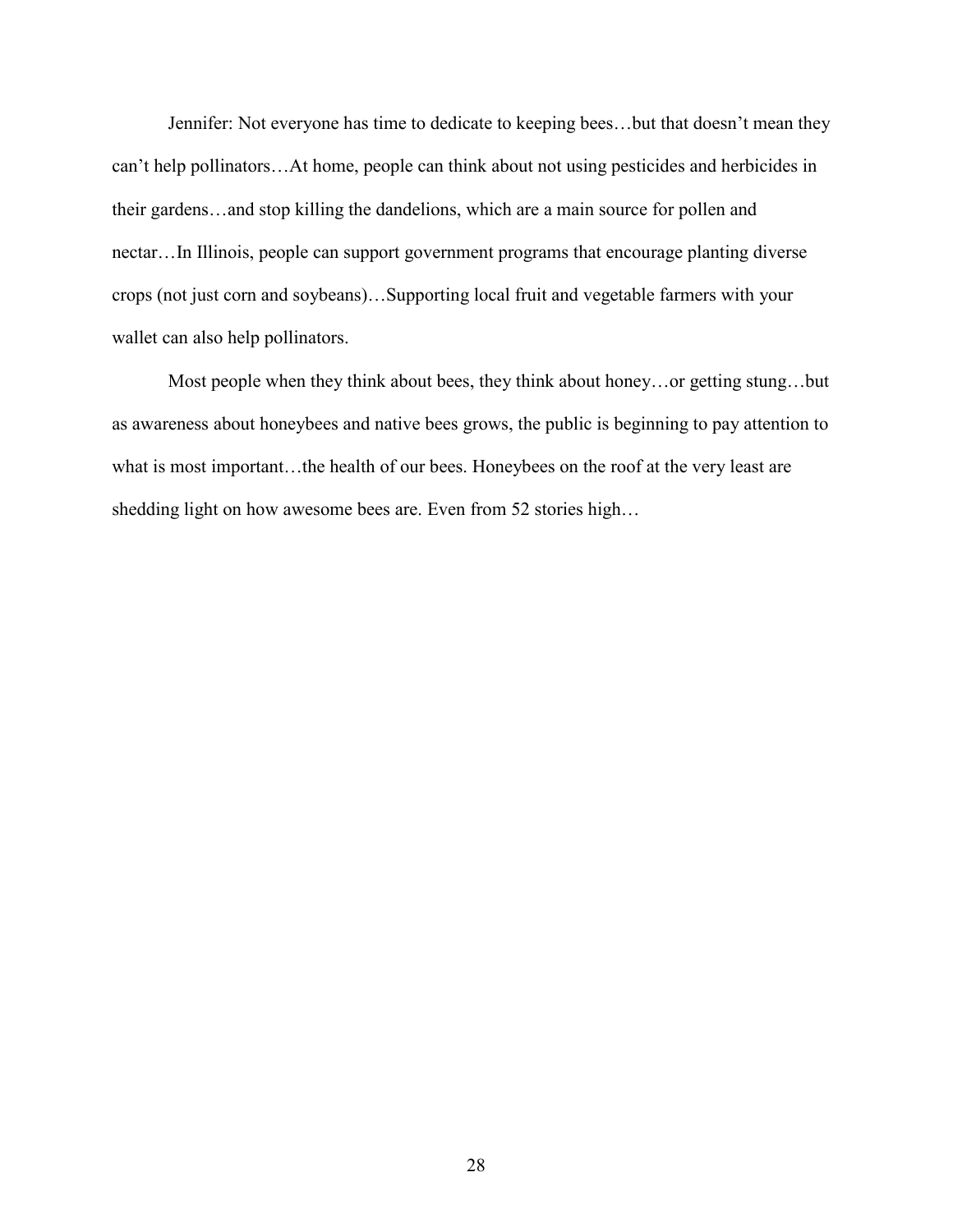Jennifer: Not everyone has time to dedicate to keeping bees…but that doesn't mean they can't help pollinators…At home, people can think about not using pesticides and herbicides in their gardens…and stop killing the dandelions, which are a main source for pollen and nectar…In Illinois, people can support government programs that encourage planting diverse crops (not just corn and soybeans)…Supporting local fruit and vegetable farmers with your wallet can also help pollinators.

Most people when they think about bees, they think about honey…or getting stung…but as awareness about honeybees and native bees grows, the public is beginning to pay attention to what is most important…the health of our bees. Honeybees on the roof at the very least are shedding light on how awesome bees are. Even from 52 stories high…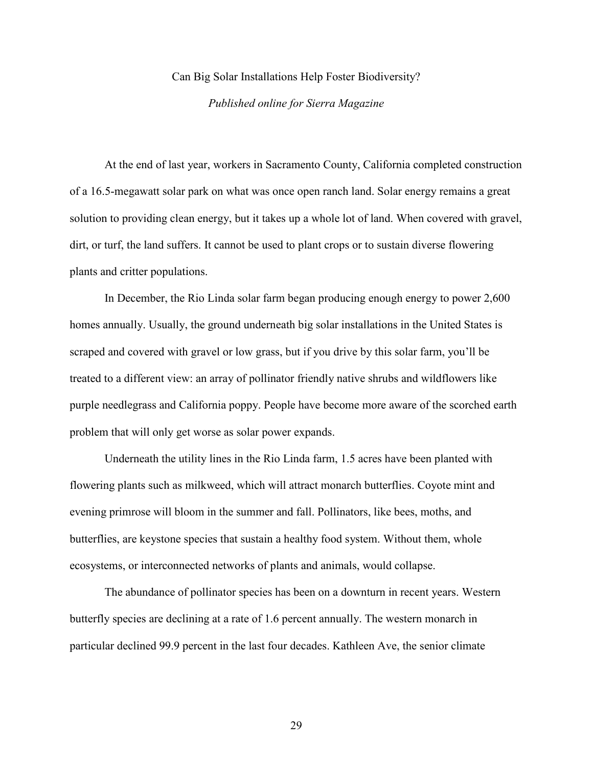# Can Big Solar Installations Help Foster Biodiversity?

*Published online for Sierra Magazine*

At the end of last year, workers in Sacramento County, California completed construction of a 16.5-megawatt solar park on what was once open ranch land. Solar energy remains a great solution to providing clean energy, but it takes up a whole lot of land. When covered with gravel, dirt, or turf, the land suffers. It cannot be used to plant crops or to sustain diverse flowering plants and critter populations.

In December, the Rio Linda solar farm began producing enough energy to power 2,600 homes annually. Usually, the ground underneath big solar installations in the United States is scraped and covered with gravel or low grass, but if you drive by this solar farm, you'll be treated to a different view: an array of pollinator friendly native shrubs and wildflowers like purple needlegrass and California poppy. People have become more aware of the scorched earth problem that will only get worse as solar power expands.

Underneath the utility lines in the Rio Linda farm, 1.5 acres have been planted with flowering plants such as milkweed, which will attract monarch butterflies. Coyote mint and evening primrose will bloom in the summer and fall. Pollinators, like bees, moths, and butterflies, are keystone species that sustain a healthy food system. Without them, whole ecosystems, or interconnected networks of plants and animals, would collapse.

The abundance of pollinator species has been on a downturn in recent years. Western butterfly species are declining at a rate of 1.6 percent annually. The western monarch in particular declined 99.9 percent in the last four decades. Kathleen Ave, the senior climate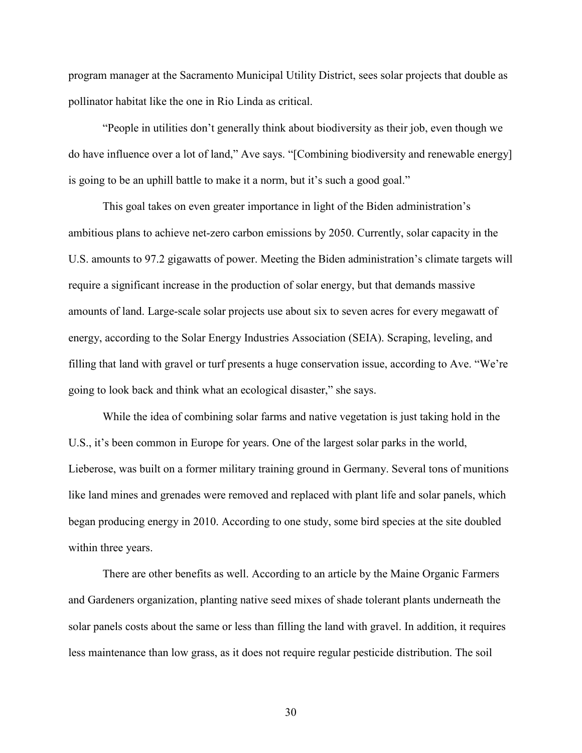program manager at the Sacramento Municipal Utility District, sees solar projects that double as pollinator habitat like the one in Rio Linda as critical.

"People in utilities don't generally think about biodiversity as their job, even though we do have influence over a lot of land," Ave says. "[Combining biodiversity and renewable energy] is going to be an uphill battle to make it a norm, but it's such a good goal."

This goal takes on even greater importance in light of the Biden administration's ambitious plans to achieve net-zero carbon emissions by 2050. Currently, solar capacity in the U.S. amounts to 97.2 gigawatts of power. Meeting the Biden administration's climate targets will require a significant increase in the production of solar energy, but that demands massive amounts of land. Large-scale solar projects use about six to seven acres for every megawatt of energy, according to the Solar Energy Industries Association (SEIA). Scraping, leveling, and filling that land with gravel or turf presents a huge conservation issue, according to Ave. "We're going to look back and think what an ecological disaster," she says.

While the idea of combining solar farms and native vegetation is just taking hold in the U.S., it's been common in Europe for years. One of the largest solar parks in the world, Lieberose, was built on a former military training ground in Germany. Several tons of munitions like land mines and grenades were removed and replaced with plant life and solar panels, which began producing energy in 2010. According to one study, some bird species at the site doubled within three years.

There are other benefits as well. According to an article by the Maine Organic Farmers and Gardeners organization, planting native seed mixes of shade tolerant plants underneath the solar panels costs about the same or less than filling the land with gravel. In addition, it requires less maintenance than low grass, as it does not require regular pesticide distribution. The soil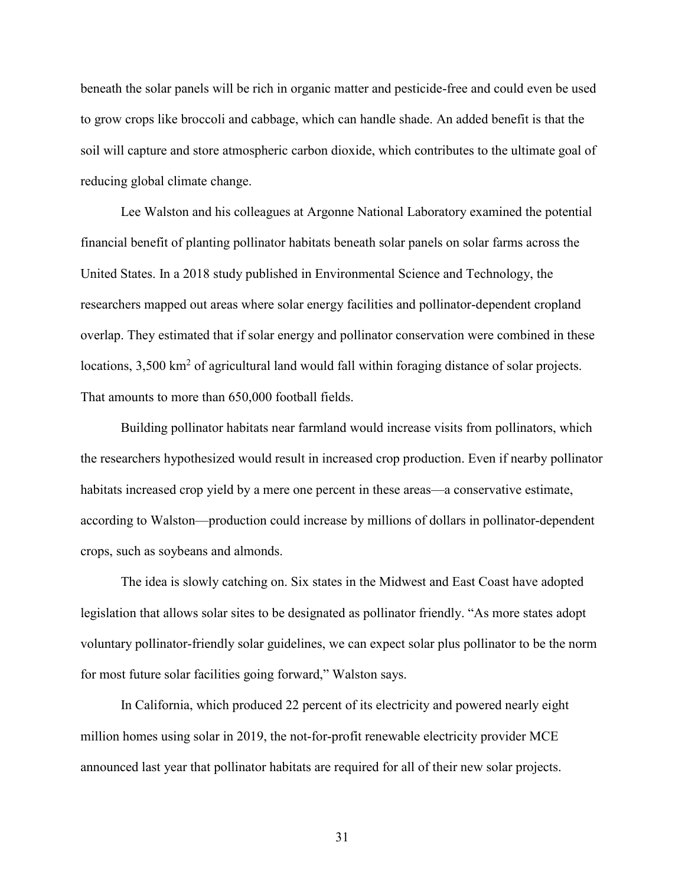beneath the solar panels will be rich in organic matter and pesticide-free and could even be used to grow crops like broccoli and cabbage, which can handle shade. An added benefit is that the soil will capture and store atmospheric carbon dioxide, which contributes to the ultimate goal of reducing global climate change.

Lee Walston and his colleagues at Argonne National Laboratory examined the potential financial benefit of planting pollinator habitats beneath solar panels on solar farms across the United States. In a 2018 study published in Environmental Science and Technology, the researchers mapped out areas where solar energy facilities and pollinator-dependent cropland overlap. They estimated that if solar energy and pollinator conservation were combined in these locations, 3,500 $km^2$ of agricultural land would fall within foraging distance of solar projects. That amounts to more than 650,000 football fields.

Building pollinator habitats near farmland would increase visits from pollinators, which the researchers hypothesized would result in increased crop production. Even if nearby pollinator habitats increased crop yield by a mere one percent in these areas—a conservative estimate, according to Walston—production could increase by millions of dollars in pollinator-dependent crops, such as soybeans and almonds.

The idea is slowly catching on. Six states in the Midwest and East Coast have adopted legislation that allows solar sites to be designated as pollinator friendly. "As more states adopt voluntary pollinator-friendly solar guidelines, we can expect solar plus pollinator to be the norm for most future solar facilities going forward," Walston says.

In California, which produced 22 percent of its electricity and powered nearly eight million homes using solar in 2019, the not-for-profit renewable electricity provider MCE announced last year that pollinator habitats are required for all of their new solar projects.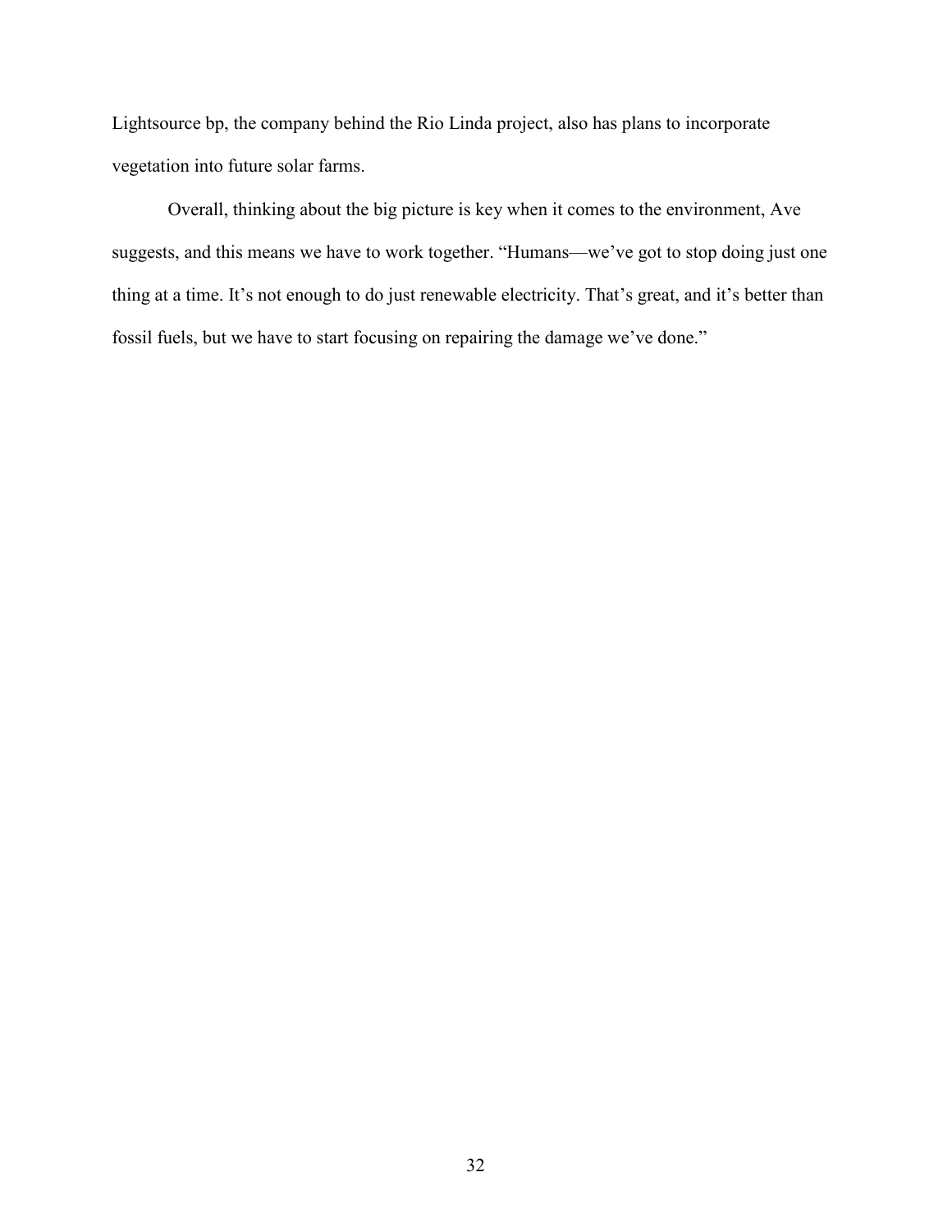Lightsource bp, the company behind the Rio Linda project, also has plans to incorporate vegetation into future solar farms.

Overall, thinking about the big picture is key when it comes to the environment, Ave suggests, and this means we have to work together. “Humans—we’ve got to stop doing just one thing at a time. It’s not enough to do just renewable electricity. That’s great, and it’s better than fossil fuels, but we have to start focusing on repairing the damage we’ve done.”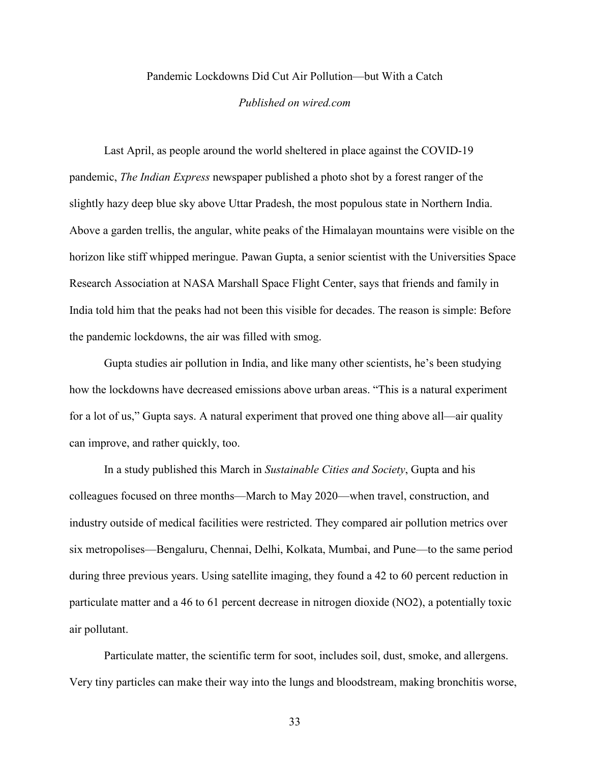# Pandemic Lockdowns Did Cut Air Pollution—but With a Catch

*Published on wired.com*

Last April, as people around the world sheltered in place against the COVID-19 pandemic, *The Indian Express* newspaper published a photo shot by a forest ranger of the slightly hazy deep blue sky above Uttar Pradesh, the most populous state in Northern India. Above a garden trellis, the angular, white peaks of the Himalayan mountains were visible on the horizon like stiff whipped meringue. Pawan Gupta, a senior scientist with the Universities Space Research Association at NASA Marshall Space Flight Center, says that friends and family in India told him that the peaks had not been this visible for decades. The reason is simple: Before the pandemic lockdowns, the air was filled with smog.

Gupta studies air pollution in India, and like many other scientists, he's been studying how the lockdowns have decreased emissions above urban areas. "This is a natural experiment for a lot of us," Gupta says. A natural experiment that proved one thing above all—air quality can improve, and rather quickly, too.

In a study published this March in *Sustainable Cities and Society*, Gupta and his colleagues focused on three months—March to May 2020—when travel, construction, and industry outside of medical facilities were restricted. They compared air pollution metrics over six metropolises—Bengaluru, Chennai, Delhi, Kolkata, Mumbai, and Pune—to the same period during three previous years. Using satellite imaging, they found a 42 to 60 percent reduction in particulate matter and a 46 to 61 percent decrease in nitrogen dioxide ($NO_2$), a potentially toxic air pollutant.

Particulate matter, the scientific term for soot, includes soil, dust, smoke, and allergens. Very tiny particles can make their way into the lungs and bloodstream, making bronchitis worse,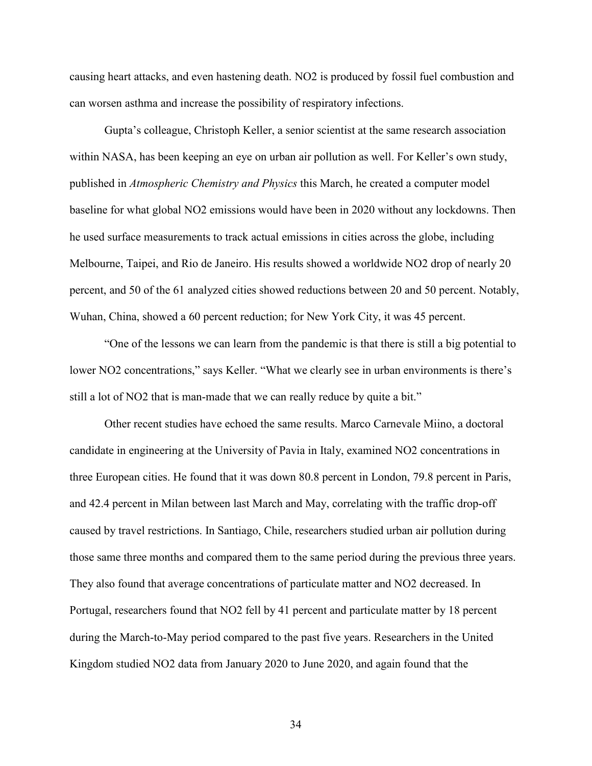causing heart attacks, and even hastening death. NO2 is produced by fossil fuel combustion and can worsen asthma and increase the possibility of respiratory infections.

Gupta's colleague, Christoph Keller, a senior scientist at the same research association within NASA, has been keeping an eye on urban air pollution as well. For Keller's own study, published in *Atmospheric Chemistry and Physics* this March, he created a computer model baseline for what global NO2 emissions would have been in 2020 without any lockdowns. Then he used surface measurements to track actual emissions in cities across the globe, including Melbourne, Taipei, and Rio de Janeiro. His results showed a worldwide NO2 drop of nearly 20 percent, and 50 of the 61 analyzed cities showed reductions between 20 and 50 percent. Notably, Wuhan, China, showed a 60 percent reduction; for New York City, it was 45 percent.

"One of the lessons we can learn from the pandemic is that there is still a big potential to lower NO2 concentrations," says Keller. "What we clearly see in urban environments is there's still a lot of NO2 that is man-made that we can really reduce by quite a bit."

Other recent studies have echoed the same results. Marco Carnevale Miino, a doctoral candidate in engineering at the University of Pavia in Italy, examined NO2 concentrations in three European cities. He found that it was down 80.8 percent in London, 79.8 percent in Paris, and 42.4 percent in Milan between last March and May, correlating with the traffic drop-off caused by travel restrictions. In Santiago, Chile, researchers studied urban air pollution during those same three months and compared them to the same period during the previous three years. They also found that average concentrations of particulate matter and NO2 decreased. In Portugal, researchers found that NO2 fell by 41 percent and particulate matter by 18 percent during the March-to-May period compared to the past five years. Researchers in the United Kingdom studied NO2 data from January 2020 to June 2020, and again found that the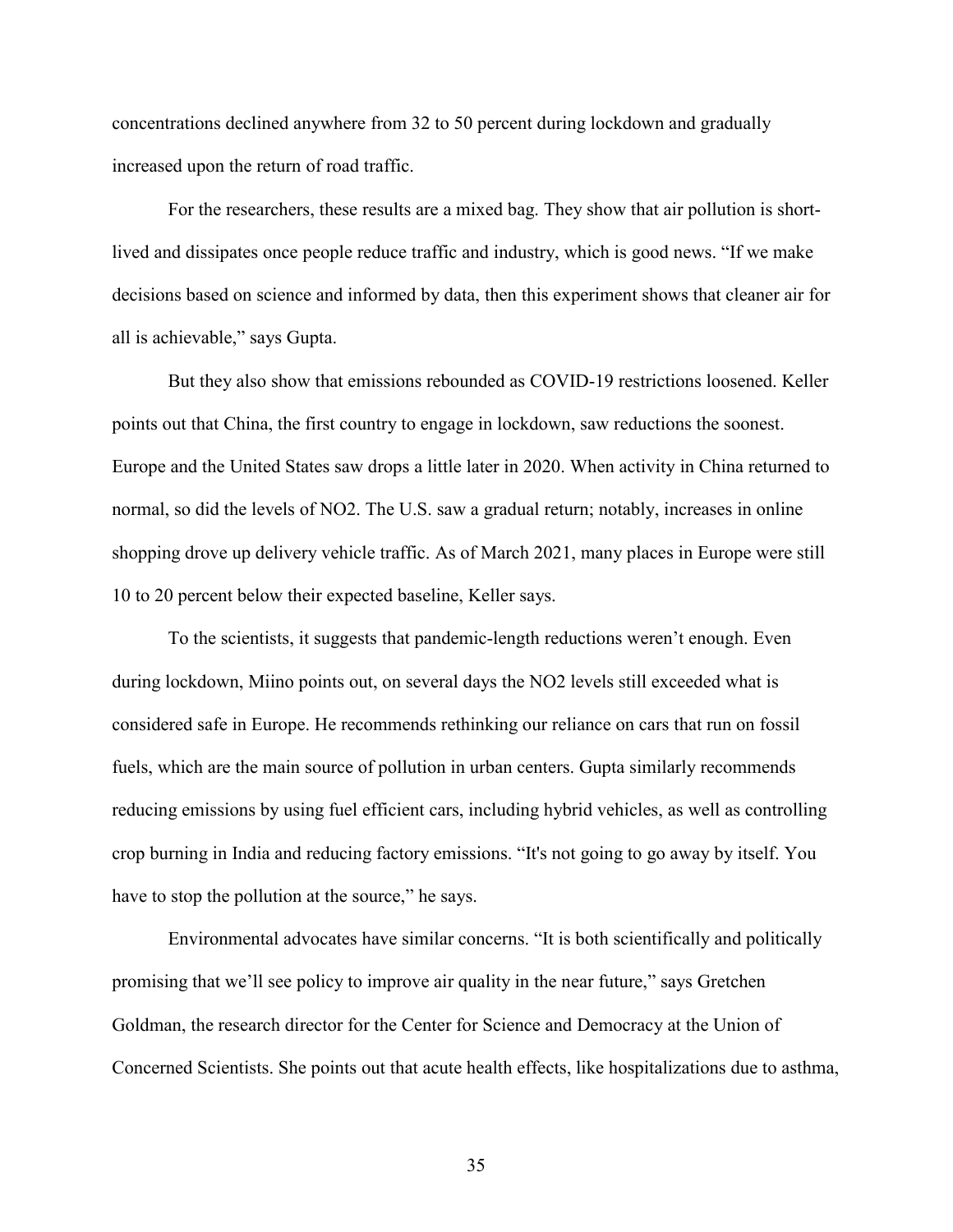concentrations declined anywhere from 32 to 50 percent during lockdown and gradually increased upon the return of road traffic.

For the researchers, these results are a mixed bag. They show that air pollution is short-lived and dissipates once people reduce traffic and industry, which is good news. “If we make decisions based on science and informed by data, then this experiment shows that cleaner air for all is achievable,” says Gupta.

But they also show that emissions rebounded as COVID-19 restrictions loosened. Keller points out that China, the first country to engage in lockdown, saw reductions the soonest. Europe and the United States saw drops a little later in 2020. When activity in China returned to normal, so did the levels of NO2. The U.S. saw a gradual return; notably, increases in online shopping drove up delivery vehicle traffic. As of March 2021, many places in Europe were still 10 to 20 percent below their expected baseline, Keller says.

To the scientists, it suggests that pandemic-length reductions weren’t enough. Even during lockdown, Miino points out, on several days the NO2 levels still exceeded what is considered safe in Europe. He recommends rethinking our reliance on cars that run on fossil fuels, which are the main source of pollution in urban centers. Gupta similarly recommends reducing emissions by using fuel efficient cars, including hybrid vehicles, as well as controlling crop burning in India and reducing factory emissions. “It's not going to go away by itself. You have to stop the pollution at the source,” he says.

Environmental advocates have similar concerns. “It is both scientifically and politically promising that we’ll see policy to improve air quality in the near future,” says Gretchen Goldman, the research director for the Center for Science and Democracy at the Union of Concerned Scientists. She points out that acute health effects, like hospitalizations due to asthma,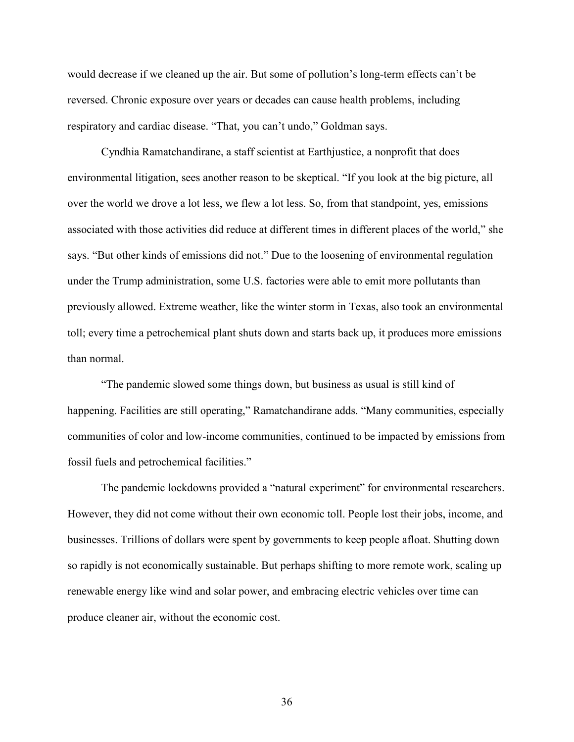would decrease if we cleaned up the air. But some of pollution's long-term effects can't be reversed. Chronic exposure over years or decades can cause health problems, including respiratory and cardiac disease. "That, you can't undo," Goldman says.

Cyndhia Ramatchandirane, a staff scientist at Earthjustice, a nonprofit that does environmental litigation, sees another reason to be skeptical. "If you look at the big picture, all over the world we drove a lot less, we flew a lot less. So, from that standpoint, yes, emissions associated with those activities did reduce at different times in different places of the world," she says. "But other kinds of emissions did not." Due to the loosening of environmental regulation under the Trump administration, some U.S. factories were able to emit more pollutants than previously allowed. Extreme weather, like the winter storm in Texas, also took an environmental toll; every time a petrochemical plant shuts down and starts back up, it produces more emissions than normal.

"The pandemic slowed some things down, but business as usual is still kind of happening. Facilities are still operating," Ramatchandirane adds. "Many communities, especially communities of color and low-income communities, continued to be impacted by emissions from fossil fuels and petrochemical facilities."

The pandemic lockdowns provided a "natural experiment" for environmental researchers. However, they did not come without their own economic toll. People lost their jobs, income, and businesses. Trillions of dollars were spent by governments to keep people afloat. Shutting down so rapidly is not economically sustainable. But perhaps shifting to more remote work, scaling up renewable energy like wind and solar power, and embracing electric vehicles over time can produce cleaner air, without the economic cost.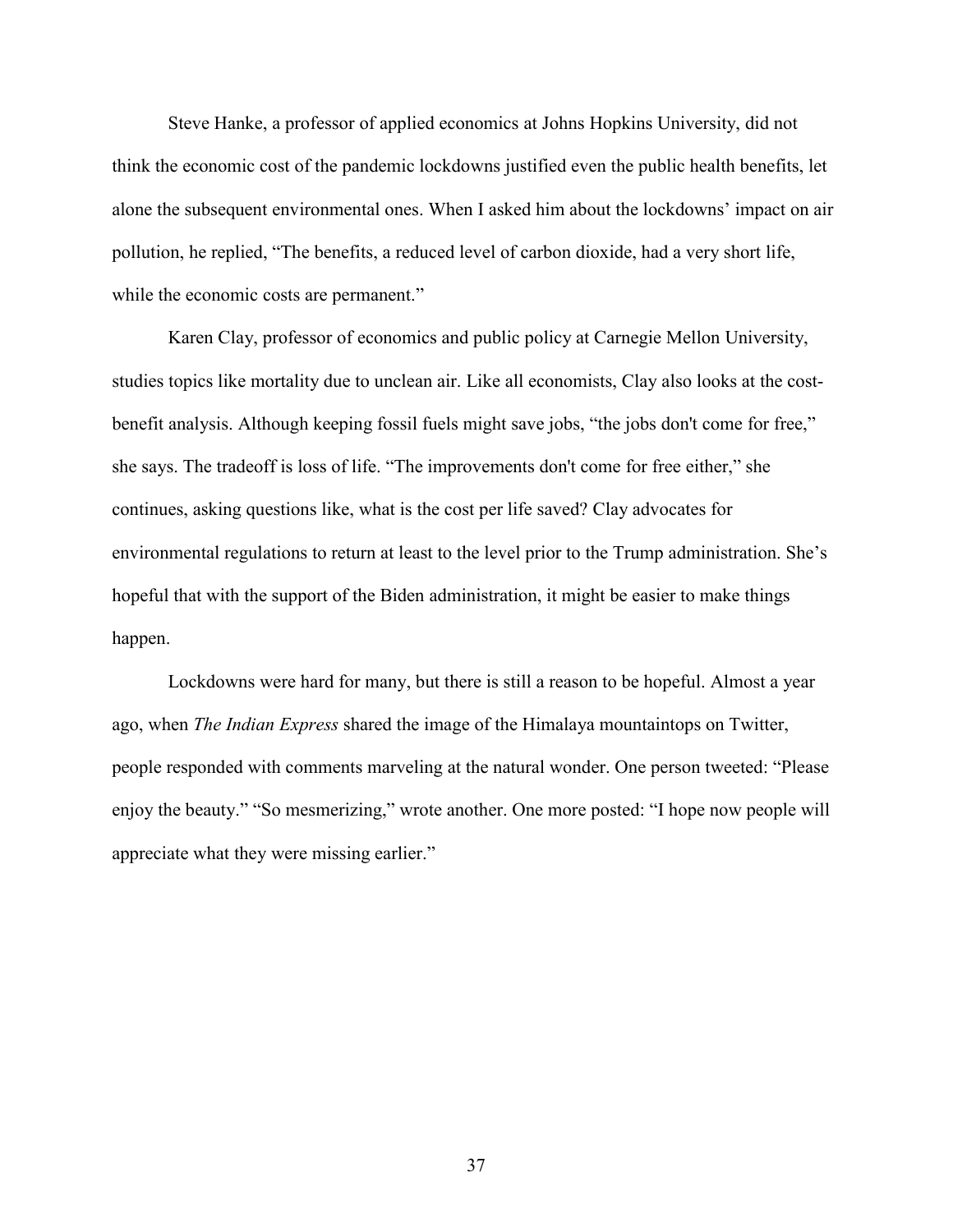Steve Hanke, a professor of applied economics at Johns Hopkins University, did not think the economic cost of the pandemic lockdowns justified even the public health benefits, let alone the subsequent environmental ones. When I asked him about the lockdowns' impact on air pollution, he replied, "The benefits, a reduced level of carbon dioxide, had a very short life, while the economic costs are permanent."

Karen Clay, professor of economics and public policy at Carnegie Mellon University, studies topics like mortality due to unclean air. Like all economists, Clay also looks at the cost-benefit analysis. Although keeping fossil fuels might save jobs, "the jobs don't come for free," she says. The tradeoff is loss of life. "The improvements don't come for free either," she continues, asking questions like, what is the cost per life saved? Clay advocates for environmental regulations to return at least to the level prior to the Trump administration. She's hopeful that with the support of the Biden administration, it might be easier to make things happen.

Lockdowns were hard for many, but there is still a reason to be hopeful. Almost a year ago, when *The Indian Express* shared the image of the Himalaya mountaintops on Twitter, people responded with comments marveling at the natural wonder. One person tweeted: "Please enjoy the beauty." "So mesmerizing," wrote another. One more posted: "I hope now people will appreciate what they were missing earlier."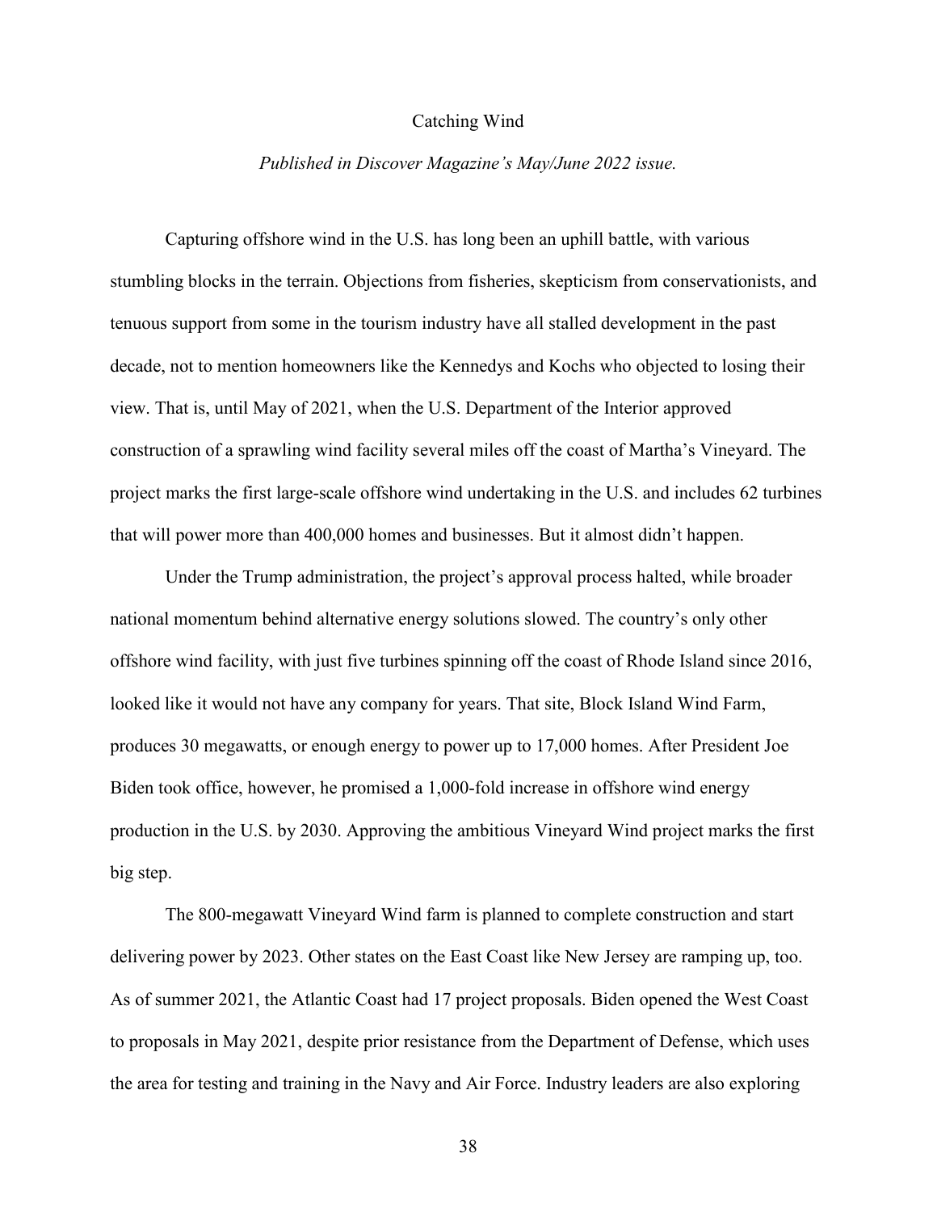# Catching Wind

*Published in Discover Magazine's May/June 2022 issue.*

Capturing offshore wind in the U.S. has long been an uphill battle, with various stumbling blocks in the terrain. Objections from fisheries, skepticism from conservationists, and tenuous support from some in the tourism industry have all stalled development in the past decade, not to mention homeowners like the Kennedys and Kochs who objected to losing their view. That is, until May of 2021, when the U.S. Department of the Interior approved construction of a sprawling wind facility several miles off the coast of Martha's Vineyard. The project marks the first large-scale offshore wind undertaking in the U.S. and includes 62 turbines that will power more than 400,000 homes and businesses. But it almost didn't happen.

Under the Trump administration, the project's approval process halted, while broader national momentum behind alternative energy solutions slowed. The country's only other offshore wind facility, with just five turbines spinning off the coast of Rhode Island since 2016, looked like it would not have any company for years. That site, Block Island Wind Farm, produces 30 megawatts, or enough energy to power up to 17,000 homes. After President Joe Biden took office, however, he promised a 1,000-fold increase in offshore wind energy production in the U.S. by 2030. Approving the ambitious Vineyard Wind project marks the first big step.

The 800-megawatt Vineyard Wind farm is planned to complete construction and start delivering power by 2023. Other states on the East Coast like New Jersey are ramping up, too. As of summer 2021, the Atlantic Coast had 17 project proposals. Biden opened the West Coast to proposals in May 2021, despite prior resistance from the Department of Defense, which uses the area for testing and training in the Navy and Air Force. Industry leaders are also exploring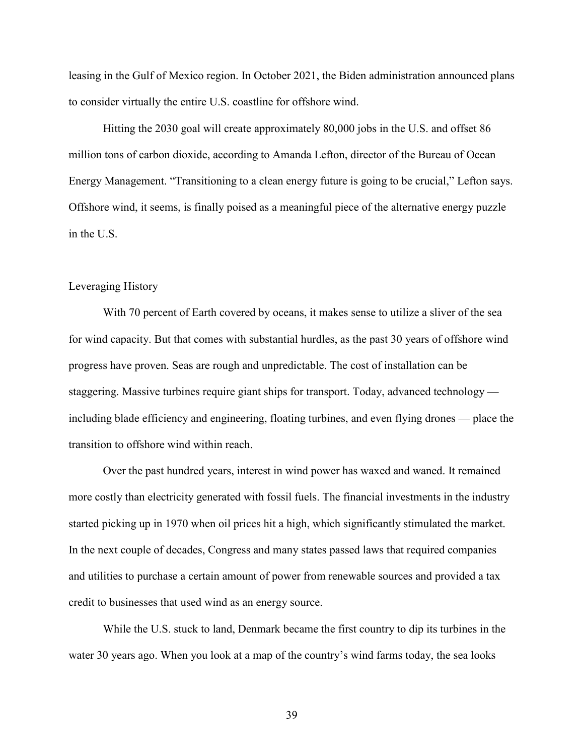leasing in the Gulf of Mexico region. In October 2021, the Biden administration announced plans to consider virtually the entire U.S. coastline for offshore wind.

Hitting the 2030 goal will create approximately 80,000 jobs in the U.S. and offset 86 million tons of carbon dioxide, according to Amanda Lefton, director of the Bureau of Ocean Energy Management. "Transitioning to a clean energy future is going to be crucial," Lefton says. Offshore wind, it seems, is finally poised as a meaningful piece of the alternative energy puzzle in the U.S.

## Leveraging History

With 70 percent of Earth covered by oceans, it makes sense to utilize a sliver of the sea for wind capacity. But that comes with substantial hurdles, as the past 30 years of offshore wind progress have proven. Seas are rough and unpredictable. The cost of installation can be staggering. Massive turbines require giant ships for transport. Today, advanced technology — including blade efficiency and engineering, floating turbines, and even flying drones — place the transition to offshore wind within reach.

Over the past hundred years, interest in wind power has waxed and waned. It remained more costly than electricity generated with fossil fuels. The financial investments in the industry started picking up in 1970 when oil prices hit a high, which significantly stimulated the market. In the next couple of decades, Congress and many states passed laws that required companies and utilities to purchase a certain amount of power from renewable sources and provided a tax credit to businesses that used wind as an energy source.

While the U.S. stuck to land, Denmark became the first country to dip its turbines in the water 30 years ago. When you look at a map of the country's wind farms today, the sea looks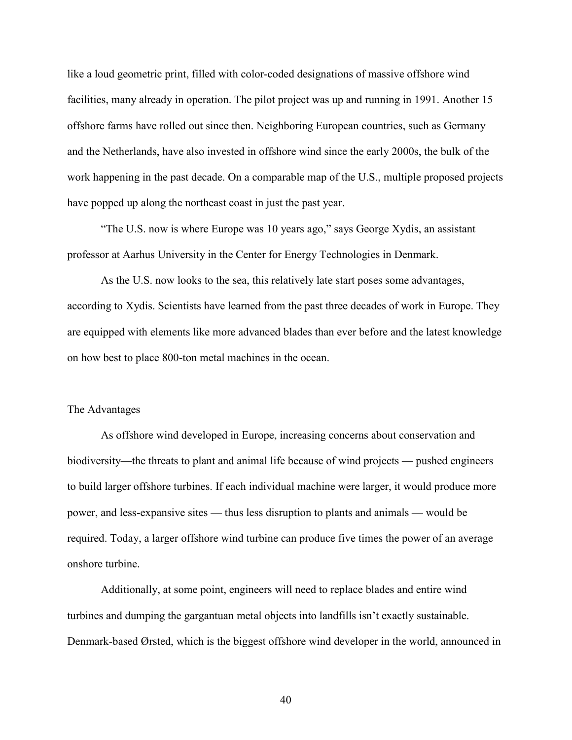like a loud geometric print, filled with color-coded designations of massive offshore wind facilities, many already in operation. The pilot project was up and running in 1991. Another 15 offshore farms have rolled out since then. Neighboring European countries, such as Germany and the Netherlands, have also invested in offshore wind since the early 2000s, the bulk of the work happening in the past decade. On a comparable map of the U.S., multiple proposed projects have popped up along the northeast coast in just the past year.

"The U.S. now is where Europe was 10 years ago," says George Xydis, an assistant professor at Aarhus University in the Center for Energy Technologies in Denmark.

As the U.S. now looks to the sea, this relatively late start poses some advantages, according to Xydis. Scientists have learned from the past three decades of work in Europe. They are equipped with elements like more advanced blades than ever before and the latest knowledge on how best to place 800-ton metal machines in the ocean.

## The Advantages

As offshore wind developed in Europe, increasing concerns about conservation and biodiversity—the threats to plant and animal life because of wind projects — pushed engineers to build larger offshore turbines. If each individual machine were larger, it would produce more power, and less-expansive sites — thus less disruption to plants and animals — would be required. Today, a larger offshore wind turbine can produce five times the power of an average onshore turbine.

Additionally, at some point, engineers will need to replace blades and entire wind turbines and dumping the gargantuan metal objects into landfills isn't exactly sustainable. Denmark-based Ørsted, which is the biggest offshore wind developer in the world, announced in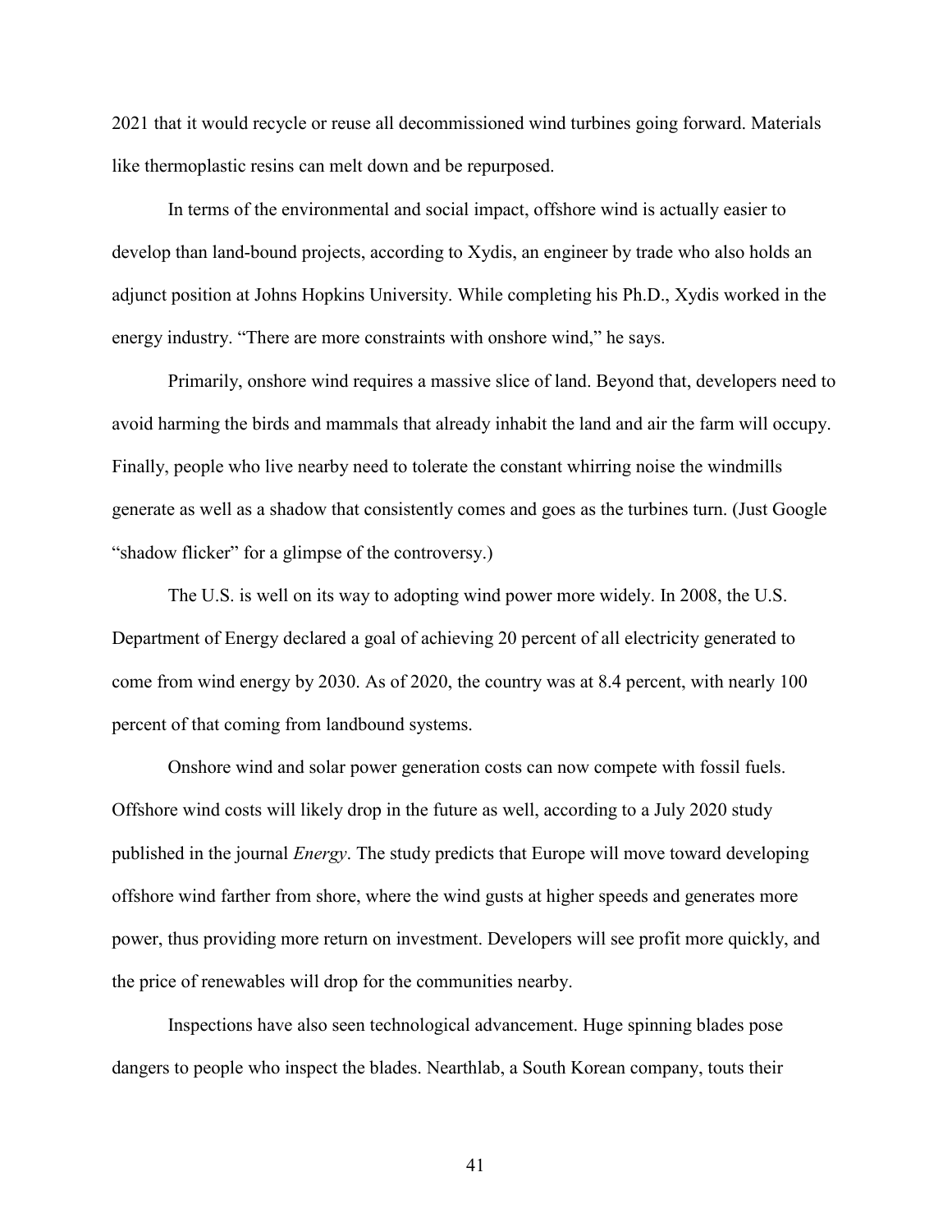2021 that it would recycle or reuse all decommissioned wind turbines going forward. Materials like thermoplastic resins can melt down and be repurposed.

In terms of the environmental and social impact, offshore wind is actually easier to develop than land-bound projects, according to Xydis, an engineer by trade who also holds an adjunct position at Johns Hopkins University. While completing his Ph.D., Xydis worked in the energy industry. "There are more constraints with onshore wind," he says.

Primarily, onshore wind requires a massive slice of land. Beyond that, developers need to avoid harming the birds and mammals that already inhabit the land and air the farm will occupy. Finally, people who live nearby need to tolerate the constant whirring noise the windmills generate as well as a shadow that consistently comes and goes as the turbines turn. (Just Google "shadow flicker" for a glimpse of the controversy.)

The U.S. is well on its way to adopting wind power more widely. In 2008, the U.S. Department of Energy declared a goal of achieving 20 percent of all electricity generated to come from wind energy by 2030. As of 2020, the country was at 8.4 percent, with nearly 100 percent of that coming from landbound systems.

Onshore wind and solar power generation costs can now compete with fossil fuels. Offshore wind costs will likely drop in the future as well, according to a July 2020 study published in the journal *Energy*. The study predicts that Europe will move toward developing offshore wind farther from shore, where the wind gusts at higher speeds and generates more power, thus providing more return on investment. Developers will see profit more quickly, and the price of renewables will drop for the communities nearby.

Inspections have also seen technological advancement. Huge spinning blades pose dangers to people who inspect the blades. Nearthlab, a South Korean company, touts their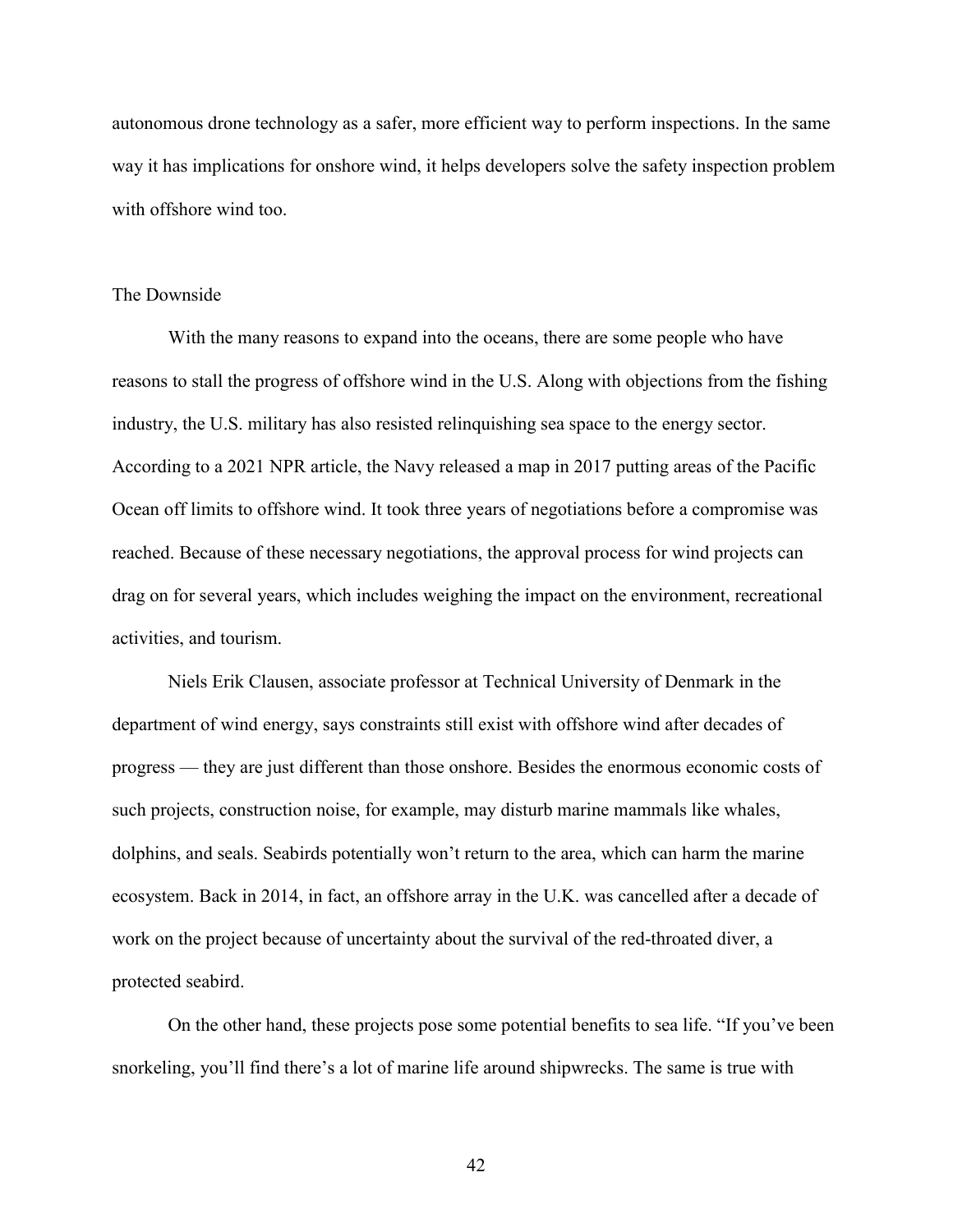autonomous drone technology as a safer, more efficient way to perform inspections. In the same way it has implications for onshore wind, it helps developers solve the safety inspection problem with offshore wind too.

## The Downside

With the many reasons to expand into the oceans, there are some people who have reasons to stall the progress of offshore wind in the U.S. Along with objections from the fishing industry, the U.S. military has also resisted relinquishing sea space to the energy sector. According to a 2021 NPR article, the Navy released a map in 2017 putting areas of the Pacific Ocean off limits to offshore wind. It took three years of negotiations before a compromise was reached. Because of these necessary negotiations, the approval process for wind projects can drag on for several years, which includes weighing the impact on the environment, recreational activities, and tourism.

Niels Erik Clausen, associate professor at Technical University of Denmark in the department of wind energy, says constraints still exist with offshore wind after decades of progress — they are just different than those onshore. Besides the enormous economic costs of such projects, construction noise, for example, may disturb marine mammals like whales, dolphins, and seals. Seabirds potentially won't return to the area, which can harm the marine ecosystem. Back in 2014, in fact, an offshore array in the U.K. was cancelled after a decade of work on the project because of uncertainty about the survival of the red-throated diver, a protected seabird.

On the other hand, these projects pose some potential benefits to sea life. "If you've been snorkeling, you'll find there's a lot of marine life around shipwrecks. The same is true with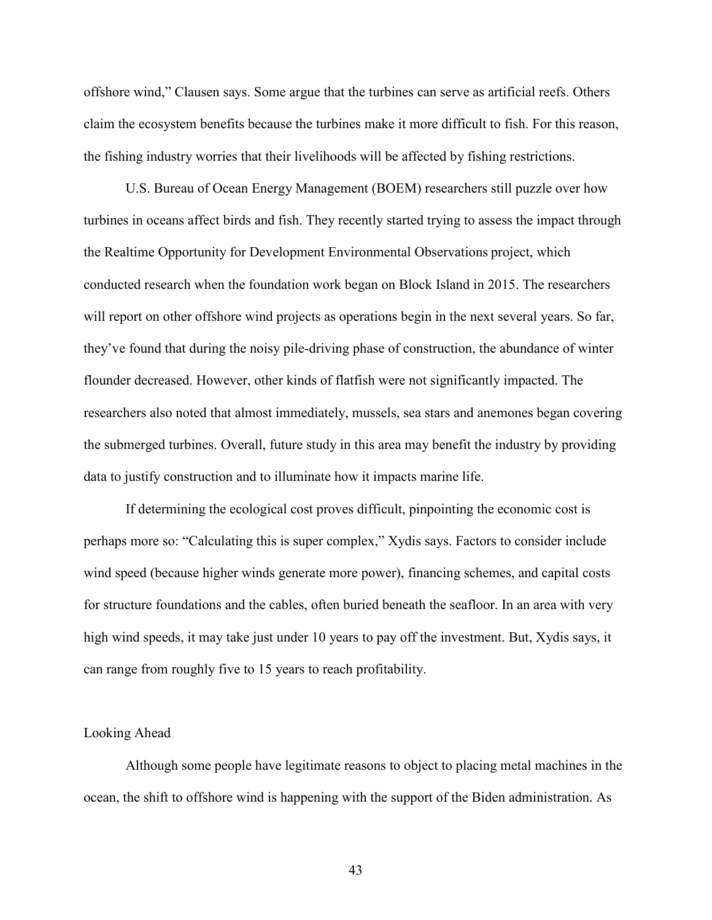offshore wind," Clausen says. Some argue that the turbines can serve as artificial reefs. Others claim the ecosystem benefits because the turbines make it more difficult to fish. For this reason, the fishing industry worries that their livelihoods will be affected by fishing restrictions.

U.S. Bureau of Ocean Energy Management (BOEM) researchers still puzzle over how turbines in oceans affect birds and fish. They recently started trying to assess the impact through the Realtime Opportunity for Development Environmental Observations project, which conducted research when the foundation work began on Block Island in 2015. The researchers will report on other offshore wind projects as operations begin in the next several years. So far, they've found that during the noisy pile-driving phase of construction, the abundance of winter flounder decreased. However, other kinds of flatfish were not significantly impacted. The researchers also noted that almost immediately, mussels, sea stars and anemones began covering the submerged turbines. Overall, future study in this area may benefit the industry by providing data to justify construction and to illuminate how it impacts marine life.

If determining the ecological cost proves difficult, pinpointing the economic cost is perhaps more so: "Calculating this is super complex," Xydis says. Factors to consider include wind speed (because higher winds generate more power), financing schemes, and capital costs for structure foundations and the cables, often buried beneath the seafloor. In an area with very high wind speeds, it may take just under 10 years to pay off the investment. But, Xydis says, it can range from roughly five to 15 years to reach profitability.

## Looking Ahead

Although some people have legitimate reasons to object to placing metal machines in the ocean, the shift to offshore wind is happening with the support of the Biden administration. As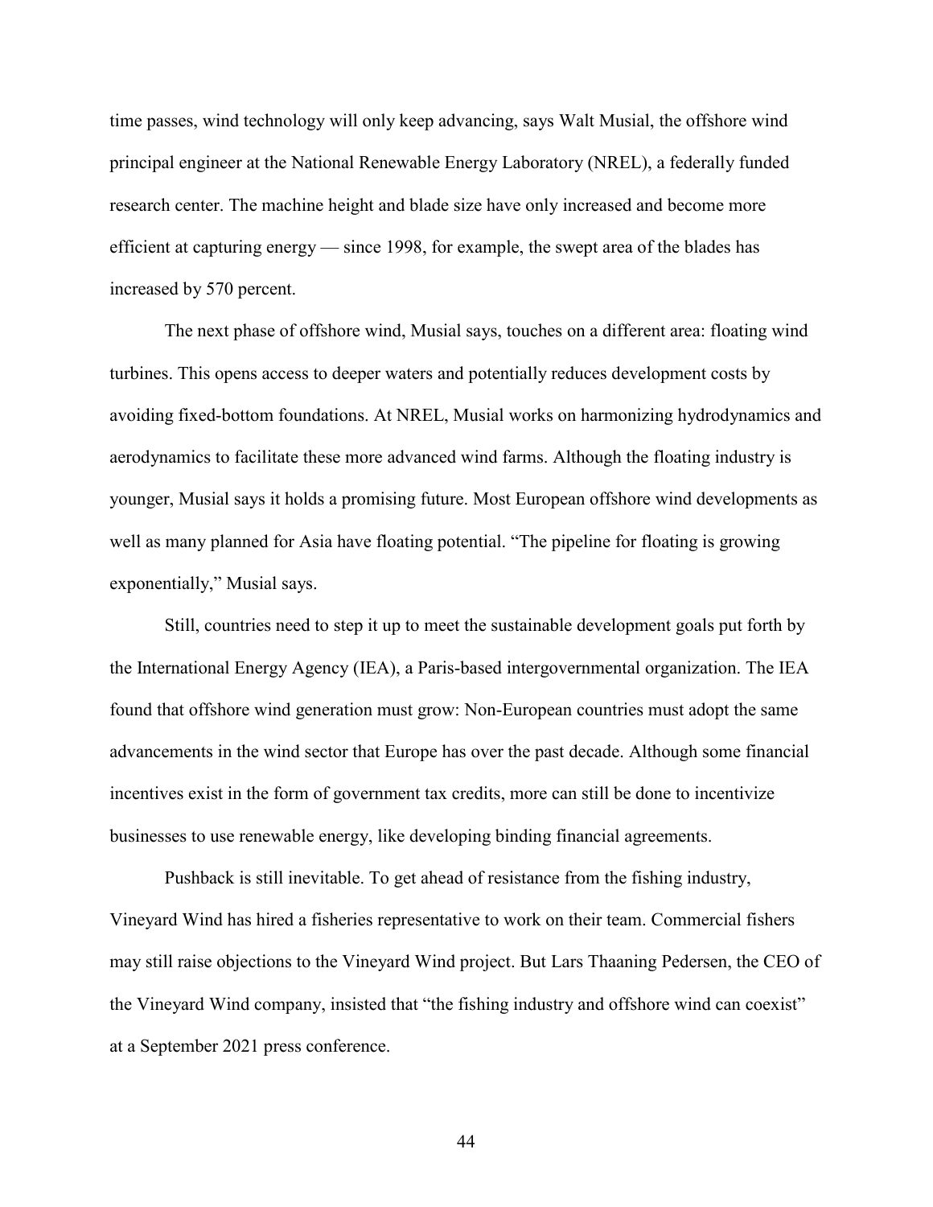time passes, wind technology will only keep advancing, says Walt Musial, the offshore wind principal engineer at the National Renewable Energy Laboratory (NREL), a federally funded research center. The machine height and blade size have only increased and become more efficient at capturing energy — since 1998, for example, the swept area of the blades has increased by 570 percent.

The next phase of offshore wind, Musial says, touches on a different area: floating wind turbines. This opens access to deeper waters and potentially reduces development costs by avoiding fixed-bottom foundations. At NREL, Musial works on harmonizing hydrodynamics and aerodynamics to facilitate these more advanced wind farms. Although the floating industry is younger, Musial says it holds a promising future. Most European offshore wind developments as well as many planned for Asia have floating potential. "The pipeline for floating is growing exponentially," Musial says.

Still, countries need to step it up to meet the sustainable development goals put forth by the International Energy Agency (IEA), a Paris-based intergovernmental organization. The IEA found that offshore wind generation must grow: Non-European countries must adopt the same advancements in the wind sector that Europe has over the past decade. Although some financial incentives exist in the form of government tax credits, more can still be done to incentivize businesses to use renewable energy, like developing binding financial agreements.

Pushback is still inevitable. To get ahead of resistance from the fishing industry, Vineyard Wind has hired a fisheries representative to work on their team. Commercial fishers may still raise objections to the Vineyard Wind project. But Lars Thaaning Pedersen, the CEO of the Vineyard Wind company, insisted that "the fishing industry and offshore wind can coexist" at a September 2021 press conference.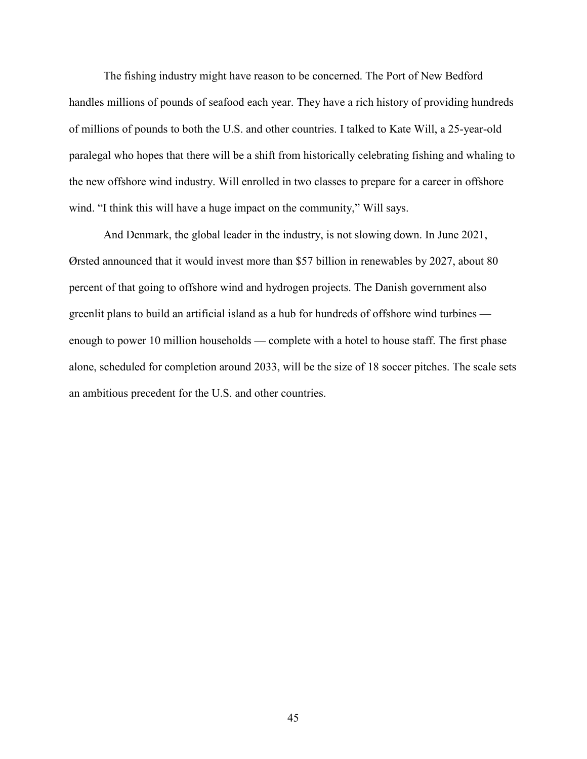The fishing industry might have reason to be concerned. The Port of New Bedford handles millions of pounds of seafood each year. They have a rich history of providing hundreds of millions of pounds to both the U.S. and other countries. I talked to Kate Will, a 25-year-old paralegal who hopes that there will be a shift from historically celebrating fishing and whaling to the new offshore wind industry. Will enrolled in two classes to prepare for a career in offshore wind. “I think this will have a huge impact on the community,” Will says.

And Denmark, the global leader in the industry, is not slowing down. In June 2021, Ørsted announced that it would invest more than $57 billion in renewables by 2027, about 80 percent of that going to offshore wind and hydrogen projects. The Danish government also greenlit plans to build an artificial island as a hub for hundreds of offshore wind turbines — enough to power 10 million households — complete with a hotel to house staff. The first phase alone, scheduled for completion around 2033, will be the size of 18 soccer pitches. The scale sets an ambitious precedent for the U.S. and other countries.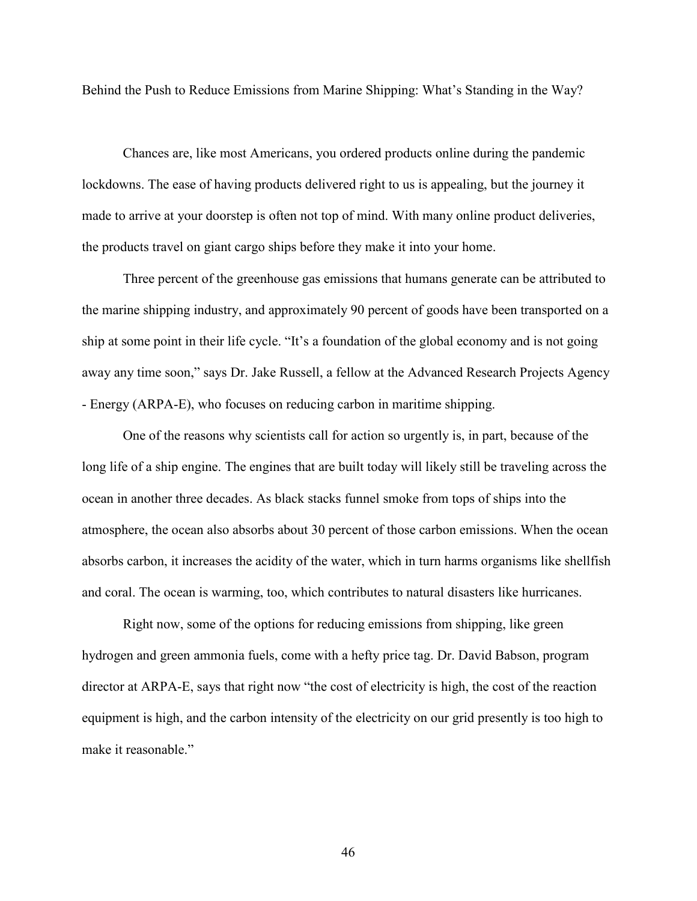# Behind the Push to Reduce Emissions from Marine Shipping: What's Standing in the Way?

Chances are, like most Americans, you ordered products online during the pandemic lockdowns. The ease of having products delivered right to us is appealing, but the journey it made to arrive at your doorstep is often not top of mind. With many online product deliveries, the products travel on giant cargo ships before they make it into your home.

Three percent of the greenhouse gas emissions that humans generate can be attributed to the marine shipping industry, and approximately 90 percent of goods have been transported on a ship at some point in their life cycle. "It's a foundation of the global economy and is not going away any time soon," says Dr. Jake Russell, a fellow at the Advanced Research Projects Agency - Energy (ARPA-E), who focuses on reducing carbon in maritime shipping.

One of the reasons why scientists call for action so urgently is, in part, because of the long life of a ship engine. The engines that are built today will likely still be traveling across the ocean in another three decades. As black stacks funnel smoke from tops of ships into the atmosphere, the ocean also absorbs about 30 percent of those carbon emissions. When the ocean absorbs carbon, it increases the acidity of the water, which in turn harms organisms like shellfish and coral. The ocean is warming, too, which contributes to natural disasters like hurricanes.

Right now, some of the options for reducing emissions from shipping, like green hydrogen and green ammonia fuels, come with a hefty price tag. Dr. David Babson, program director at ARPA-E, says that right now "the cost of electricity is high, the cost of the reaction equipment is high, and the carbon intensity of the electricity on our grid presently is too high to make it reasonable."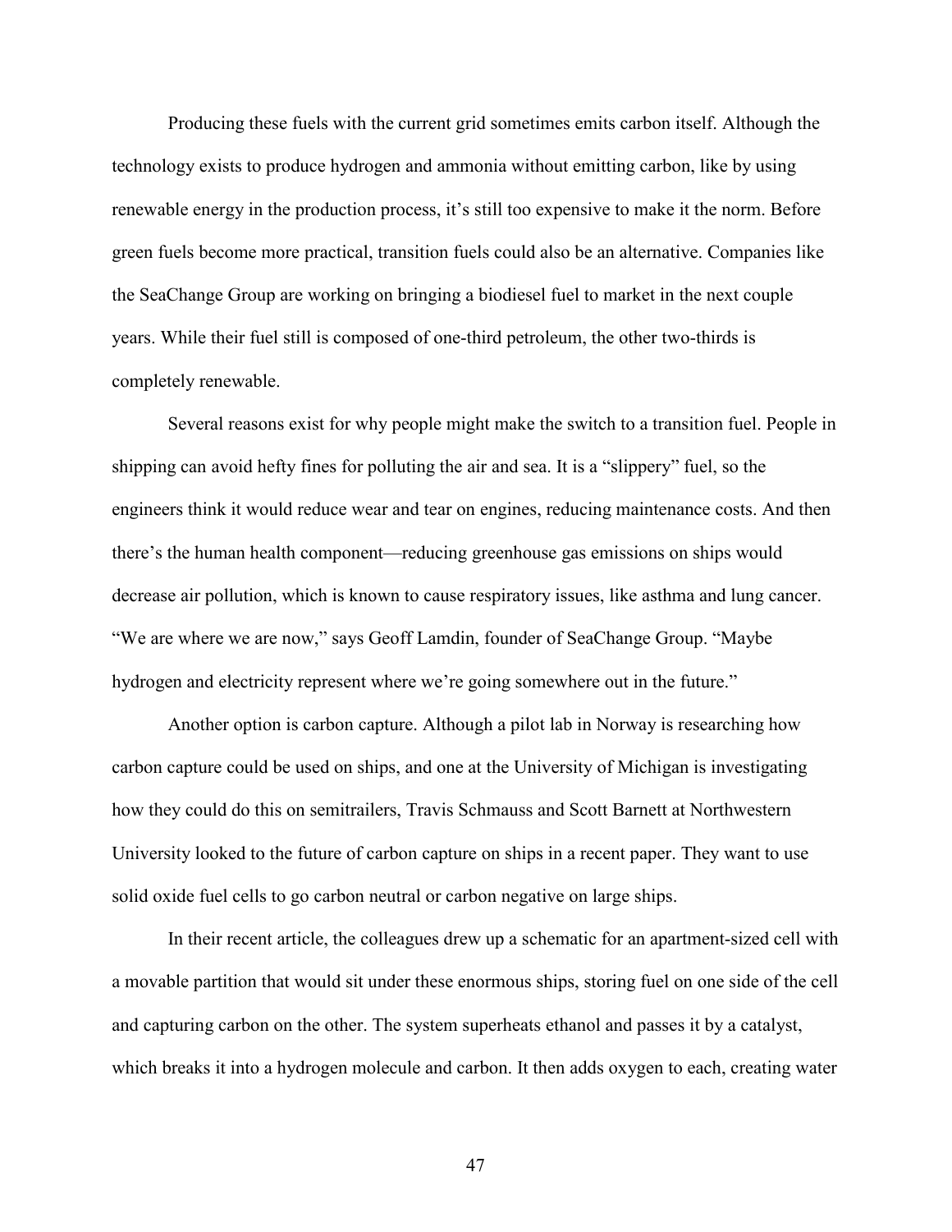Producing these fuels with the current grid sometimes emits carbon itself. Although the technology exists to produce hydrogen and ammonia without emitting carbon, like by using renewable energy in the production process, it's still too expensive to make it the norm. Before green fuels become more practical, transition fuels could also be an alternative. Companies like the SeaChange Group are working on bringing a biodiesel fuel to market in the next couple years. While their fuel still is composed of one-third petroleum, the other two-thirds is completely renewable.

Several reasons exist for why people might make the switch to a transition fuel. People in shipping can avoid hefty fines for polluting the air and sea. It is a "slippery" fuel, so the engineers think it would reduce wear and tear on engines, reducing maintenance costs. And then there's the human health component—reducing greenhouse gas emissions on ships would decrease air pollution, which is known to cause respiratory issues, like asthma and lung cancer. "We are where we are now," says Geoff Lamdin, founder of SeaChange Group. "Maybe hydrogen and electricity represent where we're going somewhere out in the future."

Another option is carbon capture. Although a pilot lab in Norway is researching how carbon capture could be used on ships, and one at the University of Michigan is investigating how they could do this on semitrailers, Travis Schmauss and Scott Barnett at Northwestern University looked to the future of carbon capture on ships in a recent paper. They want to use solid oxide fuel cells to go carbon neutral or carbon negative on large ships.

In their recent article, the colleagues drew up a schematic for an apartment-sized cell with a movable partition that would sit under these enormous ships, storing fuel on one side of the cell and capturing carbon on the other. The system superheats ethanol and passes it by a catalyst, which breaks it into a hydrogen molecule and carbon. It then adds oxygen to each, creating water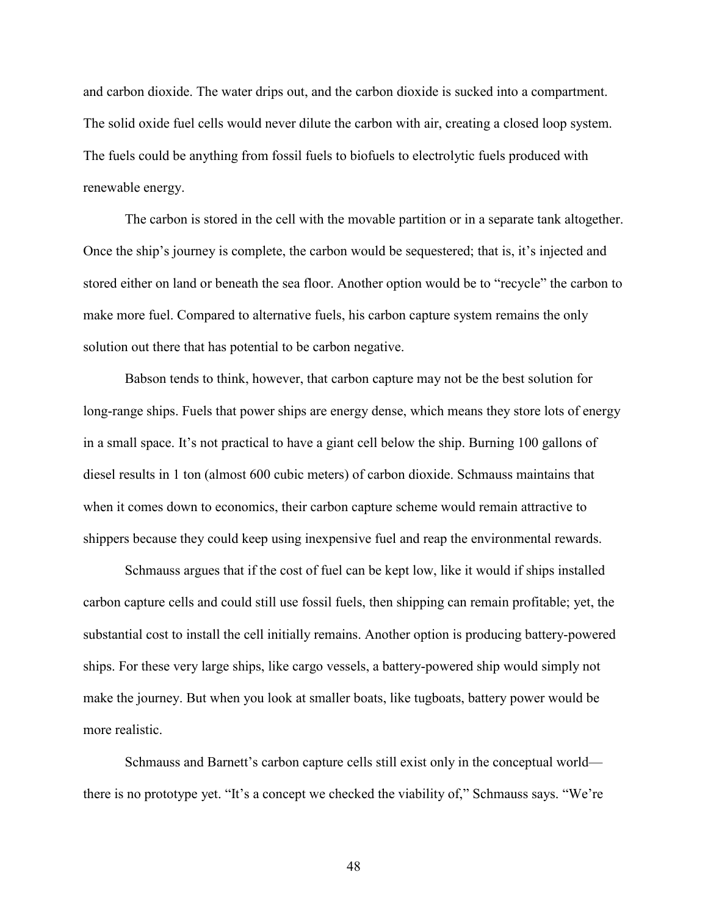and carbon dioxide. The water drips out, and the carbon dioxide is sucked into a compartment. The solid oxide fuel cells would never dilute the carbon with air, creating a closed loop system. The fuels could be anything from fossil fuels to biofuels to electrolytic fuels produced with renewable energy.

The carbon is stored in the cell with the movable partition or in a separate tank altogether. Once the ship's journey is complete, the carbon would be sequestered; that is, it's injected and stored either on land or beneath the sea floor. Another option would be to "recycle" the carbon to make more fuel. Compared to alternative fuels, his carbon capture system remains the only solution out there that has potential to be carbon negative.

Babson tends to think, however, that carbon capture may not be the best solution for long-range ships. Fuels that power ships are energy dense, which means they store lots of energy in a small space. It's not practical to have a giant cell below the ship. Burning 100 gallons of diesel results in 1 ton (almost 600 cubic meters) of carbon dioxide. Schmauss maintains that when it comes down to economics, their carbon capture scheme would remain attractive to shippers because they could keep using inexpensive fuel and reap the environmental rewards.

Schmauss argues that if the cost of fuel can be kept low, like it would if ships installed carbon capture cells and could still use fossil fuels, then shipping can remain profitable; yet, the substantial cost to install the cell initially remains. Another option is producing battery-powered ships. For these very large ships, like cargo vessels, a battery-powered ship would simply not make the journey. But when you look at smaller boats, like tugboats, battery power would be more realistic.

Schmauss and Barnett's carbon capture cells still exist only in the conceptual world—there is no prototype yet. "It's a concept we checked the viability of," Schmauss says. "We're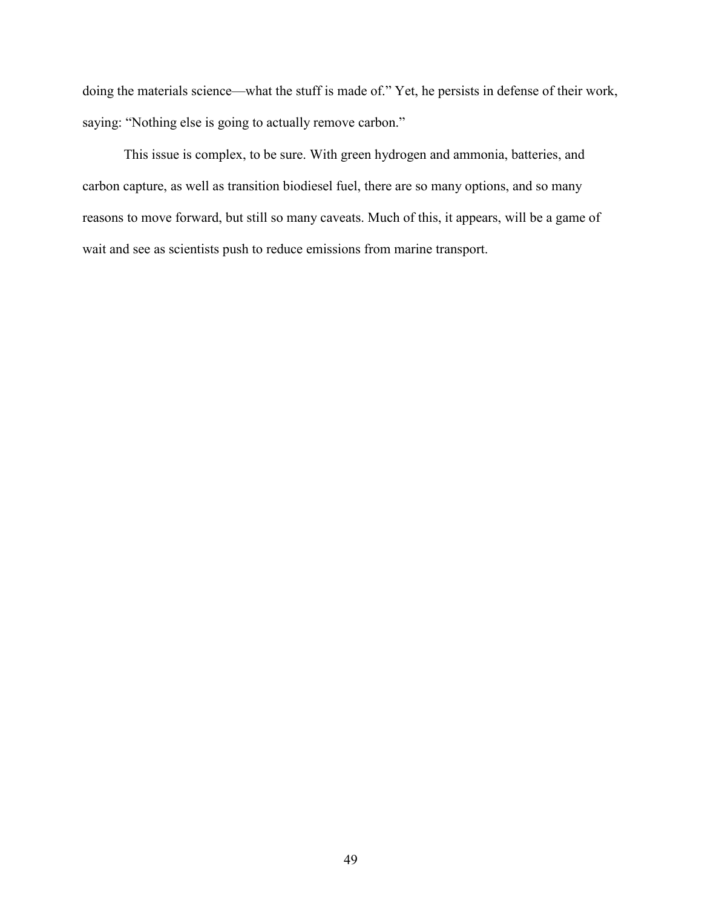doing the materials science—what the stuff is made of." Yet, he persists in defense of their work, saying: "Nothing else is going to actually remove carbon."

This issue is complex, to be sure. With green hydrogen and ammonia, batteries, and carbon capture, as well as transition biodiesel fuel, there are so many options, and so many reasons to move forward, but still so many caveats. Much of this, it appears, will be a game of wait and see as scientists push to reduce emissions from marine transport.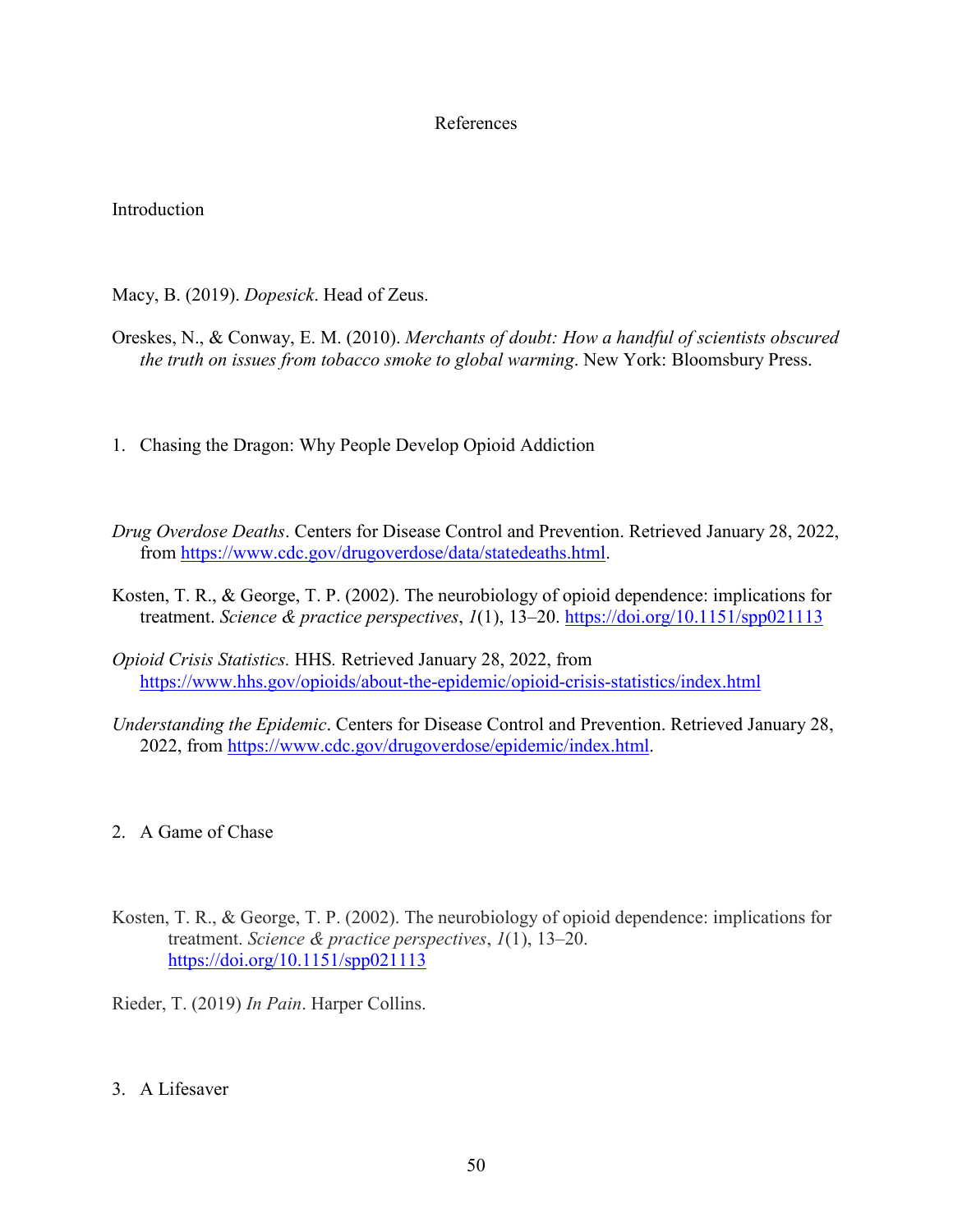# References

## Introduction

Macy, B. (2019). *Dopesick*. Head of Zeus.

Oreskes, N., & Conway, E. M. (2010). *Merchants of doubt: How a handful of scientists obscured the truth on issues from tobacco smoke to global warming*. New York: Bloomsbury Press.

## 1. Chasing the Dragon: Why People Develop Opioid Addiction

*Drug Overdose Deaths*. Centers for Disease Control and Prevention. Retrieved January 28, 2022, from https://www.cdc.gov/drugoverdose/data/statedeaths.html.

Kosten, T. R., & George, T. P. (2002). The neurobiology of opioid dependence: implications for treatment. *Science & practice perspectives*, *1*(1), 13–20. https://doi.org/10.1151/spp021113

*Opioid Crisis Statistics*. HHS. Retrieved January 28, 2022, from https://www.hhs.gov/opioids/about-the-epidemic/opioid-crisis-statistics/index.html

*Understanding the Epidemic*. Centers for Disease Control and Prevention. Retrieved January 28, 2022, from https://www.cdc.gov/drugoverdose/epidemic/index.html.

## 2. A Game of Chase

Kosten, T. R., & George, T. P. (2002). The neurobiology of opioid dependence: implications for treatment. *Science & practice perspectives*, *1*(1), 13–20. https://doi.org/10.1151/spp021113

Rieder, T. (2019) *In Pain*. Harper Collins.

## 3. A Lifesaver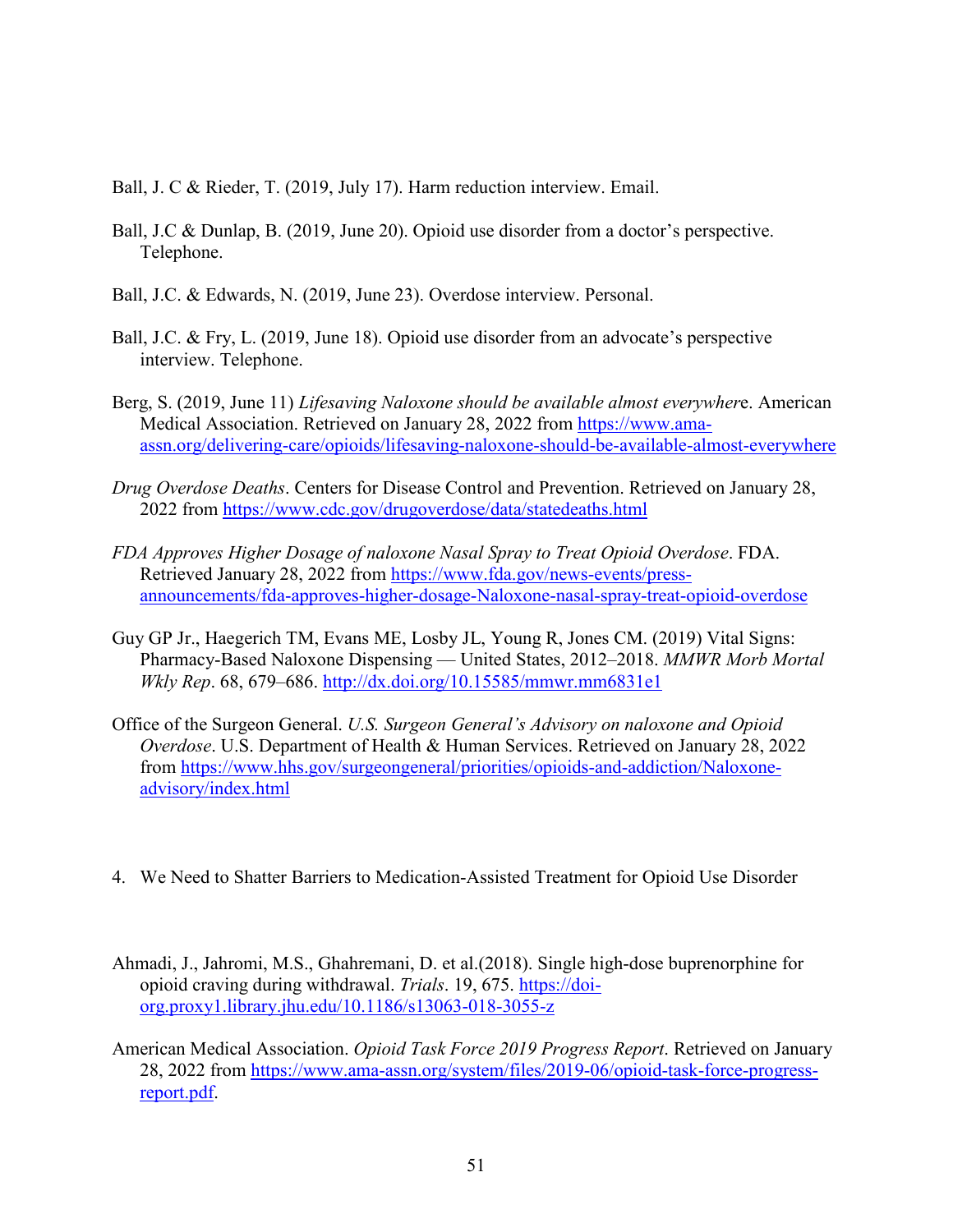Ball, J. C & Rieder, T. (2019, July 17). Harm reduction interview. Email.

Ball, J.C & Dunlap, B. (2019, June 20). Opioid use disorder from a doctor's perspective. Telephone.

Ball, J.C. & Edwards, N. (2019, June 23). Overdose interview. Personal.

Ball, J.C. & Fry, L. (2019, June 18). Opioid use disorder from an advocate's perspective interview. Telephone.

Berg, S. (2019, June 11) *Lifesaving Naloxone should be available almost everywher*e. American Medical Association. Retrieved on January 28, 2022 from https://www.ama-assn.org/delivering-care/opioids/lifesaving-naloxone-should-be-available-almost-everywhere

*Drug Overdose Deaths*. Centers for Disease Control and Prevention. Retrieved on January 28, 2022 from https://www.cdc.gov/drugoverdose/data/statedeaths.html

*FDA Approves Higher Dosage of naloxone Nasal Spray to Treat Opioid Overdose*. FDA. Retrieved January 28, 2022 from https://www.fda.gov/news-events/press-announcements/fda-approves-higher-dosage-Naloxone-nasal-spray-treat-opioid-overdose

Guy GP Jr., Haegerich TM, Evans ME, Losby JL, Young R, Jones CM. (2019) Vital Signs: Pharmacy-Based Naloxone Dispensing — United States, 2012–2018. *MMWR Morb Mortal Wkly Rep*. 68, 679–686. http://dx.doi.org/10.15585/mmwr.mm6831e1

Office of the Surgeon General. *U.S. Surgeon General's Advisory on naloxone and Opioid Overdose*. U.S. Department of Health & Human Services. Retrieved on January 28, 2022 from https://www.hhs.gov/surgeongeneral/priorities/opioids-and-addiction/Naloxone-advisory/index.html

4. We Need to Shatter Barriers to Medication-Assisted Treatment for Opioid Use Disorder

Ahmadi, J., Jahromi, M.S., Ghahremani, D. et al.(2018). Single high-dose buprenorphine for opioid craving during withdrawal. *Trials*. 19, 675. https://doi-org.proxy1.library.jhu.edu/10.1186/s13063-018-3055-z

American Medical Association. *Opioid Task Force 2019 Progress Report*. Retrieved on January 28, 2022 from https://www.ama-assn.org/system/files/2019-06/opioid-task-force-progress-report.pdf.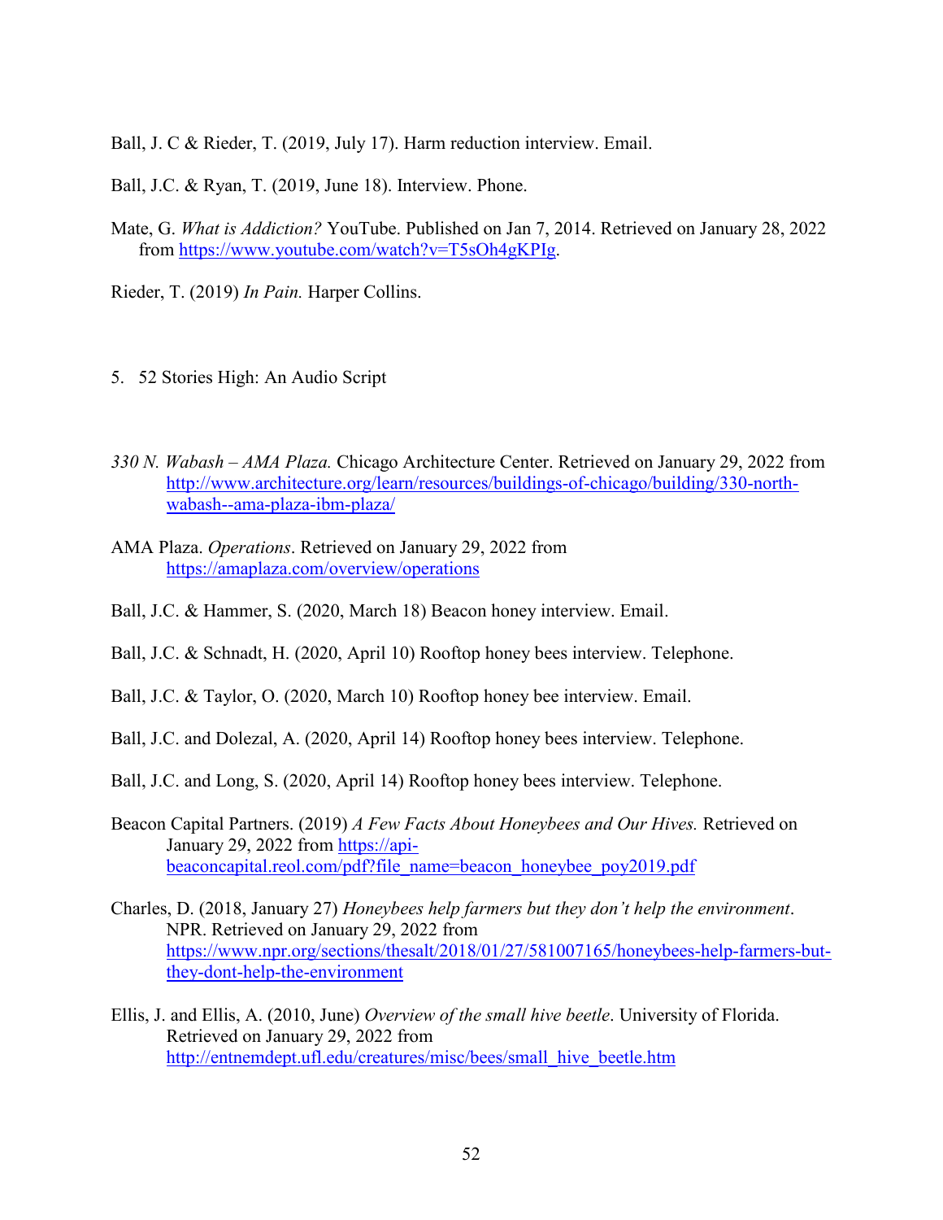Ball, J. C & Rieder, T. (2019, July 17). Harm reduction interview. Email.

Ball, J.C. & Ryan, T. (2019, June 18). Interview. Phone.

Mate, G. *What is Addiction?* YouTube. Published on Jan 7, 2014. Retrieved on January 28, 2022 from https://www.youtube.com/watch?v=T5sOh4gKPIg.

Rieder, T. (2019) *In Pain.* Harper Collins.

5. 52 Stories High: An Audio Script

*330 N. Wabash – AMA Plaza.* Chicago Architecture Center. Retrieved on January 29, 2022 from http://www.architecture.org/learn/resources/buildings-of-chicago/building/330-north-wabash--ama-plaza-ibm-plaza/

AMA Plaza. *Operations*. Retrieved on January 29, 2022 from https://amaplaza.com/overview/operations

Ball, J.C. & Hammer, S. (2020, March 18) Beacon honey interview. Email.

Ball, J.C. & Schnadt, H. (2020, April 10) Rooftop honey bees interview. Telephone.

Ball, J.C. & Taylor, O. (2020, March 10) Rooftop honey bee interview. Email.

Ball, J.C. and Dolezal, A. (2020, April 14) Rooftop honey bees interview. Telephone.

Ball, J.C. and Long, S. (2020, April 14) Rooftop honey bees interview. Telephone.

Beacon Capital Partners. (2019) *A Few Facts About Honeybees and Our Hives.* Retrieved on January 29, 2022 from https://api-beaconcapital.reol.com/pdf?file_name=beacon_honeybee_poy2019.pdf

Charles, D. (2018, January 27) *Honeybees help farmers but they don't help the environment*. NPR. Retrieved on January 29, 2022 from https://www.npr.org/sections/thesalt/2018/01/27/581007165/honeybees-help-farmers-but-they-dont-help-the-environment

Ellis, J. and Ellis, A. (2010, June) *Overview of the small hive beetle*. University of Florida. Retrieved on January 29, 2022 from http://entnemdept.ufl.edu/creatures/misc/bees/small_hive_beetle.htm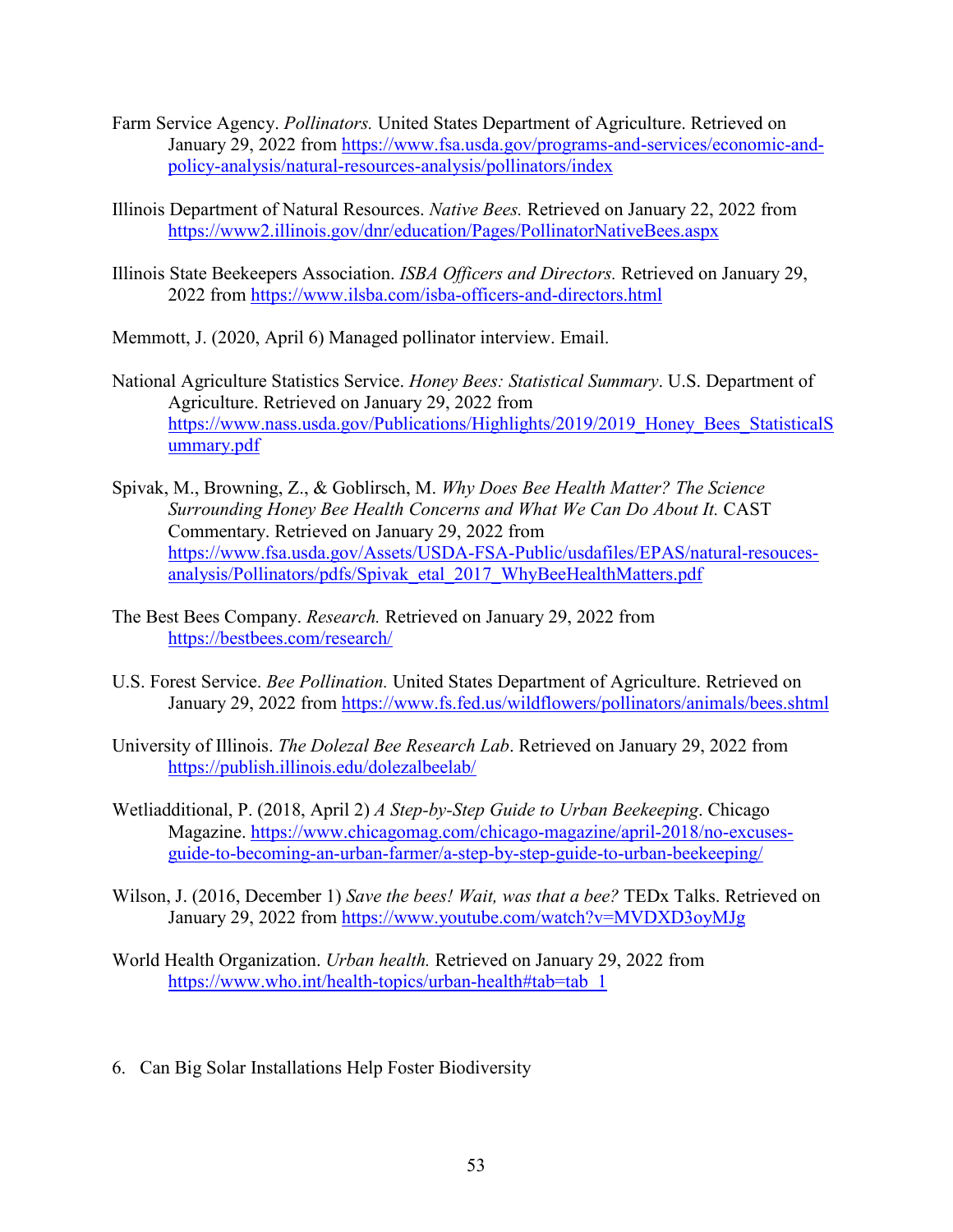Farm Service Agency. *Pollinators.* United States Department of Agriculture. Retrieved on January 29, 2022 from https://www.fsa.usda.gov/programs-and-services/economic-and-policy-analysis/natural-resources-analysis/pollinators/index

Illinois Department of Natural Resources. *Native Bees.* Retrieved on January 22, 2022 from https://www2.illinois.gov/dnr/education/Pages/PollinatorNativeBees.aspx

Illinois State Beekeepers Association. *ISBA Officers and Directors.* Retrieved on January 29, 2022 from https://www.ilsba.com/isba-officers-and-directors.html

Memmott, J. (2020, April 6) Managed pollinator interview. Email.

National Agriculture Statistics Service. *Honey Bees: Statistical Summary*. U.S. Department of Agriculture. Retrieved on January 29, 2022 from https://www.nass.usda.gov/Publications/Highlights/2019/2019_Honey_Bees_StatisticalSummary.pdf

Spivak, M., Browning, Z., & Goblirsch, M. *Why Does Bee Health Matter? The Science Surrounding Honey Bee Health Concerns and What We Can Do About It.* CAST Commentary. Retrieved on January 29, 2022 from https://www.fsa.usda.gov/Assets/USDA-FSA-Public/usdafiles/EPAS/natural-resouces-analysis/Pollinators/pdfs/Spivak_etal_2017_WhyBeeHealthMatters.pdf

The Best Bees Company. *Research.* Retrieved on January 29, 2022 from https://bestbees.com/research/

U.S. Forest Service. *Bee Pollination.* United States Department of Agriculture. Retrieved on January 29, 2022 from https://www.fs.fed.us/wildflowers/pollinators/animals/bees.shtml

University of Illinois. *The Dolezal Bee Research Lab*. Retrieved on January 29, 2022 from https://publish.illinois.edu/dolezalbeelab/

Wetliadditional, P. (2018, April 2) *A Step-by-Step Guide to Urban Beekeeping*. Chicago Magazine. https://www.chicagomag.com/chicago-magazine/april-2018/no-excuses-guide-to-becoming-an-urban-farmer/a-step-by-step-guide-to-urban-beekeeping/

Wilson, J. (2016, December 1) *Save the bees! Wait, was that a bee?* TEDx Talks. Retrieved on January 29, 2022 from https://www.youtube.com/watch?v=MVDXD3oyMJg

World Health Organization. *Urban health.* Retrieved on January 29, 2022 from https://www.who.int/health-topics/urban-health#tab=tab_1

6. Can Big Solar Installations Help Foster Biodiversity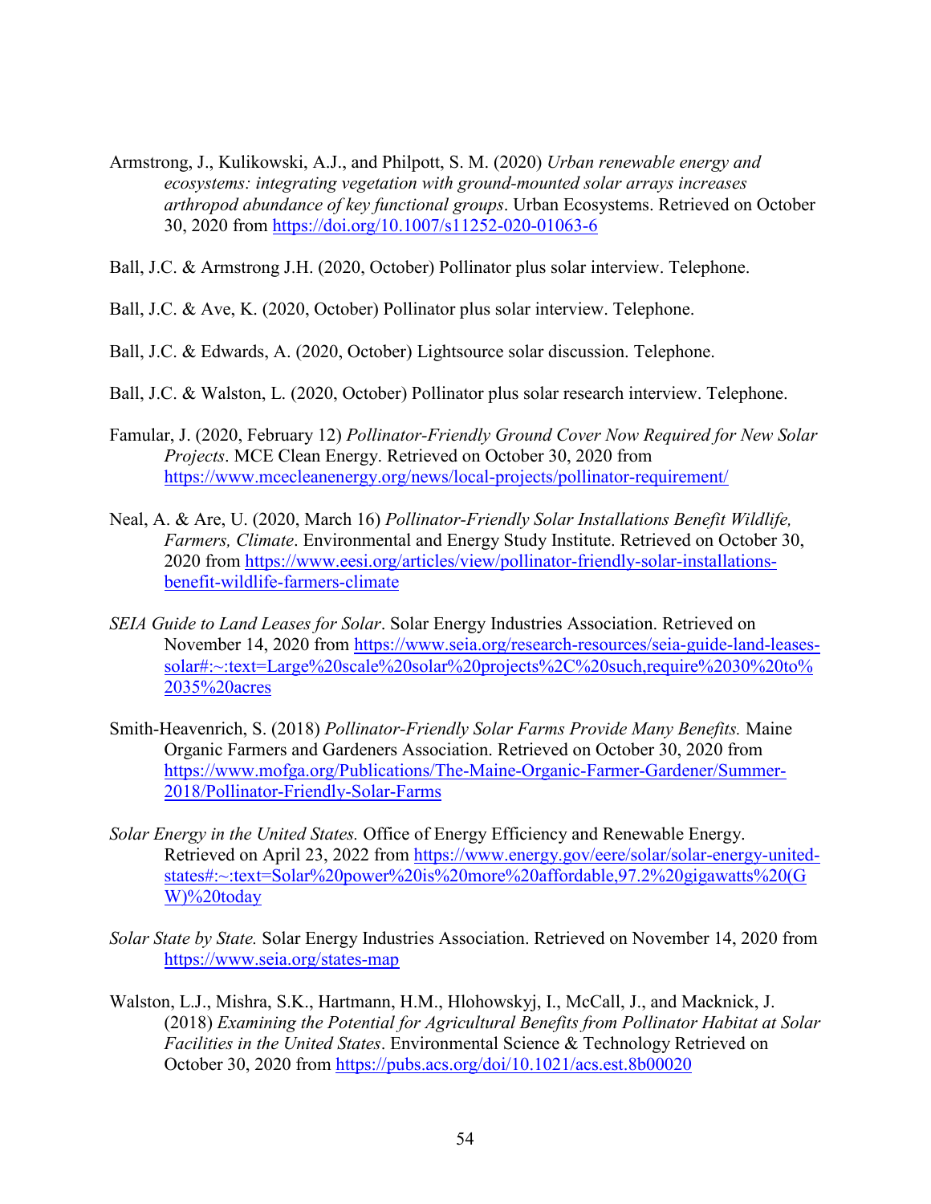Armstrong, J., Kulikowski, A.J., and Philpott, S. M. (2020) *Urban renewable energy and ecosystems: integrating vegetation with ground-mounted solar arrays increases arthropod abundance of key functional groups*. Urban Ecosystems. Retrieved on October 30, 2020 from https://doi.org/10.1007/s11252-020-01063-6

Ball, J.C. & Armstrong J.H. (2020, October) Pollinator plus solar interview. Telephone.

Ball, J.C. & Ave, K. (2020, October) Pollinator plus solar interview. Telephone.

Ball, J.C. & Edwards, A. (2020, October) Lightsource solar discussion. Telephone.

Ball, J.C. & Walston, L. (2020, October) Pollinator plus solar research interview. Telephone.

Famular, J. (2020, February 12) *Pollinator-Friendly Ground Cover Now Required for New Solar Projects*. MCE Clean Energy. Retrieved on October 30, 2020 from https://www.mcecleanenergy.org/news/local-projects/pollinator-requirement/

Neal, A. & Are, U. (2020, March 16) *Pollinator-Friendly Solar Installations Benefit Wildlife, Farmers, Climate*. Environmental and Energy Study Institute. Retrieved on October 30, 2020 from https://www.eesi.org/articles/view/pollinator-friendly-solar-installations-benefit-wildlife-farmers-climate

*SEIA Guide to Land Leases for Solar*. Solar Energy Industries Association. Retrieved on November 14, 2020 from https://www.seia.org/research-resources/seia-guide-land-leases-solar#:~:text=Large%20scale%20solar%20projects%2C%20such,require%2030%20to%2035%20acres

Smith-Heavenrich, S. (2018) *Pollinator-Friendly Solar Farms Provide Many Benefits.* Maine Organic Farmers and Gardeners Association. Retrieved on October 30, 2020 from https://www.mofga.org/Publications/The-Maine-Organic-Farmer-Gardener/Summer-2018/Pollinator-Friendly-Solar-Farms

*Solar Energy in the United States.* Office of Energy Efficiency and Renewable Energy. Retrieved on April 23, 2022 from https://www.energy.gov/eere/solar/solar-energy-united-states#:~:text=Solar%20power%20is%20more%20affordable,97.2%20gigawatts%20(GW)%20today

*Solar State by State.* Solar Energy Industries Association. Retrieved on November 14, 2020 from https://www.seia.org/states-map

Walston, L.J., Mishra, S.K., Hartmann, H.M., Hlohowskyj, I., McCall, J., and Macknick, J. (2018) *Examining the Potential for Agricultural Benefits from Pollinator Habitat at Solar Facilities in the United States*. Environmental Science & Technology Retrieved on October 30, 2020 from https://pubs.acs.org/doi/10.1021/acs.est.8b00020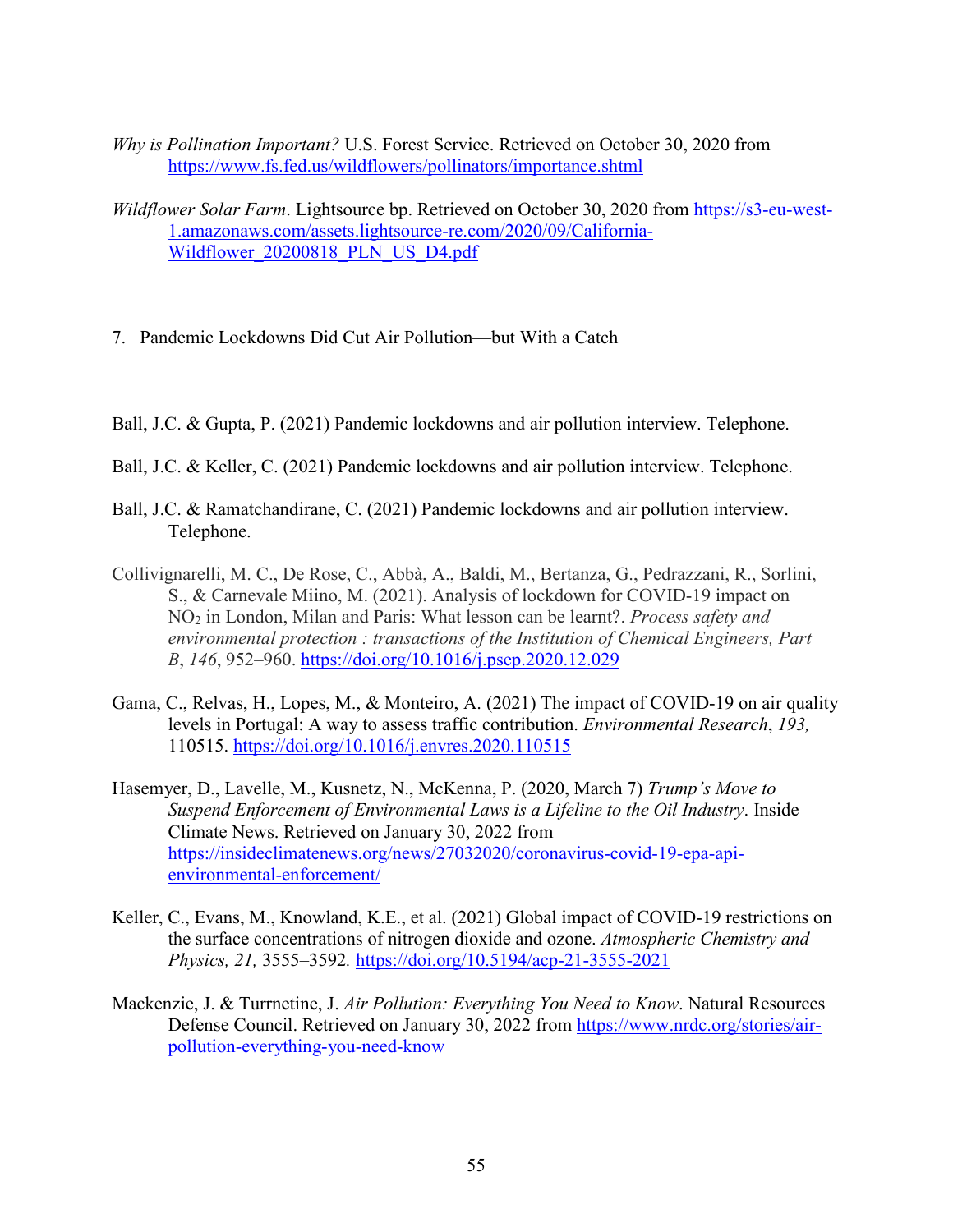*Why is Pollination Important?* U.S. Forest Service. Retrieved on October 30, 2020 from https://www.fs.fed.us/wildflowers/pollinators/importance.shtml

*Wildflower Solar Farm*. Lightsource bp. Retrieved on October 30, 2020 from https://s3-eu-west-1.amazonaws.com/assets.lightsource-re.com/2020/09/California-Wildflower_20200818_PLN_US_D4.pdf

7. Pandemic Lockdowns Did Cut Air Pollution—but With a Catch

Ball, J.C. & Gupta, P. (2021) Pandemic lockdowns and air pollution interview. Telephone.

Ball, J.C. & Keller, C. (2021) Pandemic lockdowns and air pollution interview. Telephone.

Ball, J.C. & Ramatchandirane, C. (2021) Pandemic lockdowns and air pollution interview. Telephone.

Collivignarelli, M. C., De Rose, C., Abbà, A., Baldi, M., Bertanza, G., Pedrazzani, R., Sorlini, S., & Carnevale Miino, M. (2021). Analysis of lockdown for COVID-19 impact on $NO_2$ in London, Milan and Paris: What lesson can be learnt?. *Process safety and environmental protection : transactions of the Institution of Chemical Engineers, Part B*, *146*, 952–960. https://doi.org/10.1016/j.psep.2020.12.029

Gama, C., Relvas, H., Lopes, M., & Monteiro, A. (2021) The impact of COVID-19 on air quality levels in Portugal: A way to assess traffic contribution. *Environmental Research*, *193,* 110515. https://doi.org/10.1016/j.envres.2020.110515

Hasemyer, D., Lavelle, M., Kusnetz, N., McKenna, P. (2020, March 7) *Trump's Move to Suspend Enforcement of Environmental Laws is a Lifeline to the Oil Industry*. Inside Climate News. Retrieved on January 30, 2022 from https://insideclimatenews.org/news/27032020/coronavirus-covid-19-epa-api-environmental-enforcement/

Keller, C., Evans, M., Knowland, K.E., et al. (2021) Global impact of COVID-19 restrictions on the surface concentrations of nitrogen dioxide and ozone. *Atmospheric Chemistry and Physics, 21,* 3555–3592. https://doi.org/10.5194/acp-21-3555-2021

Mackenzie, J. & Turrnetine, J. *Air Pollution: Everything You Need to Know*. Natural Resources Defense Council. Retrieved on January 30, 2022 from https://www.nrdc.org/stories/air-pollution-everything-you-need-know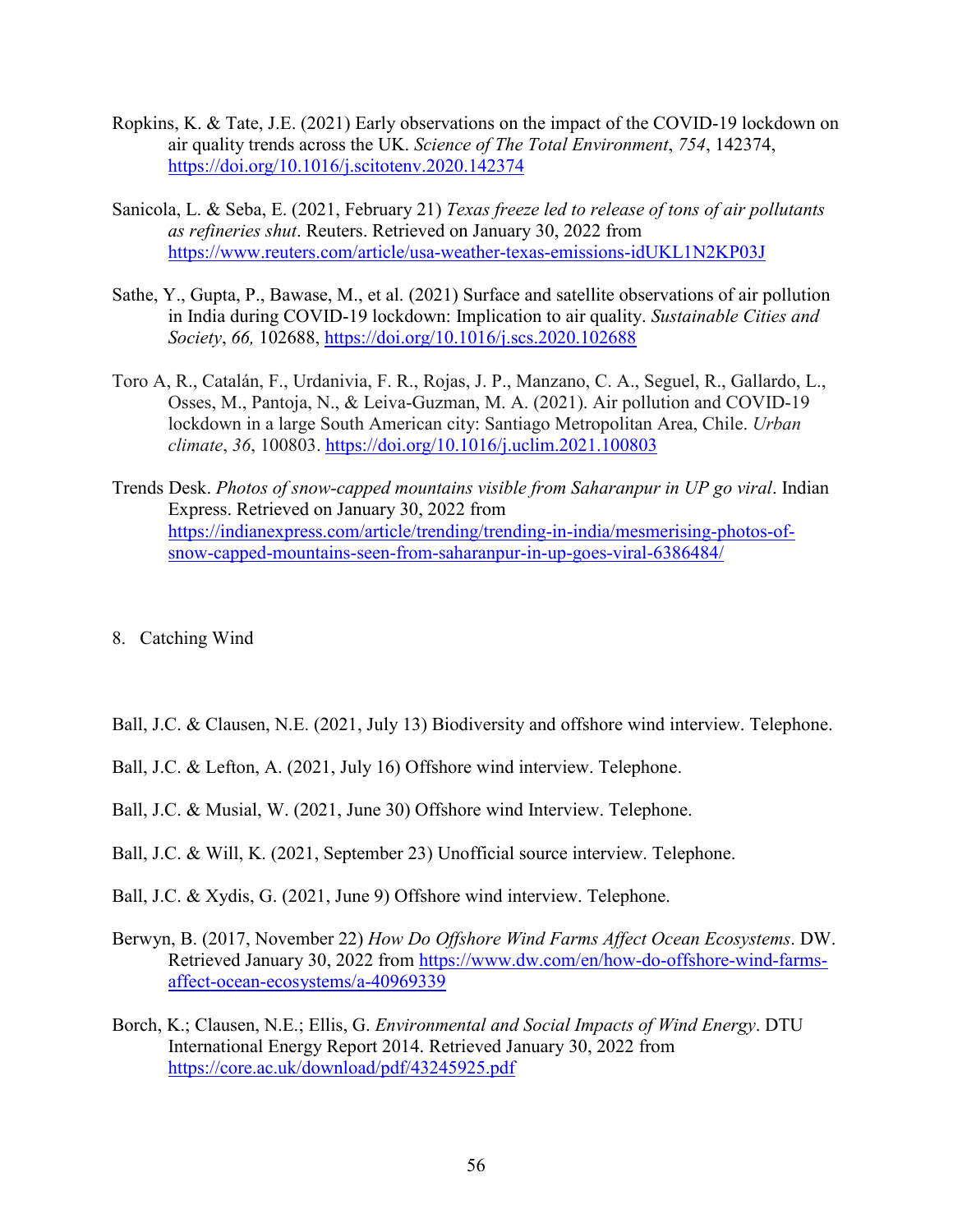Ropkins, K. & Tate, J.E. (2021) Early observations on the impact of the COVID-19 lockdown on air quality trends across the UK. *Science of The Total Environment*, *754*, 142374, https://doi.org/10.1016/j.scitotenv.2020.142374

Sanicola, L. & Seba, E. (2021, February 21) *Texas freeze led to release of tons of air pollutants as refineries shut*. Reuters. Retrieved on January 30, 2022 from https://www.reuters.com/article/usa-weather-texas-emissions-idUKL1N2KP03J

Sathe, Y., Gupta, P., Bawase, M., et al. (2021) Surface and satellite observations of air pollution in India during COVID-19 lockdown: Implication to air quality. *Sustainable Cities and Society*, *66,* 102688, https://doi.org/10.1016/j.scs.2020.102688

Toro A, R., Catalán, F., Urdanivia, F. R., Rojas, J. P., Manzano, C. A., Seguel, R., Gallardo, L., Osses, M., Pantoja, N., & Leiva-Guzman, M. A. (2021). Air pollution and COVID-19 lockdown in a large South American city: Santiago Metropolitan Area, Chile. *Urban climate*, *36*, 100803. https://doi.org/10.1016/j.uclim.2021.100803

Trends Desk. *Photos of snow-capped mountains visible from Saharanpur in UP go viral*. Indian Express. Retrieved on January 30, 2022 from https://indianexpress.com/article/trending/trending-in-india/mesmerising-photos-of-snow-capped-mountains-seen-from-saharanpur-in-up-goes-viral-6386484/

8. Catching Wind

Ball, J.C. & Clausen, N.E. (2021, July 13) Biodiversity and offshore wind interview. Telephone.

Ball, J.C. & Lefton, A. (2021, July 16) Offshore wind interview. Telephone.

Ball, J.C. & Musial, W. (2021, June 30) Offshore wind Interview. Telephone.

Ball, J.C. & Will, K. (2021, September 23) Unofficial source interview. Telephone.

Ball, J.C. & Xydis, G. (2021, June 9) Offshore wind interview. Telephone.

Berwyn, B. (2017, November 22) *How Do Offshore Wind Farms Affect Ocean Ecosystems*. DW. Retrieved January 30, 2022 from https://www.dw.com/en/how-do-offshore-wind-farms-affect-ocean-ecosystems/a-40969339

Borch, K.; Clausen, N.E.; Ellis, G. *Environmental and Social Impacts of Wind Energy*. DTU International Energy Report 2014. Retrieved January 30, 2022 from https://core.ac.uk/download/pdf/43245925.pdf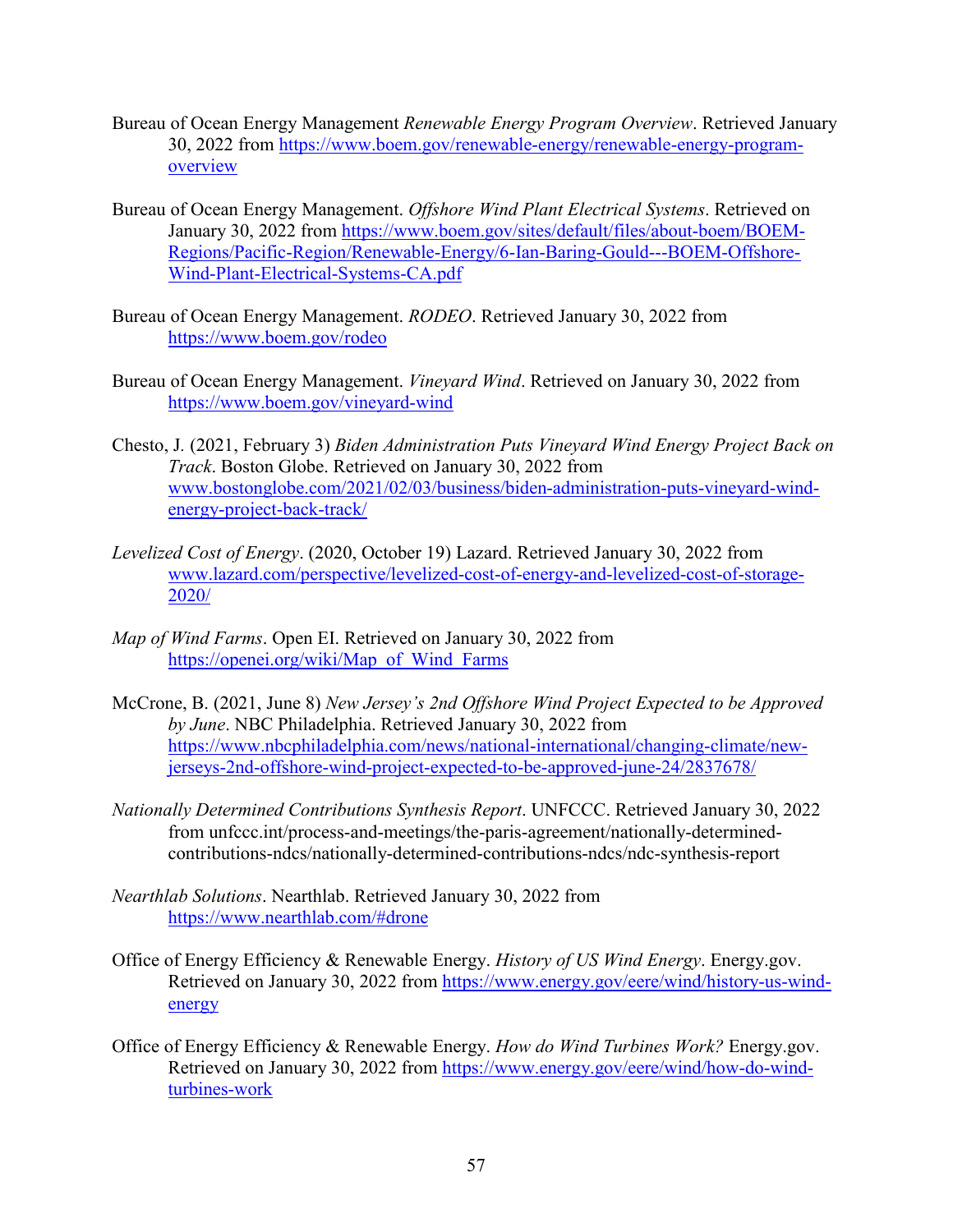Bureau of Ocean Energy Management *Renewable Energy Program Overview*. Retrieved January 30, 2022 from https://www.boem.gov/renewable-energy/renewable-energy-program-overview

Bureau of Ocean Energy Management. *Offshore Wind Plant Electrical Systems*. Retrieved on January 30, 2022 from https://www.boem.gov/sites/default/files/about-boem/BOEM-Regions/Pacific-Region/Renewable-Energy/6-Ian-Baring-Gould---BOEM-Offshore-Wind-Plant-Electrical-Systems-CA.pdf

Bureau of Ocean Energy Management. *RODEO*. Retrieved January 30, 2022 from https://www.boem.gov/rodeo

Bureau of Ocean Energy Management. *Vineyard Wind*. Retrieved on January 30, 2022 from https://www.boem.gov/vineyard-wind

Chesto, J. (2021, February 3) *Biden Administration Puts Vineyard Wind Energy Project Back on Track*. Boston Globe. Retrieved on January 30, 2022 from www.bostonglobe.com/2021/02/03/business/biden-administration-puts-vineyard-wind-energy-project-back-track/

*Levelized Cost of Energy*. (2020, October 19) Lazard. Retrieved January 30, 2022 from www.lazard.com/perspective/levelized-cost-of-energy-and-levelized-cost-of-storage-2020/

*Map of Wind Farms*. Open EI. Retrieved on January 30, 2022 from https://openei.org/wiki/Map_of_Wind_Farms

McCrone, B. (2021, June 8) *New Jersey's 2nd Offshore Wind Project Expected to be Approved by June*. NBC Philadelphia. Retrieved January 30, 2022 from https://www.nbcphiladelphia.com/news/national-international/changing-climate/new-jerseys-2nd-offshore-wind-project-expected-to-be-approved-june-24/2837678/

*Nationally Determined Contributions Synthesis Report*. UNFCCC. Retrieved January 30, 2022 from unfccc.int/process-and-meetings/the-paris-agreement/nationally-determined-contributions-ndcs/nationally-determined-contributions-ndcs/ndc-synthesis-report

*Nearthlab Solutions*. Nearthlab. Retrieved January 30, 2022 from https://www.nearthlab.com/#drone

Office of Energy Efficiency & Renewable Energy. *History of US Wind Energy*. Energy.gov. Retrieved on January 30, 2022 from https://www.energy.gov/eere/wind/history-us-wind-energy

Office of Energy Efficiency & Renewable Energy. *How do Wind Turbines Work?* Energy.gov. Retrieved on January 30, 2022 from https://www.energy.gov/eere/wind/how-do-wind-turbines-work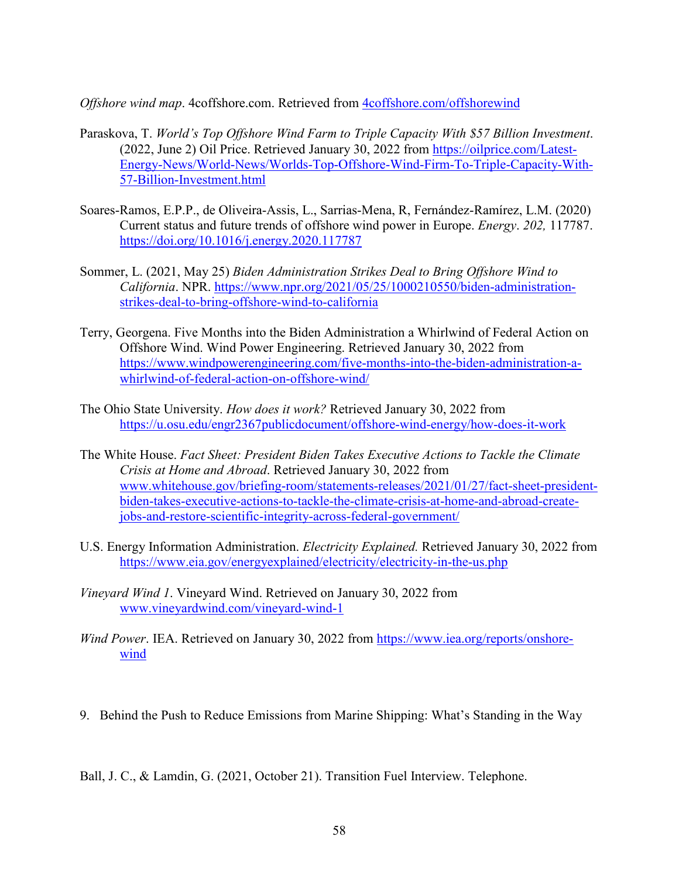*Offshore wind map*. 4coffshore.com. Retrieved from [4coffshore.com/offshorewind](4coffshore.com/offshorewind)

Paraskova, T. *World's Top Offshore Wind Farm to Triple Capacity With $57 Billion Investment*. (2022, June 2) Oil Price. Retrieved January 30, 2022 from [https://oilprice.com/Latest-Energy-News/World-News/Worlds-Top-Offshore-Wind-Firm-To-Triple-Capacity-With-57-Billion-Investment.html](https://oilprice.com/Latest-Energy-News/World-News/Worlds-Top-Offshore-Wind-Firm-To-Triple-Capacity-With-57-Billion-Investment.html)

Soares-Ramos, E.P.P., de Oliveira-Assis, L., Sarrias-Mena, R, Fernández-Ramírez, L.M. (2020) Current status and future trends of offshore wind power in Europe. *Energy*. *202,* 117787. [https://doi.org/10.1016/j.energy.2020.117787](https://doi.org/10.1016/j.energy.2020.117787)

Sommer, L. (2021, May 25) *Biden Administration Strikes Deal to Bring Offshore Wind to California*. NPR. [https://www.npr.org/2021/05/25/1000210550/biden-administration-strikes-deal-to-bring-offshore-wind-to-california](https://www.npr.org/2021/05/25/1000210550/biden-administration-strikes-deal-to-bring-offshore-wind-to-california)

Terry, Georgena. Five Months into the Biden Administration a Whirlwind of Federal Action on Offshore Wind. Wind Power Engineering. Retrieved January 30, 2022 from [https://www.windpowerengineering.com/five-months-into-the-biden-administration-a-whirlwind-of-federal-action-on-offshore-wind/](https://www.windpowerengineering.com/five-months-into-the-biden-administration-a-whirlwind-of-federal-action-on-offshore-wind/)

The Ohio State University. *How does it work?* Retrieved January 30, 2022 from [https://u.osu.edu/engr2367publicdocument/offshore-wind-energy/how-does-it-work](https://u.osu.edu/engr2367publicdocument/offshore-wind-energy/how-does-it-work)

The White House. *Fact Sheet: President Biden Takes Executive Actions to Tackle the Climate Crisis at Home and Abroad*. Retrieved January 30, 2022 from [www.whitehouse.gov/briefing-room/statements-releases/2021/01/27/fact-sheet-president-biden-takes-executive-actions-to-tackle-the-climate-crisis-at-home-and-abroad-create-jobs-and-restore-scientific-integrity-across-federal-government/](www.whitehouse.gov/briefing-room/statements-releases/2021/01/27/fact-sheet-president-biden-takes-executive-actions-to-tackle-the-climate-crisis-at-home-and-abroad-create-jobs-and-restore-scientific-integrity-across-federal-government/)

U.S. Energy Information Administration. *Electricity Explained.* Retrieved January 30, 2022 from [https://www.eia.gov/energyexplained/electricity/electricity-in-the-us.php](https://www.eia.gov/energyexplained/electricity/electricity-in-the-us.php)

*Vineyard Wind 1*. Vineyard Wind. Retrieved on January 30, 2022 from [www.vineyardwind.com/vineyard-wind-1](www.vineyardwind.com/vineyard-wind-1)

*Wind Power*. IEA. Retrieved on January 30, 2022 from [https://www.iea.org/reports/onshore-wind](https://www.iea.org/reports/onshore-wind)

9. Behind the Push to Reduce Emissions from Marine Shipping: What's Standing in the Way

Ball, J. C., & Lamdin, G. (2021, October 21). Transition Fuel Interview. Telephone.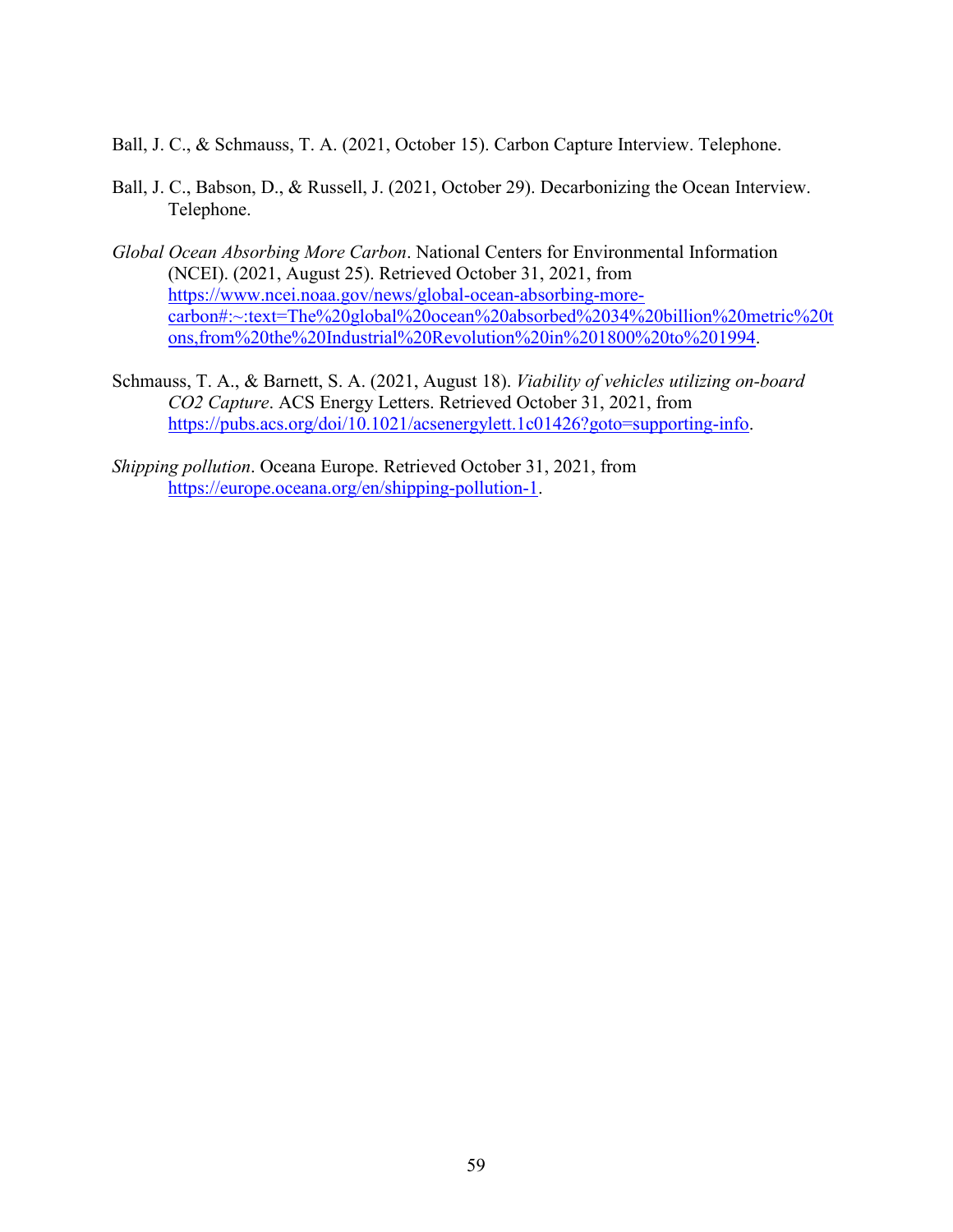Ball, J. C., & Schmauss, T. A. (2021, October 15). Carbon Capture Interview. Telephone.

Ball, J. C., Babson, D., & Russell, J. (2021, October 29). Decarbonizing the Ocean Interview. Telephone.

*Global Ocean Absorbing More Carbon*. National Centers for Environmental Information (NCEI). (2021, August 25). Retrieved October 31, 2021, from https://www.ncei.noaa.gov/news/global-ocean-absorbing-more-carbon#:~:text=The%20global%20ocean%20absorbed%2034%20billion%20metric%20tons,from%20the%20Industrial%20Revolution%20in%201800%20to%201994.

Schmauss, T. A., & Barnett, S. A. (2021, August 18). *Viability of vehicles utilizing on-board CO2 Capture*. ACS Energy Letters. Retrieved October 31, 2021, from https://pubs.acs.org/doi/10.1021/acsenergylett.1c01426?goto=supporting-info.

*Shipping pollution*. Oceana Europe. Retrieved October 31, 2021, from https://europe.oceana.org/en/shipping-pollution-1.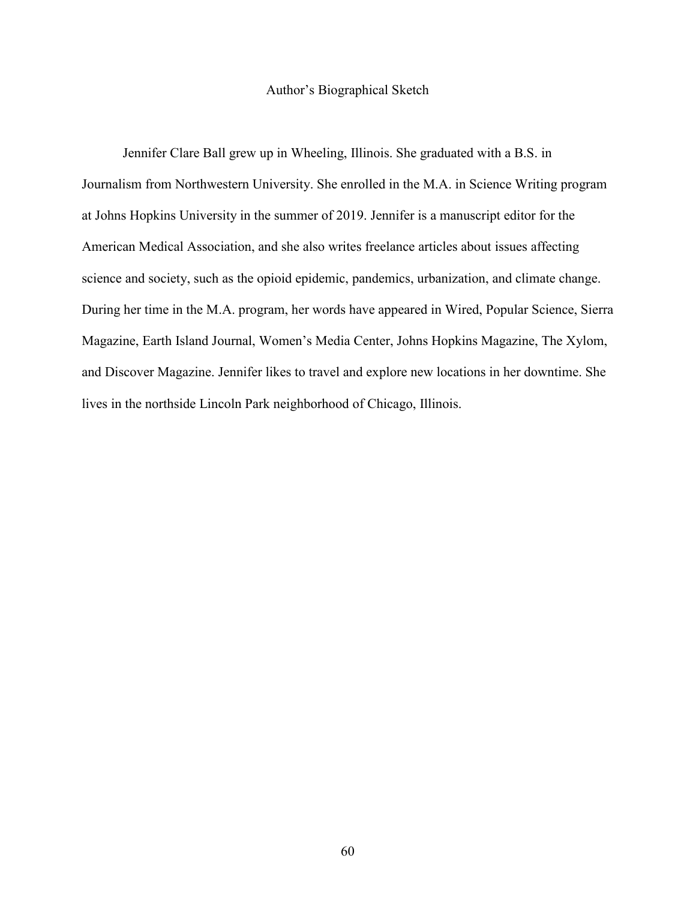# Author's Biographical Sketch

Jennifer Clare Ball grew up in Wheeling, Illinois. She graduated with a B.S. in Journalism from Northwestern University. She enrolled in the M.A. in Science Writing program at Johns Hopkins University in the summer of 2019. Jennifer is a manuscript editor for the American Medical Association, and she also writes freelance articles about issues affecting science and society, such as the opioid epidemic, pandemics, urbanization, and climate change. During her time in the M.A. program, her words have appeared in Wired, Popular Science, Sierra Magazine, Earth Island Journal, Women's Media Center, Johns Hopkins Magazine, The Xylom, and Discover Magazine. Jennifer likes to travel and explore new locations in her downtime. She lives in the northside Lincoln Park neighborhood of Chicago, Illinois.